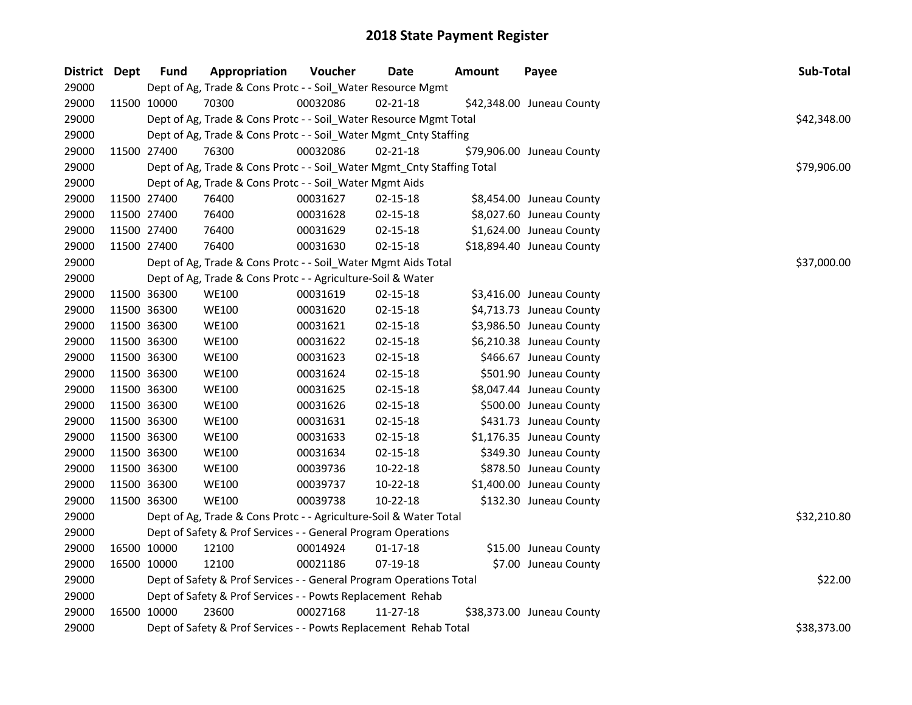# 2018 State Payment Register

| District | Dept | Fund | Appropriation | Voucher | Date | Amount | Payee | Sub-Total |
|---|---|---|---|---|---|---|---|---|
| 29000 | | Dept of Ag, Trade & Cons Protc - - Soil_Water Resource Mgmt | | | | | | |
| 29000 | 11500 | 10000 | 70300 | 00032086 | 02-21-18 | $42,348.00 | Juneau County | |
| 29000 | | Dept of Ag, Trade & Cons Protc - - Soil_Water Resource Mgmt Total | | | | | | $42,348.00 |
| 29000 | | Dept of Ag, Trade & Cons Protc - - Soil_Water Mgmt_Cnty Staffing | | | | | | |
| 29000 | 11500 | 27400 | 76300 | 00032086 | 02-21-18 | $79,906.00 | Juneau County | |
| 29000 | | Dept of Ag, Trade & Cons Protc - - Soil_Water Mgmt_Cnty Staffing Total | | | | | | $79,906.00 |
| 29000 | | Dept of Ag, Trade & Cons Protc - - Soil_Water Mgmt Aids | | | | | | |
| 29000 | 11500 | 27400 | 76400 | 00031627 | 02-15-18 | $8,454.00 | Juneau County | |
| 29000 | 11500 | 27400 | 76400 | 00031628 | 02-15-18 | $8,027.60 | Juneau County | |
| 29000 | 11500 | 27400 | 76400 | 00031629 | 02-15-18 | $1,624.00 | Juneau County | |
| 29000 | 11500 | 27400 | 76400 | 00031630 | 02-15-18 | $18,894.40 | Juneau County | |
| 29000 | | Dept of Ag, Trade & Cons Protc - - Soil_Water Mgmt Aids Total | | | | | | $37,000.00 |
| 29000 | | Dept of Ag, Trade & Cons Protc - - Agriculture-Soil & Water | | | | | | |
| 29000 | 11500 | 36300 | WE100 | 00031619 | 02-15-18 | $3,416.00 | Juneau County | |
| 29000 | 11500 | 36300 | WE100 | 00031620 | 02-15-18 | $4,713.73 | Juneau County | |
| 29000 | 11500 | 36300 | WE100 | 00031621 | 02-15-18 | $3,986.50 | Juneau County | |
| 29000 | 11500 | 36300 | WE100 | 00031622 | 02-15-18 | $6,210.38 | Juneau County | |
| 29000 | 11500 | 36300 | WE100 | 00031623 | 02-15-18 | $466.67 | Juneau County | |
| 29000 | 11500 | 36300 | WE100 | 00031624 | 02-15-18 | $501.90 | Juneau County | |
| 29000 | 11500 | 36300 | WE100 | 00031625 | 02-15-18 | $8,047.44 | Juneau County | |
| 29000 | 11500 | 36300 | WE100 | 00031626 | 02-15-18 | $500.00 | Juneau County | |
| 29000 | 11500 | 36300 | WE100 | 00031631 | 02-15-18 | $431.73 | Juneau County | |
| 29000 | 11500 | 36300 | WE100 | 00031633 | 02-15-18 | $1,176.35 | Juneau County | |
| 29000 | 11500 | 36300 | WE100 | 00031634 | 02-15-18 | $349.30 | Juneau County | |
| 29000 | 11500 | 36300 | WE100 | 00039736 | 10-22-18 | $878.50 | Juneau County | |
| 29000 | 11500 | 36300 | WE100 | 00039737 | 10-22-18 | $1,400.00 | Juneau County | |
| 29000 | 11500 | 36300 | WE100 | 00039738 | 10-22-18 | $132.30 | Juneau County | |
| 29000 | | Dept of Ag, Trade & Cons Protc - - Agriculture-Soil & Water Total | | | | | | $32,210.80 |
| 29000 | | Dept of Safety & Prof Services - - General Program Operations | | | | | | |
| 29000 | 16500 | 10000 | 12100 | 00014924 | 01-17-18 | $15.00 | Juneau County | |
| 29000 | 16500 | 10000 | 12100 | 00021186 | 07-19-18 | $7.00 | Juneau County | |
| 29000 | | Dept of Safety & Prof Services - - General Program Operations Total | | | | | | $22.00 |
| 29000 | | Dept of Safety & Prof Services - - Powts Replacement Rehab | | | | | | |
| 29000 | 16500 | 10000 | 23600 | 00027168 | 11-27-18 | $38,373.00 | Juneau County | |
| 29000 | | Dept of Safety & Prof Services - - Powts Replacement Rehab Total | | | | | | $38,373.00 |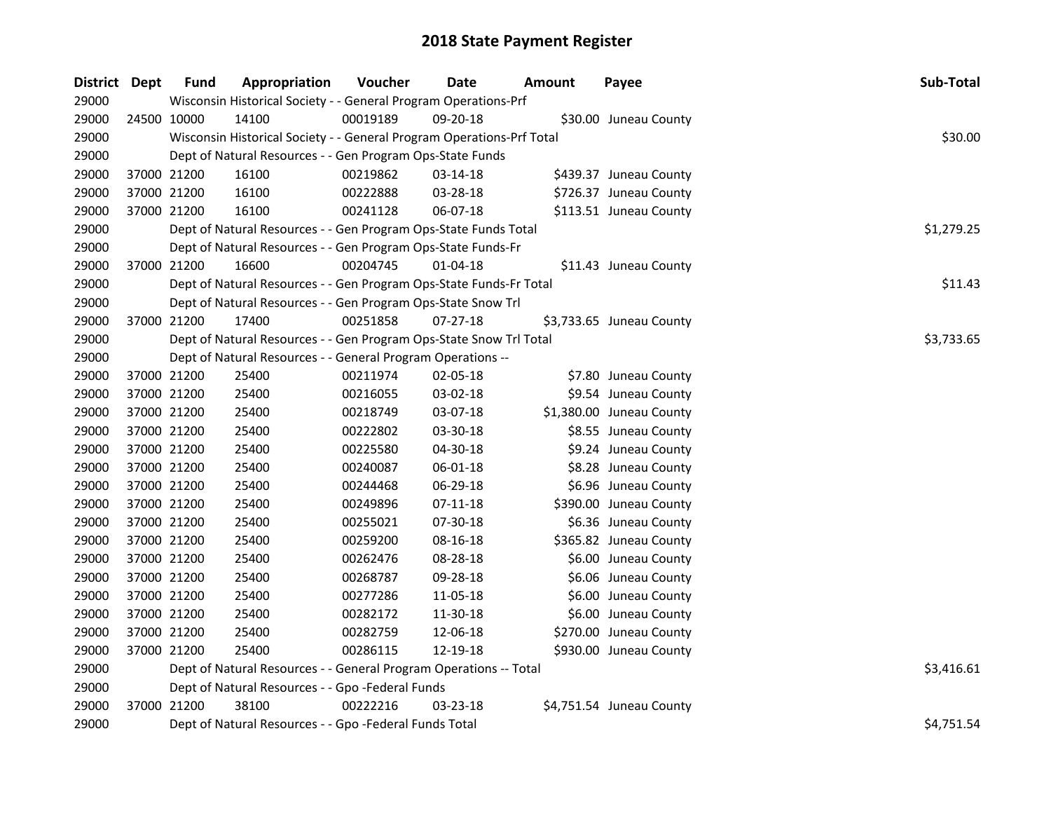# 2018 State Payment Register

| District | Dept | Fund | Appropriation | Voucher | Date | Amount | Payee | Sub-Total |
|---|---|---|---|---|---|---|---|---|
| 29000 | | Wisconsin Historical Society - - General Program Operations-Prf | | | | | | |
| 29000 | 24500 | 10000 | 14100 | 00019189 | 09-20-18 | $30.00 | Juneau County | |
| 29000 | | Wisconsin Historical Society - - General Program Operations-Prf Total | | | | | | $30.00 |
| 29000 | | Dept of Natural Resources - - Gen Program Ops-State Funds | | | | | | |
| 29000 | 37000 | 21200 | 16100 | 00219862 | 03-14-18 | $439.37 | Juneau County | |
| 29000 | 37000 | 21200 | 16100 | 00222888 | 03-28-18 | $726.37 | Juneau County | |
| 29000 | 37000 | 21200 | 16100 | 00241128 | 06-07-18 | $113.51 | Juneau County | |
| 29000 | | Dept of Natural Resources - - Gen Program Ops-State Funds Total | | | | | | $1,279.25 |
| 29000 | | Dept of Natural Resources - - Gen Program Ops-State Funds-Fr | | | | | | |
| 29000 | 37000 | 21200 | 16600 | 00204745 | 01-04-18 | $11.43 | Juneau County | |
| 29000 | | Dept of Natural Resources - - Gen Program Ops-State Funds-Fr Total | | | | | | $11.43 |
| 29000 | | Dept of Natural Resources - - Gen Program Ops-State Snow Trl | | | | | | |
| 29000 | 37000 | 21200 | 17400 | 00251858 | 07-27-18 | $3,733.65 | Juneau County | |
| 29000 | | Dept of Natural Resources - - Gen Program Ops-State Snow Trl Total | | | | | | $3,733.65 |
| 29000 | | Dept of Natural Resources - - General Program Operations -- | | | | | | |
| 29000 | 37000 | 21200 | 25400 | 00211974 | 02-05-18 | $7.80 | Juneau County | |
| 29000 | 37000 | 21200 | 25400 | 00216055 | 03-02-18 | $9.54 | Juneau County | |
| 29000 | 37000 | 21200 | 25400 | 00218749 | 03-07-18 | $1,380.00 | Juneau County | |
| 29000 | 37000 | 21200 | 25400 | 00222802 | 03-30-18 | $8.55 | Juneau County | |
| 29000 | 37000 | 21200 | 25400 | 00225580 | 04-30-18 | $9.24 | Juneau County | |
| 29000 | 37000 | 21200 | 25400 | 00240087 | 06-01-18 | $8.28 | Juneau County | |
| 29000 | 37000 | 21200 | 25400 | 00244468 | 06-29-18 | $6.96 | Juneau County | |
| 29000 | 37000 | 21200 | 25400 | 00249896 | 07-11-18 | $390.00 | Juneau County | |
| 29000 | 37000 | 21200 | 25400 | 00255021 | 07-30-18 | $6.36 | Juneau County | |
| 29000 | 37000 | 21200 | 25400 | 00259200 | 08-16-18 | $365.82 | Juneau County | |
| 29000 | 37000 | 21200 | 25400 | 00262476 | 08-28-18 | $6.00 | Juneau County | |
| 29000 | 37000 | 21200 | 25400 | 00268787 | 09-28-18 | $6.06 | Juneau County | |
| 29000 | 37000 | 21200 | 25400 | 00277286 | 11-05-18 | $6.00 | Juneau County | |
| 29000 | 37000 | 21200 | 25400 | 00282172 | 11-30-18 | $6.00 | Juneau County | |
| 29000 | 37000 | 21200 | 25400 | 00282759 | 12-06-18 | $270.00 | Juneau County | |
| 29000 | 37000 | 21200 | 25400 | 00286115 | 12-19-18 | $930.00 | Juneau County | |
| 29000 | | Dept of Natural Resources - - General Program Operations -- Total | | | | | | $3,416.61 |
| 29000 | | Dept of Natural Resources - - Gpo -Federal Funds | | | | | | |
| 29000 | 37000 | 21200 | 38100 | 00222216 | 03-23-18 | $4,751.54 | Juneau County | |
| 29000 | | Dept of Natural Resources - - Gpo -Federal Funds Total | | | | | | $4,751.54 |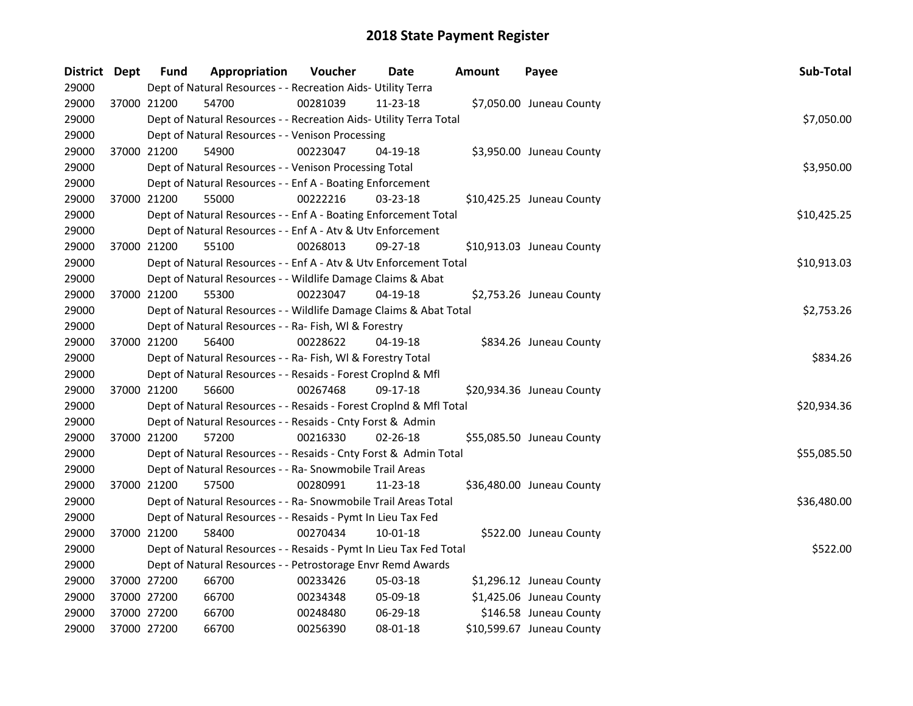# 2018 State Payment Register

| District | Dept | Fund | Appropriation | Voucher | Date | Amount | Payee | Sub-Total |
|---|---|---|---|---|---|---|---|---|
| 29000 | | Dept of Natural Resources - - Recreation Aids- Utility Terra | | | | | | |
| 29000 | 37000 | 21200 | 54700 | 00281039 | 11-23-18 | $7,050.00 | Juneau County | |
| 29000 | | Dept of Natural Resources - - Recreation Aids- Utility Terra Total | | | | | | $7,050.00 |
| 29000 | | Dept of Natural Resources - - Venison Processing | | | | | | |
| 29000 | 37000 | 21200 | 54900 | 00223047 | 04-19-18 | $3,950.00 | Juneau County | |
| 29000 | | Dept of Natural Resources - - Venison Processing Total | | | | | | $3,950.00 |
| 29000 | | Dept of Natural Resources - - Enf A - Boating Enforcement | | | | | | |
| 29000 | 37000 | 21200 | 55000 | 00222216 | 03-23-18 | $10,425.25 | Juneau County | |
| 29000 | | Dept of Natural Resources - - Enf A - Boating Enforcement Total | | | | | | $10,425.25 |
| 29000 | | Dept of Natural Resources - - Enf A - Atv & Utv Enforcement | | | | | | |
| 29000 | 37000 | 21200 | 55100 | 00268013 | 09-27-18 | $10,913.03 | Juneau County | |
| 29000 | | Dept of Natural Resources - - Enf A - Atv & Utv Enforcement Total | | | | | | $10,913.03 |
| 29000 | | Dept of Natural Resources - - Wildlife Damage Claims & Abat | | | | | | |
| 29000 | 37000 | 21200 | 55300 | 00223047 | 04-19-18 | $2,753.26 | Juneau County | |
| 29000 | | Dept of Natural Resources - - Wildlife Damage Claims & Abat Total | | | | | | $2,753.26 |
| 29000 | | Dept of Natural Resources - - Ra- Fish, Wl & Forestry | | | | | | |
| 29000 | 37000 | 21200 | 56400 | 00228622 | 04-19-18 | $834.26 | Juneau County | |
| 29000 | | Dept of Natural Resources - - Ra- Fish, Wl & Forestry Total | | | | | | $834.26 |
| 29000 | | Dept of Natural Resources - - Resaids - Forest Croplnd & Mfl | | | | | | |
| 29000 | 37000 | 21200 | 56600 | 00267468 | 09-17-18 | $20,934.36 | Juneau County | |
| 29000 | | Dept of Natural Resources - - Resaids - Forest Croplnd & Mfl Total | | | | | | $20,934.36 |
| 29000 | | Dept of Natural Resources - - Resaids - Cnty Forst & Admin | | | | | | |
| 29000 | 37000 | 21200 | 57200 | 00216330 | 02-26-18 | $55,085.50 | Juneau County | |
| 29000 | | Dept of Natural Resources - - Resaids - Cnty Forst & Admin Total | | | | | | $55,085.50 |
| 29000 | | Dept of Natural Resources - - Ra- Snowmobile Trail Areas | | | | | | |
| 29000 | 37000 | 21200 | 57500 | 00280991 | 11-23-18 | $36,480.00 | Juneau County | |
| 29000 | | Dept of Natural Resources - - Ra- Snowmobile Trail Areas Total | | | | | | $36,480.00 |
| 29000 | | Dept of Natural Resources - - Resaids - Pymt In Lieu Tax Fed | | | | | | |
| 29000 | 37000 | 21200 | 58400 | 00270434 | 10-01-18 | $522.00 | Juneau County | |
| 29000 | | Dept of Natural Resources - - Resaids - Pymt In Lieu Tax Fed Total | | | | | | $522.00 |
| 29000 | | Dept of Natural Resources - - Petrostorage Envr Remd Awards | | | | | | |
| 29000 | 37000 | 27200 | 66700 | 00233426 | 05-03-18 | $1,296.12 | Juneau County | |
| 29000 | 37000 | 27200 | 66700 | 00234348 | 05-09-18 | $1,425.06 | Juneau County | |
| 29000 | 37000 | 27200 | 66700 | 00248480 | 06-29-18 | $146.58 | Juneau County | |
| 29000 | 37000 | 27200 | 66700 | 00256390 | 08-01-18 | $10,599.67 | Juneau County | |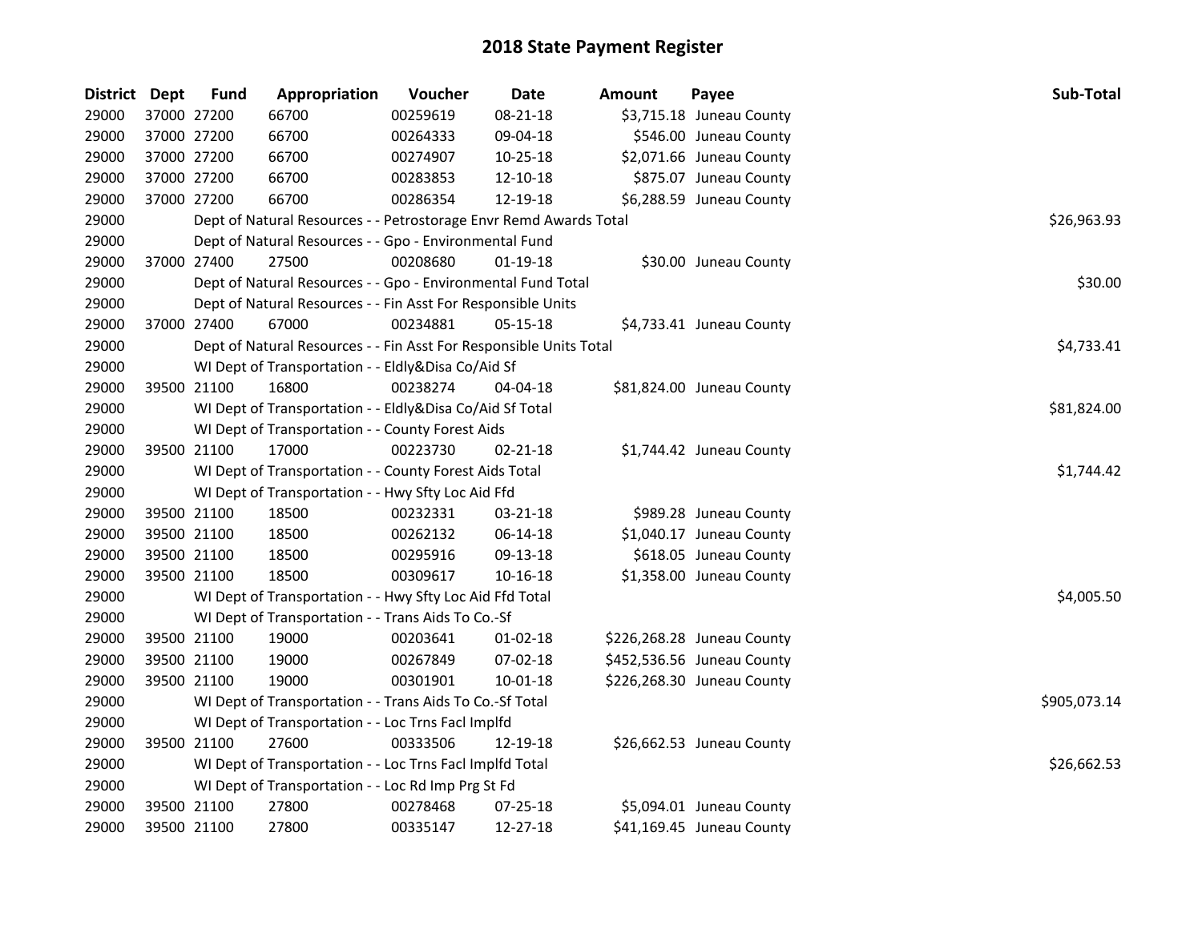# 2018 State Payment Register

| District | Dept | Fund | Appropriation | Voucher | Date | Amount | Payee | Sub-Total |
|---|---|---|---|---|---|---|---|---|
| 29000 | 37000 | 27200 | 66700 | 00259619 | 08-21-18 | $3,715.18 | Juneau County | |
| 29000 | 37000 | 27200 | 66700 | 00264333 | 09-04-18 | $546.00 | Juneau County | |
| 29000 | 37000 | 27200 | 66700 | 00274907 | 10-25-18 | $2,071.66 | Juneau County | |
| 29000 | 37000 | 27200 | 66700 | 00283853 | 12-10-18 | $875.07 | Juneau County | |
| 29000 | 37000 | 27200 | 66700 | 00286354 | 12-19-18 | $6,288.59 | Juneau County | |
| 29000 | | | Dept of Natural Resources - - Petrostorage Envr Remd Awards Total | | | | | $26,963.93 |
| 29000 | | | Dept of Natural Resources - - Gpo - Environmental Fund | | | | | |
| 29000 | 37000 | 27400 | 27500 | 00208680 | 01-19-18 | $30.00 | Juneau County | |
| 29000 | | | Dept of Natural Resources - - Gpo - Environmental Fund Total | | | | | $30.00 |
| 29000 | | | Dept of Natural Resources - - Fin Asst For Responsible Units | | | | | |
| 29000 | 37000 | 27400 | 67000 | 00234881 | 05-15-18 | $4,733.41 | Juneau County | |
| 29000 | | | Dept of Natural Resources - - Fin Asst For Responsible Units Total | | | | | $4,733.41 |
| 29000 | | | WI Dept of Transportation - - Eldly&Disa Co/Aid Sf | | | | | |
| 29000 | 39500 | 21100 | 16800 | 00238274 | 04-04-18 | $81,824.00 | Juneau County | |
| 29000 | | | WI Dept of Transportation - - Eldly&Disa Co/Aid Sf Total | | | | | $81,824.00 |
| 29000 | | | WI Dept of Transportation - - County Forest Aids | | | | | |
| 29000 | 39500 | 21100 | 17000 | 00223730 | 02-21-18 | $1,744.42 | Juneau County | |
| 29000 | | | WI Dept of Transportation - - County Forest Aids Total | | | | | $1,744.42 |
| 29000 | | | WI Dept of Transportation - - Hwy Sfty Loc Aid Ffd | | | | | |
| 29000 | 39500 | 21100 | 18500 | 00232331 | 03-21-18 | $989.28 | Juneau County | |
| 29000 | 39500 | 21100 | 18500 | 00262132 | 06-14-18 | $1,040.17 | Juneau County | |
| 29000 | 39500 | 21100 | 18500 | 00295916 | 09-13-18 | $618.05 | Juneau County | |
| 29000 | 39500 | 21100 | 18500 | 00309617 | 10-16-18 | $1,358.00 | Juneau County | |
| 29000 | | | WI Dept of Transportation - - Hwy Sfty Loc Aid Ffd Total | | | | | $4,005.50 |
| 29000 | | | WI Dept of Transportation - - Trans Aids To Co.-Sf | | | | | |
| 29000 | 39500 | 21100 | 19000 | 00203641 | 01-02-18 | $226,268.28 | Juneau County | |
| 29000 | 39500 | 21100 | 19000 | 00267849 | 07-02-18 | $452,536.56 | Juneau County | |
| 29000 | 39500 | 21100 | 19000 | 00301901 | 10-01-18 | $226,268.30 | Juneau County | |
| 29000 | | | WI Dept of Transportation - - Trans Aids To Co.-Sf Total | | | | | $905,073.14 |
| 29000 | | | WI Dept of Transportation - - Loc Trns Facl Implfd | | | | | |
| 29000 | 39500 | 21100 | 27600 | 00333506 | 12-19-18 | $26,662.53 | Juneau County | |
| 29000 | | | WI Dept of Transportation - - Loc Trns Facl Implfd Total | | | | | $26,662.53 |
| 29000 | | | WI Dept of Transportation - - Loc Rd Imp Prg St Fd | | | | | |
| 29000 | 39500 | 21100 | 27800 | 00278468 | 07-25-18 | $5,094.01 | Juneau County | |
| 29000 | 39500 | 21100 | 27800 | 00335147 | 12-27-18 | $41,169.45 | Juneau County | |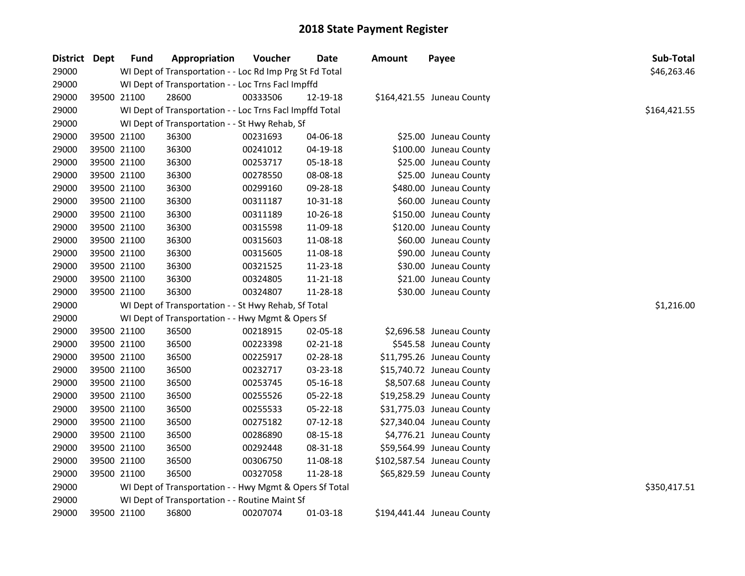# 2018 State Payment Register

| District | Dept | Fund | Appropriation | Voucher | Date | Amount | Payee | Sub-Total |
|---|---|---|---|---|---|---|---|---|
| 29000 | | WI Dept of Transportation - - Loc Rd Imp Prg St Fd Total | | | | | | $46,263.46 |
| 29000 | | WI Dept of Transportation - - Loc Trns Facl Impffd | | | | | | |
| 29000 | 39500 | 21100 | 28600 | 00333506 | 12-19-18 | $164,421.55 | Juneau County | |
| 29000 | | WI Dept of Transportation - - Loc Trns Facl Impffd Total | | | | | | $164,421.55 |
| 29000 | | WI Dept of Transportation - - St Hwy Rehab, Sf | | | | | | |
| 29000 | 39500 | 21100 | 36300 | 00231693 | 04-06-18 | $25.00 | Juneau County | |
| 29000 | 39500 | 21100 | 36300 | 00241012 | 04-19-18 | $100.00 | Juneau County | |
| 29000 | 39500 | 21100 | 36300 | 00253717 | 05-18-18 | $25.00 | Juneau County | |
| 29000 | 39500 | 21100 | 36300 | 00278550 | 08-08-18 | $25.00 | Juneau County | |
| 29000 | 39500 | 21100 | 36300 | 00299160 | 09-28-18 | $480.00 | Juneau County | |
| 29000 | 39500 | 21100 | 36300 | 00311187 | 10-31-18 | $60.00 | Juneau County | |
| 29000 | 39500 | 21100 | 36300 | 00311189 | 10-26-18 | $150.00 | Juneau County | |
| 29000 | 39500 | 21100 | 36300 | 00315598 | 11-09-18 | $120.00 | Juneau County | |
| 29000 | 39500 | 21100 | 36300 | 00315603 | 11-08-18 | $60.00 | Juneau County | |
| 29000 | 39500 | 21100 | 36300 | 00315605 | 11-08-18 | $90.00 | Juneau County | |
| 29000 | 39500 | 21100 | 36300 | 00321525 | 11-23-18 | $30.00 | Juneau County | |
| 29000 | 39500 | 21100 | 36300 | 00324805 | 11-21-18 | $21.00 | Juneau County | |
| 29000 | 39500 | 21100 | 36300 | 00324807 | 11-28-18 | $30.00 | Juneau County | |
| 29000 | | WI Dept of Transportation - - St Hwy Rehab, Sf Total | | | | | | $1,216.00 |
| 29000 | | WI Dept of Transportation - - Hwy Mgmt & Opers Sf | | | | | | |
| 29000 | 39500 | 21100 | 36500 | 00218915 | 02-05-18 | $2,696.58 | Juneau County | |
| 29000 | 39500 | 21100 | 36500 | 00223398 | 02-21-18 | $545.58 | Juneau County | |
| 29000 | 39500 | 21100 | 36500 | 00225917 | 02-28-18 | $11,795.26 | Juneau County | |
| 29000 | 39500 | 21100 | 36500 | 00232717 | 03-23-18 | $15,740.72 | Juneau County | |
| 29000 | 39500 | 21100 | 36500 | 00253745 | 05-16-18 | $8,507.68 | Juneau County | |
| 29000 | 39500 | 21100 | 36500 | 00255526 | 05-22-18 | $19,258.29 | Juneau County | |
| 29000 | 39500 | 21100 | 36500 | 00255533 | 05-22-18 | $31,775.03 | Juneau County | |
| 29000 | 39500 | 21100 | 36500 | 00275182 | 07-12-18 | $27,340.04 | Juneau County | |
| 29000 | 39500 | 21100 | 36500 | 00286890 | 08-15-18 | $4,776.21 | Juneau County | |
| 29000 | 39500 | 21100 | 36500 | 00292448 | 08-31-18 | $59,564.99 | Juneau County | |
| 29000 | 39500 | 21100 | 36500 | 00306750 | 11-08-18 | $102,587.54 | Juneau County | |
| 29000 | 39500 | 21100 | 36500 | 00327058 | 11-28-18 | $65,829.59 | Juneau County | |
| 29000 | | WI Dept of Transportation - - Hwy Mgmt & Opers Sf Total | | | | | | $350,417.51 |
| 29000 | | WI Dept of Transportation - - Routine Maint Sf | | | | | | |
| 29000 | 39500 | 21100 | 36800 | 00207074 | 01-03-18 | $194,441.44 | Juneau County | |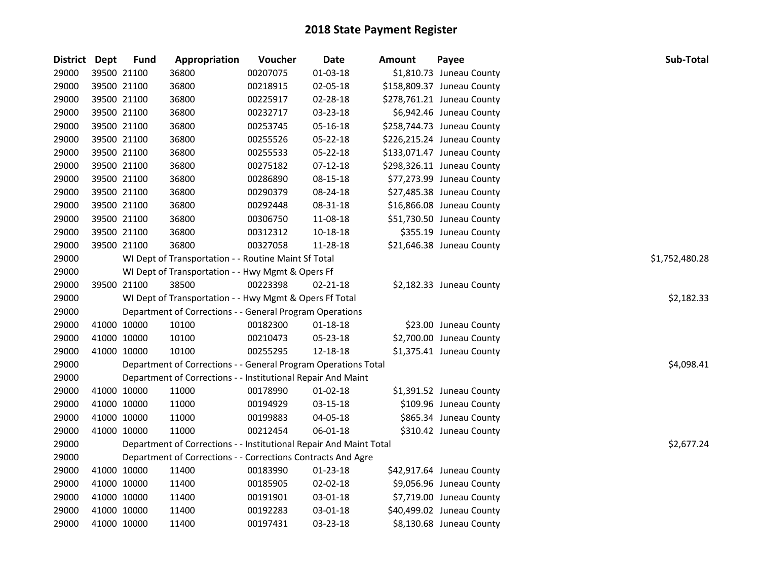# 2018 State Payment Register

| District | Dept | Fund | Appropriation | Voucher | Date | Amount | Payee | Sub-Total |
|---|---|---|---|---|---|---|---|---|
| 29000 | 39500 | 21100 | 36800 | 00207075 | 01-03-18 | $1,810.73 | Juneau County | |
| 29000 | 39500 | 21100 | 36800 | 00218915 | 02-05-18 | $158,809.37 | Juneau County | |
| 29000 | 39500 | 21100 | 36800 | 00225917 | 02-28-18 | $278,761.21 | Juneau County | |
| 29000 | 39500 | 21100 | 36800 | 00232717 | 03-23-18 | $6,942.46 | Juneau County | |
| 29000 | 39500 | 21100 | 36800 | 00253745 | 05-16-18 | $258,744.73 | Juneau County | |
| 29000 | 39500 | 21100 | 36800 | 00255526 | 05-22-18 | $226,215.24 | Juneau County | |
| 29000 | 39500 | 21100 | 36800 | 00255533 | 05-22-18 | $133,071.47 | Juneau County | |
| 29000 | 39500 | 21100 | 36800 | 00275182 | 07-12-18 | $298,326.11 | Juneau County | |
| 29000 | 39500 | 21100 | 36800 | 00286890 | 08-15-18 | $77,273.99 | Juneau County | |
| 29000 | 39500 | 21100 | 36800 | 00290379 | 08-24-18 | $27,485.38 | Juneau County | |
| 29000 | 39500 | 21100 | 36800 | 00292448 | 08-31-18 | $16,866.08 | Juneau County | |
| 29000 | 39500 | 21100 | 36800 | 00306750 | 11-08-18 | $51,730.50 | Juneau County | |
| 29000 | 39500 | 21100 | 36800 | 00312312 | 10-18-18 | $355.19 | Juneau County | |
| 29000 | 39500 | 21100 | 36800 | 00327058 | 11-28-18 | $21,646.38 | Juneau County | |
| 29000 | | | WI Dept of Transportation - - Routine Maint Sf Total | | | | | $1,752,480.28 |
| 29000 | | | WI Dept of Transportation - - Hwy Mgmt & Opers Ff | | | | | |
| 29000 | 39500 | 21100 | 38500 | 00223398 | 02-21-18 | $2,182.33 | Juneau County | |
| 29000 | | | WI Dept of Transportation - - Hwy Mgmt & Opers Ff Total | | | | | $2,182.33 |
| 29000 | | | Department of Corrections - - General Program Operations | | | | | |
| 29000 | 41000 | 10000 | 10100 | 00182300 | 01-18-18 | $23.00 | Juneau County | |
| 29000 | 41000 | 10000 | 10100 | 00210473 | 05-23-18 | $2,700.00 | Juneau County | |
| 29000 | 41000 | 10000 | 10100 | 00255295 | 12-18-18 | $1,375.41 | Juneau County | |
| 29000 | | | Department of Corrections - - General Program Operations Total | | | | | $4,098.41 |
| 29000 | | | Department of Corrections - - Institutional Repair And Maint | | | | | |
| 29000 | 41000 | 10000 | 11000 | 00178990 | 01-02-18 | $1,391.52 | Juneau County | |
| 29000 | 41000 | 10000 | 11000 | 00194929 | 03-15-18 | $109.96 | Juneau County | |
| 29000 | 41000 | 10000 | 11000 | 00199883 | 04-05-18 | $865.34 | Juneau County | |
| 29000 | 41000 | 10000 | 11000 | 00212454 | 06-01-18 | $310.42 | Juneau County | |
| 29000 | | | Department of Corrections - - Institutional Repair And Maint Total | | | | | $2,677.24 |
| 29000 | | | Department of Corrections - - Corrections Contracts And Agre | | | | | |
| 29000 | 41000 | 10000 | 11400 | 00183990 | 01-23-18 | $42,917.64 | Juneau County | |
| 29000 | 41000 | 10000 | 11400 | 00185905 | 02-02-18 | $9,056.96 | Juneau County | |
| 29000 | 41000 | 10000 | 11400 | 00191901 | 03-01-18 | $7,719.00 | Juneau County | |
| 29000 | 41000 | 10000 | 11400 | 00192283 | 03-01-18 | $40,499.02 | Juneau County | |
| 29000 | 41000 | 10000 | 11400 | 00197431 | 03-23-18 | $8,130.68 | Juneau County | |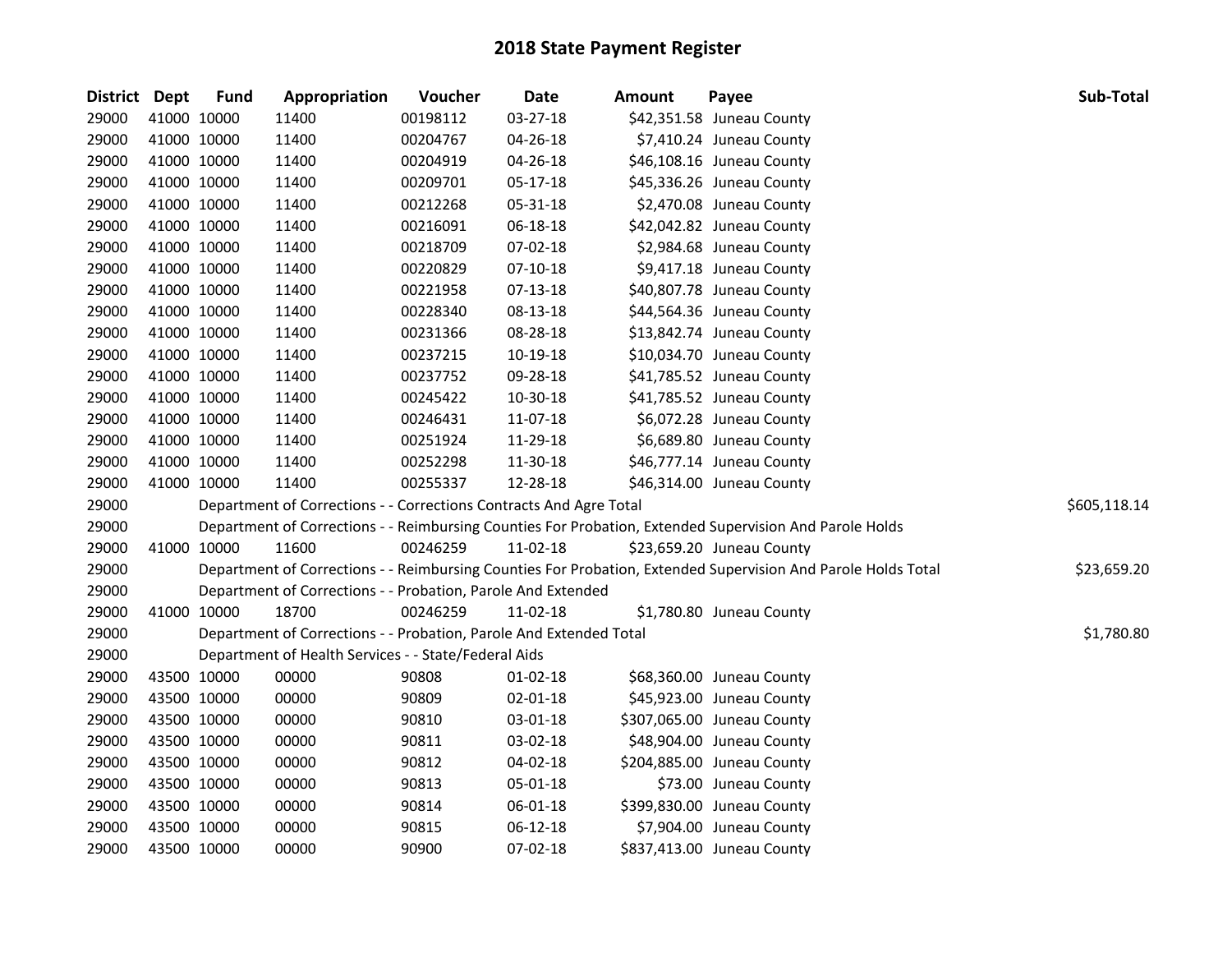# 2018 State Payment Register

| District | Dept | Fund | Appropriation | Voucher | Date | Amount | Payee | Sub-Total |
|---|---|---|---|---|---|---|---|---|
| 29000 | 41000 | 10000 | 11400 | 00198112 | 03-27-18 | $42,351.58 | Juneau County | |
| 29000 | 41000 | 10000 | 11400 | 00204767 | 04-26-18 | $7,410.24 | Juneau County | |
| 29000 | 41000 | 10000 | 11400 | 00204919 | 04-26-18 | $46,108.16 | Juneau County | |
| 29000 | 41000 | 10000 | 11400 | 00209701 | 05-17-18 | $45,336.26 | Juneau County | |
| 29000 | 41000 | 10000 | 11400 | 00212268 | 05-31-18 | $2,470.08 | Juneau County | |
| 29000 | 41000 | 10000 | 11400 | 00216091 | 06-18-18 | $42,042.82 | Juneau County | |
| 29000 | 41000 | 10000 | 11400 | 00218709 | 07-02-18 | $2,984.68 | Juneau County | |
| 29000 | 41000 | 10000 | 11400 | 00220829 | 07-10-18 | $9,417.18 | Juneau County | |
| 29000 | 41000 | 10000 | 11400 | 00221958 | 07-13-18 | $40,807.78 | Juneau County | |
| 29000 | 41000 | 10000 | 11400 | 00228340 | 08-13-18 | $44,564.36 | Juneau County | |
| 29000 | 41000 | 10000 | 11400 | 00231366 | 08-28-18 | $13,842.74 | Juneau County | |
| 29000 | 41000 | 10000 | 11400 | 00237215 | 10-19-18 | $10,034.70 | Juneau County | |
| 29000 | 41000 | 10000 | 11400 | 00237752 | 09-28-18 | $41,785.52 | Juneau County | |
| 29000 | 41000 | 10000 | 11400 | 00245422 | 10-30-18 | $41,785.52 | Juneau County | |
| 29000 | 41000 | 10000 | 11400 | 00246431 | 11-07-18 | $6,072.28 | Juneau County | |
| 29000 | 41000 | 10000 | 11400 | 00251924 | 11-29-18 | $6,689.80 | Juneau County | |
| 29000 | 41000 | 10000 | 11400 | 00252298 | 11-30-18 | $46,777.14 | Juneau County | |
| 29000 | 41000 | 10000 | 11400 | 00255337 | 12-28-18 | $46,314.00 | Juneau County | |
| 29000 | | | Department of Corrections - - Corrections Contracts And Agre Total | | | | | $605,118.14 |
| 29000 | | | Department of Corrections - - Reimbursing Counties For Probation, Extended Supervision And Parole Holds | | | | | |
| 29000 | 41000 | 10000 | 11600 | 00246259 | 11-02-18 | $23,659.20 | Juneau County | |
| 29000 | | | Department of Corrections - - Reimbursing Counties For Probation, Extended Supervision And Parole Holds Total | | | | | $23,659.20 |
| 29000 | | | Department of Corrections - - Probation, Parole And Extended | | | | | |
| 29000 | 41000 | 10000 | 18700 | 00246259 | 11-02-18 | $1,780.80 | Juneau County | |
| 29000 | | | Department of Corrections - - Probation, Parole And Extended Total | | | | | $1,780.80 |
| 29000 | | | Department of Health Services - - State/Federal Aids | | | | | |
| 29000 | 43500 | 10000 | 00000 | 90808 | 01-02-18 | $68,360.00 | Juneau County | |
| 29000 | 43500 | 10000 | 00000 | 90809 | 02-01-18 | $45,923.00 | Juneau County | |
| 29000 | 43500 | 10000 | 00000 | 90810 | 03-01-18 | $307,065.00 | Juneau County | |
| 29000 | 43500 | 10000 | 00000 | 90811 | 03-02-18 | $48,904.00 | Juneau County | |
| 29000 | 43500 | 10000 | 00000 | 90812 | 04-02-18 | $204,885.00 | Juneau County | |
| 29000 | 43500 | 10000 | 00000 | 90813 | 05-01-18 | $73.00 | Juneau County | |
| 29000 | 43500 | 10000 | 00000 | 90814 | 06-01-18 | $399,830.00 | Juneau County | |
| 29000 | 43500 | 10000 | 00000 | 90815 | 06-12-18 | $7,904.00 | Juneau County | |
| 29000 | 43500 | 10000 | 00000 | 90900 | 07-02-18 | $837,413.00 | Juneau County | |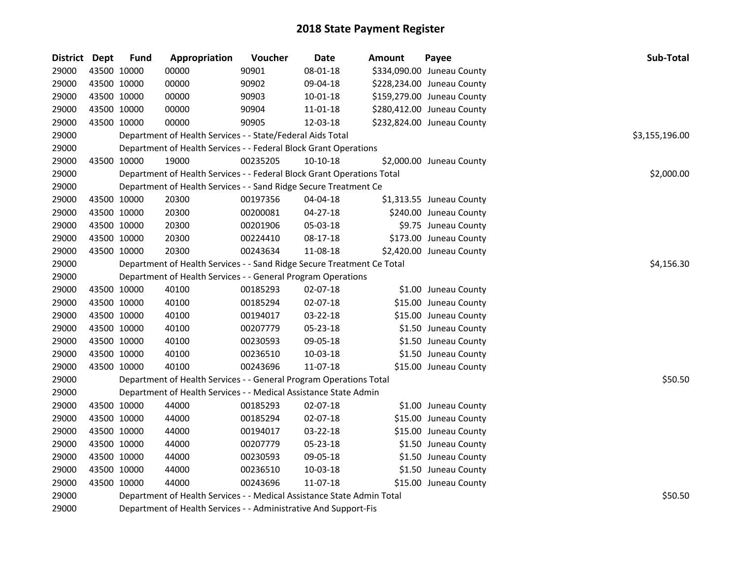# 2018 State Payment Register

| District | Dept | Fund | Appropriation | Voucher | Date | Amount | Payee | Sub-Total |
|---|---|---|---|---|---|---|---|---|
| 29000 | 43500 | 10000 | 00000 | 90901 | 08-01-18 | $334,090.00 | Juneau County | |
| 29000 | 43500 | 10000 | 00000 | 90902 | 09-04-18 | $228,234.00 | Juneau County | |
| 29000 | 43500 | 10000 | 00000 | 90903 | 10-01-18 | $159,279.00 | Juneau County | |
| 29000 | 43500 | 10000 | 00000 | 90904 | 11-01-18 | $280,412.00 | Juneau County | |
| 29000 | 43500 | 10000 | 00000 | 90905 | 12-03-18 | $232,824.00 | Juneau County | |
| 29000 | | Department of Health Services - - State/Federal Aids Total | | | | | | $3,155,196.00 |
| 29000 | | Department of Health Services - - Federal Block Grant Operations | | | | | | |
| 29000 | 43500 | 10000 | 19000 | 00235205 | 10-10-18 | $2,000.00 | Juneau County | |
| 29000 | | Department of Health Services - - Federal Block Grant Operations Total | | | | | | $2,000.00 |
| 29000 | | Department of Health Services - - Sand Ridge Secure Treatment Ce | | | | | | |
| 29000 | 43500 | 10000 | 20300 | 00197356 | 04-04-18 | $1,313.55 | Juneau County | |
| 29000 | 43500 | 10000 | 20300 | 00200081 | 04-27-18 | $240.00 | Juneau County | |
| 29000 | 43500 | 10000 | 20300 | 00201906 | 05-03-18 | $9.75 | Juneau County | |
| 29000 | 43500 | 10000 | 20300 | 00224410 | 08-17-18 | $173.00 | Juneau County | |
| 29000 | 43500 | 10000 | 20300 | 00243634 | 11-08-18 | $2,420.00 | Juneau County | |
| 29000 | | Department of Health Services - - Sand Ridge Secure Treatment Ce Total | | | | | | $4,156.30 |
| 29000 | | Department of Health Services - - General Program Operations | | | | | | |
| 29000 | 43500 | 10000 | 40100 | 00185293 | 02-07-18 | $1.00 | Juneau County | |
| 29000 | 43500 | 10000 | 40100 | 00185294 | 02-07-18 | $15.00 | Juneau County | |
| 29000 | 43500 | 10000 | 40100 | 00194017 | 03-22-18 | $15.00 | Juneau County | |
| 29000 | 43500 | 10000 | 40100 | 00207779 | 05-23-18 | $1.50 | Juneau County | |
| 29000 | 43500 | 10000 | 40100 | 00230593 | 09-05-18 | $1.50 | Juneau County | |
| 29000 | 43500 | 10000 | 40100 | 00236510 | 10-03-18 | $1.50 | Juneau County | |
| 29000 | 43500 | 10000 | 40100 | 00243696 | 11-07-18 | $15.00 | Juneau County | |
| 29000 | | Department of Health Services - - General Program Operations Total | | | | | | $50.50 |
| 29000 | | Department of Health Services - - Medical Assistance State Admin | | | | | | |
| 29000 | 43500 | 10000 | 44000 | 00185293 | 02-07-18 | $1.00 | Juneau County | |
| 29000 | 43500 | 10000 | 44000 | 00185294 | 02-07-18 | $15.00 | Juneau County | |
| 29000 | 43500 | 10000 | 44000 | 00194017 | 03-22-18 | $15.00 | Juneau County | |
| 29000 | 43500 | 10000 | 44000 | 00207779 | 05-23-18 | $1.50 | Juneau County | |
| 29000 | 43500 | 10000 | 44000 | 00230593 | 09-05-18 | $1.50 | Juneau County | |
| 29000 | 43500 | 10000 | 44000 | 00236510 | 10-03-18 | $1.50 | Juneau County | |
| 29000 | 43500 | 10000 | 44000 | 00243696 | 11-07-18 | $15.00 | Juneau County | |
| 29000 | | Department of Health Services - - Medical Assistance State Admin Total | | | | | | $50.50 |
| 29000 | | Department of Health Services - - Administrative And Support-Fis | | | | | | |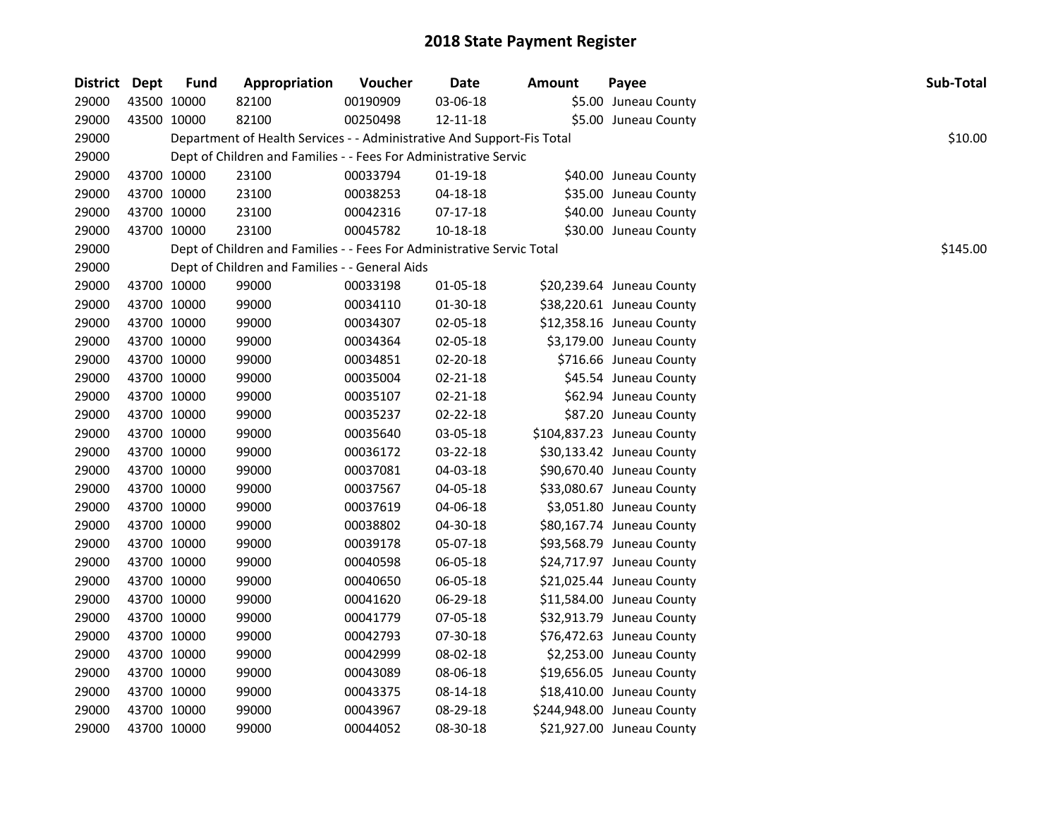# 2018 State Payment Register

| District | Dept | Fund | Appropriation | Voucher | Date | Amount | Payee | Sub-Total |
|---|---|---|---|---|---|---|---|---|
| 29000 | 43500 | 10000 | 82100 | 00190909 | 03-06-18 | $5.00 | Juneau County | |
| 29000 | 43500 | 10000 | 82100 | 00250498 | 12-11-18 | $5.00 | Juneau County | |
| 29000 | | Department of Health Services - - Administrative And Support-Fis Total | | | | | | $10.00 |
| 29000 | | Dept of Children and Families - - Fees For Administrative Servic | | | | | | |
| 29000 | 43700 | 10000 | 23100 | 00033794 | 01-19-18 | $40.00 | Juneau County | |
| 29000 | 43700 | 10000 | 23100 | 00038253 | 04-18-18 | $35.00 | Juneau County | |
| 29000 | 43700 | 10000 | 23100 | 00042316 | 07-17-18 | $40.00 | Juneau County | |
| 29000 | 43700 | 10000 | 23100 | 00045782 | 10-18-18 | $30.00 | Juneau County | |
| 29000 | | Dept of Children and Families - - Fees For Administrative Servic Total | | | | | | $145.00 |
| 29000 | | Dept of Children and Families - - General Aids | | | | | | |
| 29000 | 43700 | 10000 | 99000 | 00033198 | 01-05-18 | $20,239.64 | Juneau County | |
| 29000 | 43700 | 10000 | 99000 | 00034110 | 01-30-18 | $38,220.61 | Juneau County | |
| 29000 | 43700 | 10000 | 99000 | 00034307 | 02-05-18 | $12,358.16 | Juneau County | |
| 29000 | 43700 | 10000 | 99000 | 00034364 | 02-05-18 | $3,179.00 | Juneau County | |
| 29000 | 43700 | 10000 | 99000 | 00034851 | 02-20-18 | $716.66 | Juneau County | |
| 29000 | 43700 | 10000 | 99000 | 00035004 | 02-21-18 | $45.54 | Juneau County | |
| 29000 | 43700 | 10000 | 99000 | 00035107 | 02-21-18 | $62.94 | Juneau County | |
| 29000 | 43700 | 10000 | 99000 | 00035237 | 02-22-18 | $87.20 | Juneau County | |
| 29000 | 43700 | 10000 | 99000 | 00035640 | 03-05-18 | $104,837.23 | Juneau County | |
| 29000 | 43700 | 10000 | 99000 | 00036172 | 03-22-18 | $30,133.42 | Juneau County | |
| 29000 | 43700 | 10000 | 99000 | 00037081 | 04-03-18 | $90,670.40 | Juneau County | |
| 29000 | 43700 | 10000 | 99000 | 00037567 | 04-05-18 | $33,080.67 | Juneau County | |
| 29000 | 43700 | 10000 | 99000 | 00037619 | 04-06-18 | $3,051.80 | Juneau County | |
| 29000 | 43700 | 10000 | 99000 | 00038802 | 04-30-18 | $80,167.74 | Juneau County | |
| 29000 | 43700 | 10000 | 99000 | 00039178 | 05-07-18 | $93,568.79 | Juneau County | |
| 29000 | 43700 | 10000 | 99000 | 00040598 | 06-05-18 | $24,717.97 | Juneau County | |
| 29000 | 43700 | 10000 | 99000 | 00040650 | 06-05-18 | $21,025.44 | Juneau County | |
| 29000 | 43700 | 10000 | 99000 | 00041620 | 06-29-18 | $11,584.00 | Juneau County | |
| 29000 | 43700 | 10000 | 99000 | 00041779 | 07-05-18 | $32,913.79 | Juneau County | |
| 29000 | 43700 | 10000 | 99000 | 00042793 | 07-30-18 | $76,472.63 | Juneau County | |
| 29000 | 43700 | 10000 | 99000 | 00042999 | 08-02-18 | $2,253.00 | Juneau County | |
| 29000 | 43700 | 10000 | 99000 | 00043089 | 08-06-18 | $19,656.05 | Juneau County | |
| 29000 | 43700 | 10000 | 99000 | 00043375 | 08-14-18 | $18,410.00 | Juneau County | |
| 29000 | 43700 | 10000 | 99000 | 00043967 | 08-29-18 | $244,948.00 | Juneau County | |
| 29000 | 43700 | 10000 | 99000 | 00044052 | 08-30-18 | $21,927.00 | Juneau County | |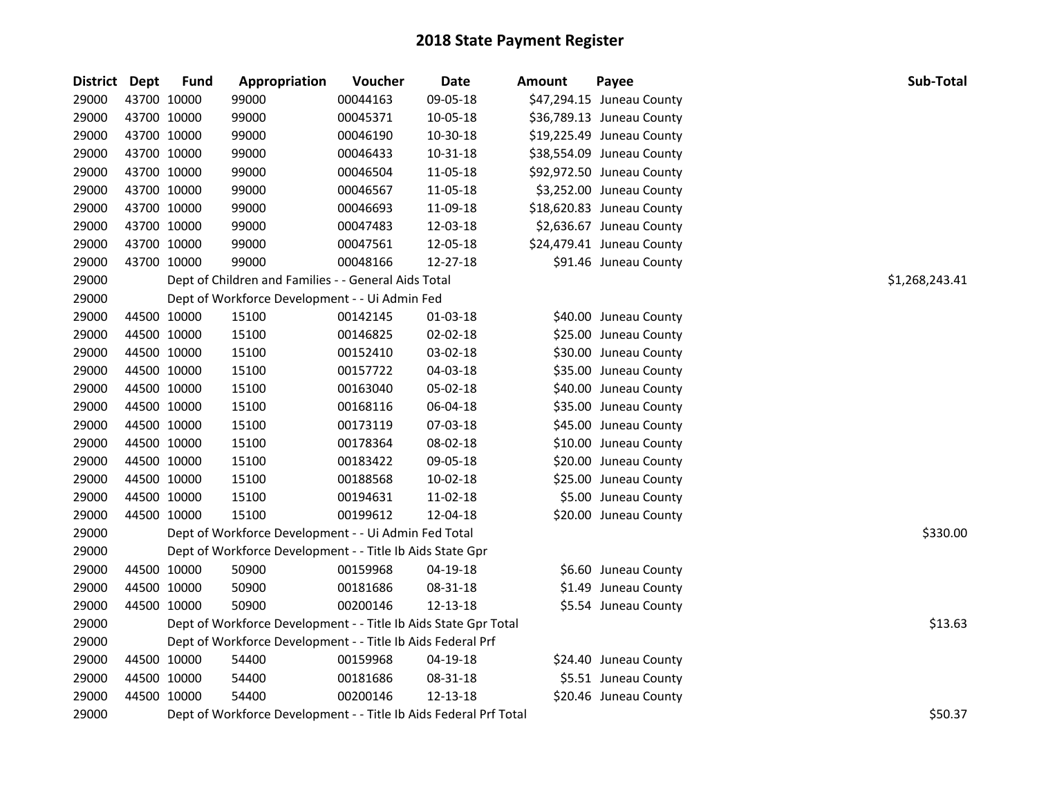# 2018 State Payment Register

| District | Dept | Fund | Appropriation | Voucher | Date | Amount | Payee | Sub-Total |
|---|---|---|---|---|---|---|---|---|
| 29000 | 43700 | 10000 | 99000 | 00044163 | 09-05-18 | $47,294.15 | Juneau County | |
| 29000 | 43700 | 10000 | 99000 | 00045371 | 10-05-18 | $36,789.13 | Juneau County | |
| 29000 | 43700 | 10000 | 99000 | 00046190 | 10-30-18 | $19,225.49 | Juneau County | |
| 29000 | 43700 | 10000 | 99000 | 00046433 | 10-31-18 | $38,554.09 | Juneau County | |
| 29000 | 43700 | 10000 | 99000 | 00046504 | 11-05-18 | $92,972.50 | Juneau County | |
| 29000 | 43700 | 10000 | 99000 | 00046567 | 11-05-18 | $3,252.00 | Juneau County | |
| 29000 | 43700 | 10000 | 99000 | 00046693 | 11-09-18 | $18,620.83 | Juneau County | |
| 29000 | 43700 | 10000 | 99000 | 00047483 | 12-03-18 | $2,636.67 | Juneau County | |
| 29000 | 43700 | 10000 | 99000 | 00047561 | 12-05-18 | $24,479.41 | Juneau County | |
| 29000 | 43700 | 10000 | 99000 | 00048166 | 12-27-18 | $91.46 | Juneau County | |
| 29000 | | Dept of Children and Families - - General Aids Total | | | | | | $1,268,243.41 |
| 29000 | | Dept of Workforce Development - - Ui Admin Fed | | | | | | |
| 29000 | 44500 | 10000 | 15100 | 00142145 | 01-03-18 | $40.00 | Juneau County | |
| 29000 | 44500 | 10000 | 15100 | 00146825 | 02-02-18 | $25.00 | Juneau County | |
| 29000 | 44500 | 10000 | 15100 | 00152410 | 03-02-18 | $30.00 | Juneau County | |
| 29000 | 44500 | 10000 | 15100 | 00157722 | 04-03-18 | $35.00 | Juneau County | |
| 29000 | 44500 | 10000 | 15100 | 00163040 | 05-02-18 | $40.00 | Juneau County | |
| 29000 | 44500 | 10000 | 15100 | 00168116 | 06-04-18 | $35.00 | Juneau County | |
| 29000 | 44500 | 10000 | 15100 | 00173119 | 07-03-18 | $45.00 | Juneau County | |
| 29000 | 44500 | 10000 | 15100 | 00178364 | 08-02-18 | $10.00 | Juneau County | |
| 29000 | 44500 | 10000 | 15100 | 00183422 | 09-05-18 | $20.00 | Juneau County | |
| 29000 | 44500 | 10000 | 15100 | 00188568 | 10-02-18 | $25.00 | Juneau County | |
| 29000 | 44500 | 10000 | 15100 | 00194631 | 11-02-18 | $5.00 | Juneau County | |
| 29000 | 44500 | 10000 | 15100 | 00199612 | 12-04-18 | $20.00 | Juneau County | |
| 29000 | | Dept of Workforce Development - - Ui Admin Fed Total | | | | | | $330.00 |
| 29000 | | Dept of Workforce Development - - Title Ib Aids State Gpr | | | | | | |
| 29000 | 44500 | 10000 | 50900 | 00159968 | 04-19-18 | $6.60 | Juneau County | |
| 29000 | 44500 | 10000 | 50900 | 00181686 | 08-31-18 | $1.49 | Juneau County | |
| 29000 | 44500 | 10000 | 50900 | 00200146 | 12-13-18 | $5.54 | Juneau County | |
| 29000 | | Dept of Workforce Development - - Title Ib Aids State Gpr Total | | | | | | $13.63 |
| 29000 | | Dept of Workforce Development - - Title Ib Aids Federal Prf | | | | | | |
| 29000 | 44500 | 10000 | 54400 | 00159968 | 04-19-18 | $24.40 | Juneau County | |
| 29000 | 44500 | 10000 | 54400 | 00181686 | 08-31-18 | $5.51 | Juneau County | |
| 29000 | 44500 | 10000 | 54400 | 00200146 | 12-13-18 | $20.46 | Juneau County | |
| 29000 | | Dept of Workforce Development - - Title Ib Aids Federal Prf Total | | | | | | $50.37 |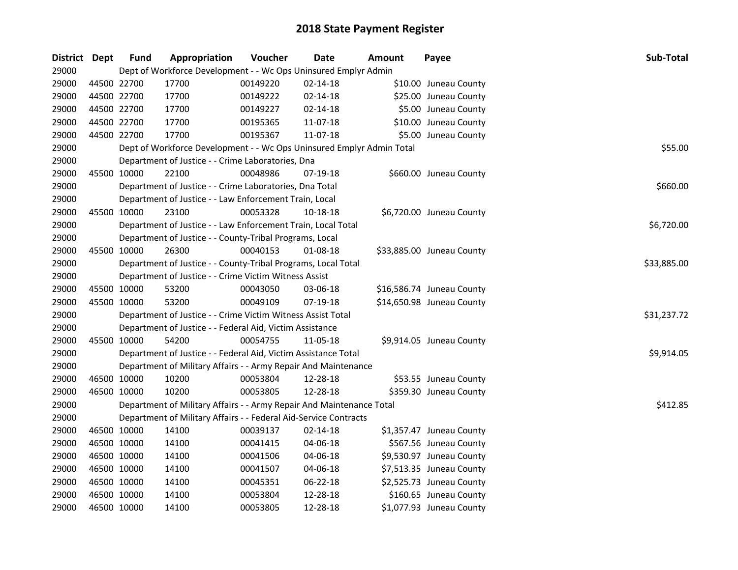# 2018 State Payment Register

| District | Dept | Fund | Appropriation | Voucher | Date | Amount | Payee | Sub-Total |
|---|---|---|---|---|---|---|---|---|
| 29000 | | Dept of Workforce Development - - Wc Ops Uninsured Emplyr Admin | | | | | | |
| 29000 | 44500 | 22700 | 17700 | 00149220 | 02-14-18 | $10.00 | Juneau County | |
| 29000 | 44500 | 22700 | 17700 | 00149222 | 02-14-18 | $25.00 | Juneau County | |
| 29000 | 44500 | 22700 | 17700 | 00149227 | 02-14-18 | $5.00 | Juneau County | |
| 29000 | 44500 | 22700 | 17700 | 00195365 | 11-07-18 | $10.00 | Juneau County | |
| 29000 | 44500 | 22700 | 17700 | 00195367 | 11-07-18 | $5.00 | Juneau County | |
| 29000 | | Dept of Workforce Development - - Wc Ops Uninsured Emplyr Admin Total | | | | | | $55.00 |
| 29000 | | Department of Justice - - Crime Laboratories, Dna | | | | | | |
| 29000 | 45500 | 10000 | 22100 | 00048986 | 07-19-18 | $660.00 | Juneau County | |
| 29000 | | Department of Justice - - Crime Laboratories, Dna Total | | | | | | $660.00 |
| 29000 | | Department of Justice - - Law Enforcement Train, Local | | | | | | |
| 29000 | 45500 | 10000 | 23100 | 00053328 | 10-18-18 | $6,720.00 | Juneau County | |
| 29000 | | Department of Justice - - Law Enforcement Train, Local Total | | | | | | $6,720.00 |
| 29000 | | Department of Justice - - County-Tribal Programs, Local | | | | | | |
| 29000 | 45500 | 10000 | 26300 | 00040153 | 01-08-18 | $33,885.00 | Juneau County | |
| 29000 | | Department of Justice - - County-Tribal Programs, Local Total | | | | | | $33,885.00 |
| 29000 | | Department of Justice - - Crime Victim Witness Assist | | | | | | |
| 29000 | 45500 | 10000 | 53200 | 00043050 | 03-06-18 | $16,586.74 | Juneau County | |
| 29000 | 45500 | 10000 | 53200 | 00049109 | 07-19-18 | $14,650.98 | Juneau County | |
| 29000 | | Department of Justice - - Crime Victim Witness Assist Total | | | | | | $31,237.72 |
| 29000 | | Department of Justice - - Federal Aid, Victim Assistance | | | | | | |
| 29000 | 45500 | 10000 | 54200 | 00054755 | 11-05-18 | $9,914.05 | Juneau County | |
| 29000 | | Department of Justice - - Federal Aid, Victim Assistance Total | | | | | | $9,914.05 |
| 29000 | | Department of Military Affairs - - Army Repair And Maintenance | | | | | | |
| 29000 | 46500 | 10000 | 10200 | 00053804 | 12-28-18 | $53.55 | Juneau County | |
| 29000 | 46500 | 10000 | 10200 | 00053805 | 12-28-18 | $359.30 | Juneau County | |
| 29000 | | Department of Military Affairs - - Army Repair And Maintenance Total | | | | | | $412.85 |
| 29000 | | Department of Military Affairs - - Federal Aid-Service Contracts | | | | | | |
| 29000 | 46500 | 10000 | 14100 | 00039137 | 02-14-18 | $1,357.47 | Juneau County | |
| 29000 | 46500 | 10000 | 14100 | 00041415 | 04-06-18 | $567.56 | Juneau County | |
| 29000 | 46500 | 10000 | 14100 | 00041506 | 04-06-18 | $9,530.97 | Juneau County | |
| 29000 | 46500 | 10000 | 14100 | 00041507 | 04-06-18 | $7,513.35 | Juneau County | |
| 29000 | 46500 | 10000 | 14100 | 00045351 | 06-22-18 | $2,525.73 | Juneau County | |
| 29000 | 46500 | 10000 | 14100 | 00053804 | 12-28-18 | $160.65 | Juneau County | |
| 29000 | 46500 | 10000 | 14100 | 00053805 | 12-28-18 | $1,077.93 | Juneau County | |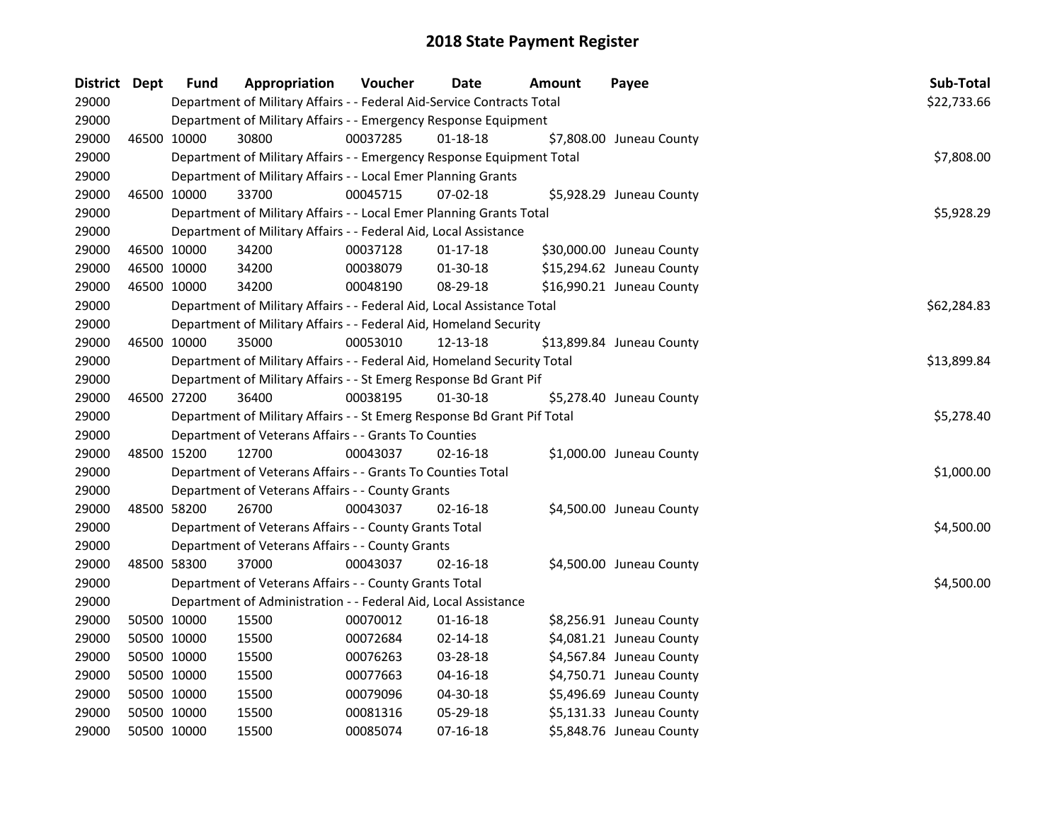# 2018 State Payment Register

| District | Dept | Fund | Appropriation | Voucher | Date | Amount | Payee | Sub-Total |
|---|---|---|---|---|---|---|---|---|
| 29000 | | Department of Military Affairs - - Federal Aid-Service Contracts Total | | | | | | $22,733.66 |
| 29000 | | Department of Military Affairs - - Emergency Response Equipment | | | | | | |
| 29000 | 46500 | 10000 | 30800 | 00037285 | 01-18-18 | $7,808.00 | Juneau County | |
| 29000 | | Department of Military Affairs - - Emergency Response Equipment Total | | | | | | $7,808.00 |
| 29000 | | Department of Military Affairs - - Local Emer Planning Grants | | | | | | |
| 29000 | 46500 | 10000 | 33700 | 00045715 | 07-02-18 | $5,928.29 | Juneau County | |
| 29000 | | Department of Military Affairs - - Local Emer Planning Grants Total | | | | | | $5,928.29 |
| 29000 | | Department of Military Affairs - - Federal Aid, Local Assistance | | | | | | |
| 29000 | 46500 | 10000 | 34200 | 00037128 | 01-17-18 | $30,000.00 | Juneau County | |
| 29000 | 46500 | 10000 | 34200 | 00038079 | 01-30-18 | $15,294.62 | Juneau County | |
| 29000 | 46500 | 10000 | 34200 | 00048190 | 08-29-18 | $16,990.21 | Juneau County | |
| 29000 | | Department of Military Affairs - - Federal Aid, Local Assistance Total | | | | | | $62,284.83 |
| 29000 | | Department of Military Affairs - - Federal Aid, Homeland Security | | | | | | |
| 29000 | 46500 | 10000 | 35000 | 00053010 | 12-13-18 | $13,899.84 | Juneau County | |
| 29000 | | Department of Military Affairs - - Federal Aid, Homeland Security Total | | | | | | $13,899.84 |
| 29000 | | Department of Military Affairs - - St Emerg Response Bd Grant Pif | | | | | | |
| 29000 | 46500 | 27200 | 36400 | 00038195 | 01-30-18 | $5,278.40 | Juneau County | |
| 29000 | | Department of Military Affairs - - St Emerg Response Bd Grant Pif Total | | | | | | $5,278.40 |
| 29000 | | Department of Veterans Affairs - - Grants To Counties | | | | | | |
| 29000 | 48500 | 15200 | 12700 | 00043037 | 02-16-18 | $1,000.00 | Juneau County | |
| 29000 | | Department of Veterans Affairs - - Grants To Counties Total | | | | | | $1,000.00 |
| 29000 | | Department of Veterans Affairs - - County Grants | | | | | | |
| 29000 | 48500 | 58200 | 26700 | 00043037 | 02-16-18 | $4,500.00 | Juneau County | |
| 29000 | | Department of Veterans Affairs - - County Grants Total | | | | | | $4,500.00 |
| 29000 | | Department of Veterans Affairs - - County Grants | | | | | | |
| 29000 | 48500 | 58300 | 37000 | 00043037 | 02-16-18 | $4,500.00 | Juneau County | |
| 29000 | | Department of Veterans Affairs - - County Grants Total | | | | | | $4,500.00 |
| 29000 | | Department of Administration - - Federal Aid, Local Assistance | | | | | | |
| 29000 | 50500 | 10000 | 15500 | 00070012 | 01-16-18 | $8,256.91 | Juneau County | |
| 29000 | 50500 | 10000 | 15500 | 00072684 | 02-14-18 | $4,081.21 | Juneau County | |
| 29000 | 50500 | 10000 | 15500 | 00076263 | 03-28-18 | $4,567.84 | Juneau County | |
| 29000 | 50500 | 10000 | 15500 | 00077663 | 04-16-18 | $4,750.71 | Juneau County | |
| 29000 | 50500 | 10000 | 15500 | 00079096 | 04-30-18 | $5,496.69 | Juneau County | |
| 29000 | 50500 | 10000 | 15500 | 00081316 | 05-29-18 | $5,131.33 | Juneau County | |
| 29000 | 50500 | 10000 | 15500 | 00085074 | 07-16-18 | $5,848.76 | Juneau County | |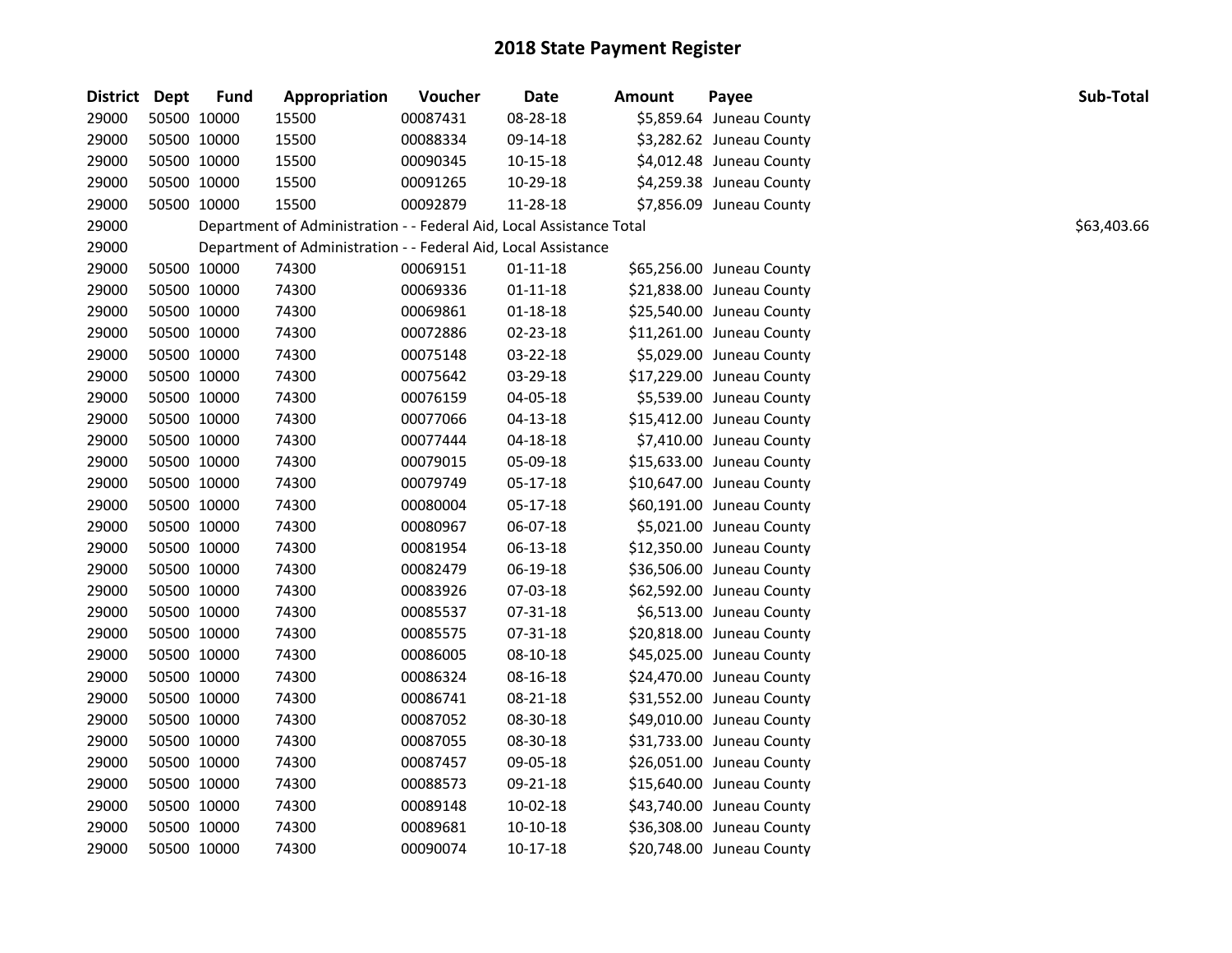# 2018 State Payment Register

| District | Dept | Fund | Appropriation | Voucher | Date | Amount | Payee | Sub-Total |
|---|---|---|---|---|---|---|---|---|
| 29000 | 50500 | 10000 | 15500 | 00087431 | 08-28-18 | $5,859.64 | Juneau County | |
| 29000 | 50500 | 10000 | 15500 | 00088334 | 09-14-18 | $3,282.62 | Juneau County | |
| 29000 | 50500 | 10000 | 15500 | 00090345 | 10-15-18 | $4,012.48 | Juneau County | |
| 29000 | 50500 | 10000 | 15500 | 00091265 | 10-29-18 | $4,259.38 | Juneau County | |
| 29000 | 50500 | 10000 | 15500 | 00092879 | 11-28-18 | $7,856.09 | Juneau County | |
| 29000 | | Department of Administration - - Federal Aid, Local Assistance Total | | | | | | $63,403.66 |
| 29000 | | Department of Administration - - Federal Aid, Local Assistance | | | | | | |
| 29000 | 50500 | 10000 | 74300 | 00069151 | 01-11-18 | $65,256.00 | Juneau County | |
| 29000 | 50500 | 10000 | 74300 | 00069336 | 01-11-18 | $21,838.00 | Juneau County | |
| 29000 | 50500 | 10000 | 74300 | 00069861 | 01-18-18 | $25,540.00 | Juneau County | |
| 29000 | 50500 | 10000 | 74300 | 00072886 | 02-23-18 | $11,261.00 | Juneau County | |
| 29000 | 50500 | 10000 | 74300 | 00075148 | 03-22-18 | $5,029.00 | Juneau County | |
| 29000 | 50500 | 10000 | 74300 | 00075642 | 03-29-18 | $17,229.00 | Juneau County | |
| 29000 | 50500 | 10000 | 74300 | 00076159 | 04-05-18 | $5,539.00 | Juneau County | |
| 29000 | 50500 | 10000 | 74300 | 00077066 | 04-13-18 | $15,412.00 | Juneau County | |
| 29000 | 50500 | 10000 | 74300 | 00077444 | 04-18-18 | $7,410.00 | Juneau County | |
| 29000 | 50500 | 10000 | 74300 | 00079015 | 05-09-18 | $15,633.00 | Juneau County | |
| 29000 | 50500 | 10000 | 74300 | 00079749 | 05-17-18 | $10,647.00 | Juneau County | |
| 29000 | 50500 | 10000 | 74300 | 00080004 | 05-17-18 | $60,191.00 | Juneau County | |
| 29000 | 50500 | 10000 | 74300 | 00080967 | 06-07-18 | $5,021.00 | Juneau County | |
| 29000 | 50500 | 10000 | 74300 | 00081954 | 06-13-18 | $12,350.00 | Juneau County | |
| 29000 | 50500 | 10000 | 74300 | 00082479 | 06-19-18 | $36,506.00 | Juneau County | |
| 29000 | 50500 | 10000 | 74300 | 00083926 | 07-03-18 | $62,592.00 | Juneau County | |
| 29000 | 50500 | 10000 | 74300 | 00085537 | 07-31-18 | $6,513.00 | Juneau County | |
| 29000 | 50500 | 10000 | 74300 | 00085575 | 07-31-18 | $20,818.00 | Juneau County | |
| 29000 | 50500 | 10000 | 74300 | 00086005 | 08-10-18 | $45,025.00 | Juneau County | |
| 29000 | 50500 | 10000 | 74300 | 00086324 | 08-16-18 | $24,470.00 | Juneau County | |
| 29000 | 50500 | 10000 | 74300 | 00086741 | 08-21-18 | $31,552.00 | Juneau County | |
| 29000 | 50500 | 10000 | 74300 | 00087052 | 08-30-18 | $49,010.00 | Juneau County | |
| 29000 | 50500 | 10000 | 74300 | 00087055 | 08-30-18 | $31,733.00 | Juneau County | |
| 29000 | 50500 | 10000 | 74300 | 00087457 | 09-05-18 | $26,051.00 | Juneau County | |
| 29000 | 50500 | 10000 | 74300 | 00088573 | 09-21-18 | $15,640.00 | Juneau County | |
| 29000 | 50500 | 10000 | 74300 | 00089148 | 10-02-18 | $43,740.00 | Juneau County | |
| 29000 | 50500 | 10000 | 74300 | 00089681 | 10-10-18 | $36,308.00 | Juneau County | |
| 29000 | 50500 | 10000 | 74300 | 00090074 | 10-17-18 | $20,748.00 | Juneau County | |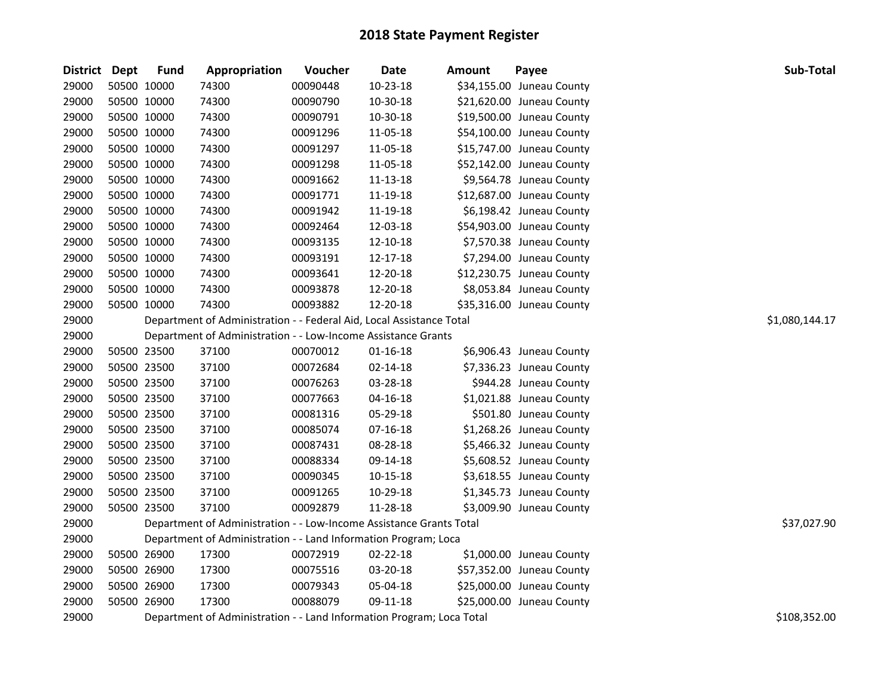# 2018 State Payment Register

| District | Dept | Fund | Appropriation | Voucher | Date | Amount | Payee | Sub-Total |
|---|---|---|---|---|---|---|---|---|
| 29000 | 50500 | 10000 | 74300 | 00090448 | 10-23-18 | $34,155.00 | Juneau County | |
| 29000 | 50500 | 10000 | 74300 | 00090790 | 10-30-18 | $21,620.00 | Juneau County | |
| 29000 | 50500 | 10000 | 74300 | 00090791 | 10-30-18 | $19,500.00 | Juneau County | |
| 29000 | 50500 | 10000 | 74300 | 00091296 | 11-05-18 | $54,100.00 | Juneau County | |
| 29000 | 50500 | 10000 | 74300 | 00091297 | 11-05-18 | $15,747.00 | Juneau County | |
| 29000 | 50500 | 10000 | 74300 | 00091298 | 11-05-18 | $52,142.00 | Juneau County | |
| 29000 | 50500 | 10000 | 74300 | 00091662 | 11-13-18 | $9,564.78 | Juneau County | |
| 29000 | 50500 | 10000 | 74300 | 00091771 | 11-19-18 | $12,687.00 | Juneau County | |
| 29000 | 50500 | 10000 | 74300 | 00091942 | 11-19-18 | $6,198.42 | Juneau County | |
| 29000 | 50500 | 10000 | 74300 | 00092464 | 12-03-18 | $54,903.00 | Juneau County | |
| 29000 | 50500 | 10000 | 74300 | 00093135 | 12-10-18 | $7,570.38 | Juneau County | |
| 29000 | 50500 | 10000 | 74300 | 00093191 | 12-17-18 | $7,294.00 | Juneau County | |
| 29000 | 50500 | 10000 | 74300 | 00093641 | 12-20-18 | $12,230.75 | Juneau County | |
| 29000 | 50500 | 10000 | 74300 | 00093878 | 12-20-18 | $8,053.84 | Juneau County | |
| 29000 | 50500 | 10000 | 74300 | 00093882 | 12-20-18 | $35,316.00 | Juneau County | |
| 29000 | | Department of Administration - - Federal Aid, Local Assistance Total | | | | | | $1,080,144.17 |
| 29000 | | Department of Administration - - Low-Income Assistance Grants | | | | | | |
| 29000 | 50500 | 23500 | 37100 | 00070012 | 01-16-18 | $6,906.43 | Juneau County | |
| 29000 | 50500 | 23500 | 37100 | 00072684 | 02-14-18 | $7,336.23 | Juneau County | |
| 29000 | 50500 | 23500 | 37100 | 00076263 | 03-28-18 | $944.28 | Juneau County | |
| 29000 | 50500 | 23500 | 37100 | 00077663 | 04-16-18 | $1,021.88 | Juneau County | |
| 29000 | 50500 | 23500 | 37100 | 00081316 | 05-29-18 | $501.80 | Juneau County | |
| 29000 | 50500 | 23500 | 37100 | 00085074 | 07-16-18 | $1,268.26 | Juneau County | |
| 29000 | 50500 | 23500 | 37100 | 00087431 | 08-28-18 | $5,466.32 | Juneau County | |
| 29000 | 50500 | 23500 | 37100 | 00088334 | 09-14-18 | $5,608.52 | Juneau County | |
| 29000 | 50500 | 23500 | 37100 | 00090345 | 10-15-18 | $3,618.55 | Juneau County | |
| 29000 | 50500 | 23500 | 37100 | 00091265 | 10-29-18 | $1,345.73 | Juneau County | |
| 29000 | 50500 | 23500 | 37100 | 00092879 | 11-28-18 | $3,009.90 | Juneau County | |
| 29000 | | Department of Administration - - Low-Income Assistance Grants Total | | | | | | $37,027.90 |
| 29000 | | Department of Administration - - Land Information Program; Loca | | | | | | |
| 29000 | 50500 | 26900 | 17300 | 00072919 | 02-22-18 | $1,000.00 | Juneau County | |
| 29000 | 50500 | 26900 | 17300 | 00075516 | 03-20-18 | $57,352.00 | Juneau County | |
| 29000 | 50500 | 26900 | 17300 | 00079343 | 05-04-18 | $25,000.00 | Juneau County | |
| 29000 | 50500 | 26900 | 17300 | 00088079 | 09-11-18 | $25,000.00 | Juneau County | |
| 29000 | | Department of Administration - - Land Information Program; Loca Total | | | | | | $108,352.00 |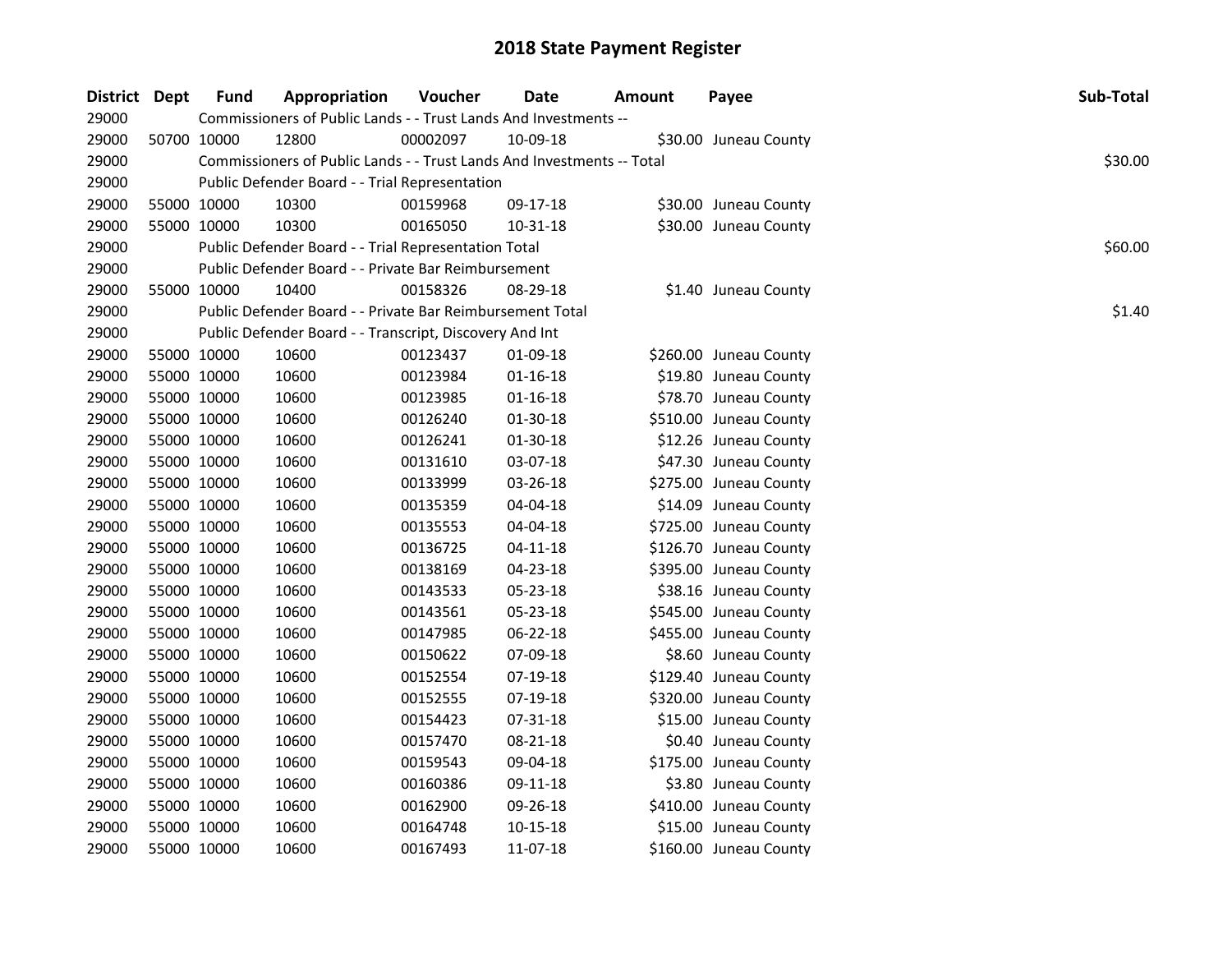# 2018 State Payment Register

| District | Dept | Fund | Appropriation | Voucher | Date | Amount | Payee | Sub-Total |
|---|---|---|---|---|---|---|---|---|
| 29000 | | Commissioners of Public Lands - - Trust Lands And Investments -- | | | | | | |
| 29000 | 50700 | 10000 | 12800 | 00002097 | 10-09-18 | $30.00 | Juneau County | |
| 29000 | | Commissioners of Public Lands - - Trust Lands And Investments -- Total | | | | | | $30.00 |
| 29000 | | Public Defender Board - - Trial Representation | | | | | | |
| 29000 | 55000 | 10000 | 10300 | 00159968 | 09-17-18 | $30.00 | Juneau County | |
| 29000 | 55000 | 10000 | 10300 | 00165050 | 10-31-18 | $30.00 | Juneau County | |
| 29000 | | Public Defender Board - - Trial Representation Total | | | | | | $60.00 |
| 29000 | | Public Defender Board - - Private Bar Reimbursement | | | | | | |
| 29000 | 55000 | 10000 | 10400 | 00158326 | 08-29-18 | $1.40 | Juneau County | |
| 29000 | | Public Defender Board - - Private Bar Reimbursement Total | | | | | | $1.40 |
| 29000 | | Public Defender Board - - Transcript, Discovery And Int | | | | | | |
| 29000 | 55000 | 10000 | 10600 | 00123437 | 01-09-18 | $260.00 | Juneau County | |
| 29000 | 55000 | 10000 | 10600 | 00123984 | 01-16-18 | $19.80 | Juneau County | |
| 29000 | 55000 | 10000 | 10600 | 00123985 | 01-16-18 | $78.70 | Juneau County | |
| 29000 | 55000 | 10000 | 10600 | 00126240 | 01-30-18 | $510.00 | Juneau County | |
| 29000 | 55000 | 10000 | 10600 | 00126241 | 01-30-18 | $12.26 | Juneau County | |
| 29000 | 55000 | 10000 | 10600 | 00131610 | 03-07-18 | $47.30 | Juneau County | |
| 29000 | 55000 | 10000 | 10600 | 00133999 | 03-26-18 | $275.00 | Juneau County | |
| 29000 | 55000 | 10000 | 10600 | 00135359 | 04-04-18 | $14.09 | Juneau County | |
| 29000 | 55000 | 10000 | 10600 | 00135553 | 04-04-18 | $725.00 | Juneau County | |
| 29000 | 55000 | 10000 | 10600 | 00136725 | 04-11-18 | $126.70 | Juneau County | |
| 29000 | 55000 | 10000 | 10600 | 00138169 | 04-23-18 | $395.00 | Juneau County | |
| 29000 | 55000 | 10000 | 10600 | 00143533 | 05-23-18 | $38.16 | Juneau County | |
| 29000 | 55000 | 10000 | 10600 | 00143561 | 05-23-18 | $545.00 | Juneau County | |
| 29000 | 55000 | 10000 | 10600 | 00147985 | 06-22-18 | $455.00 | Juneau County | |
| 29000 | 55000 | 10000 | 10600 | 00150622 | 07-09-18 | $8.60 | Juneau County | |
| 29000 | 55000 | 10000 | 10600 | 00152554 | 07-19-18 | $129.40 | Juneau County | |
| 29000 | 55000 | 10000 | 10600 | 00152555 | 07-19-18 | $320.00 | Juneau County | |
| 29000 | 55000 | 10000 | 10600 | 00154423 | 07-31-18 | $15.00 | Juneau County | |
| 29000 | 55000 | 10000 | 10600 | 00157470 | 08-21-18 | $0.40 | Juneau County | |
| 29000 | 55000 | 10000 | 10600 | 00159543 | 09-04-18 | $175.00 | Juneau County | |
| 29000 | 55000 | 10000 | 10600 | 00160386 | 09-11-18 | $3.80 | Juneau County | |
| 29000 | 55000 | 10000 | 10600 | 00162900 | 09-26-18 | $410.00 | Juneau County | |
| 29000 | 55000 | 10000 | 10600 | 00164748 | 10-15-18 | $15.00 | Juneau County | |
| 29000 | 55000 | 10000 | 10600 | 00167493 | 11-07-18 | $160.00 | Juneau County | |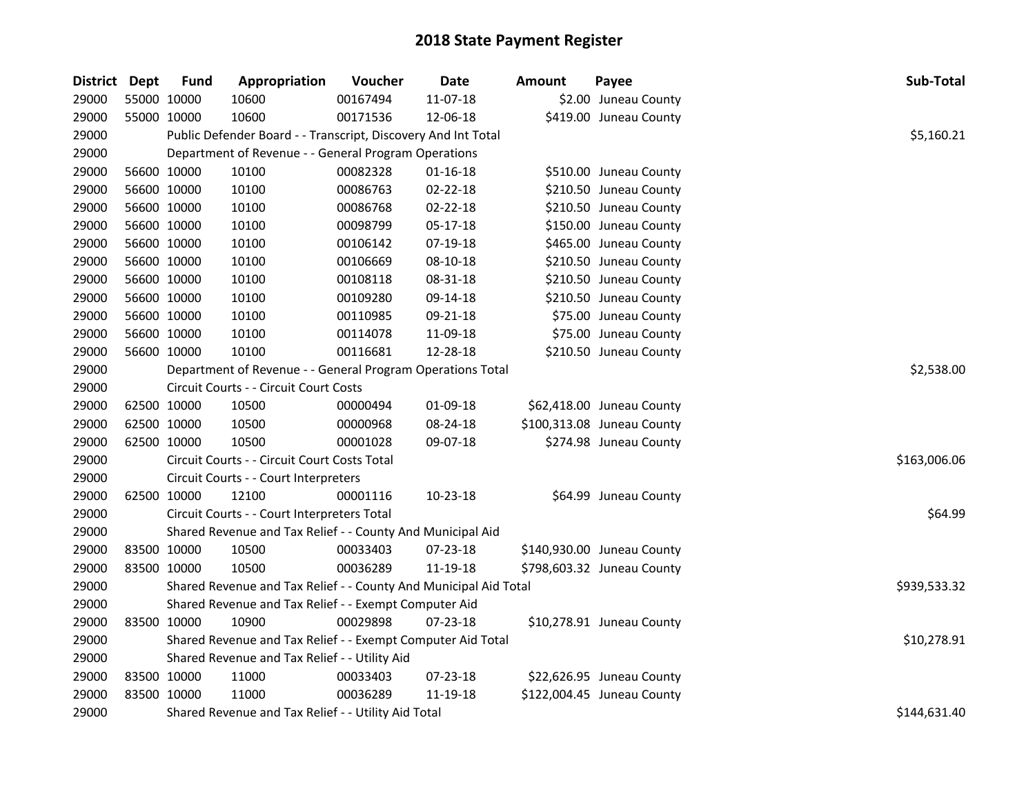# 2018 State Payment Register

| District | Dept | Fund | Appropriation | Voucher | Date | Amount | Payee | Sub-Total |
|---|---|---|---|---|---|---|---|---|
| 29000 | 55000 | 10000 | 10600 | 00167494 | 11-07-18 | $2.00 | Juneau County | |
| 29000 | 55000 | 10000 | 10600 | 00171536 | 12-06-18 | $419.00 | Juneau County | |
| 29000 | | | Public Defender Board - - Transcript, Discovery And Int Total | | | | | $5,160.21 |
| 29000 | | | Department of Revenue - - General Program Operations | | | | | |
| 29000 | 56600 | 10000 | 10100 | 00082328 | 01-16-18 | $510.00 | Juneau County | |
| 29000 | 56600 | 10000 | 10100 | 00086763 | 02-22-18 | $210.50 | Juneau County | |
| 29000 | 56600 | 10000 | 10100 | 00086768 | 02-22-18 | $210.50 | Juneau County | |
| 29000 | 56600 | 10000 | 10100 | 00098799 | 05-17-18 | $150.00 | Juneau County | |
| 29000 | 56600 | 10000 | 10100 | 00106142 | 07-19-18 | $465.00 | Juneau County | |
| 29000 | 56600 | 10000 | 10100 | 00106669 | 08-10-18 | $210.50 | Juneau County | |
| 29000 | 56600 | 10000 | 10100 | 00108118 | 08-31-18 | $210.50 | Juneau County | |
| 29000 | 56600 | 10000 | 10100 | 00109280 | 09-14-18 | $210.50 | Juneau County | |
| 29000 | 56600 | 10000 | 10100 | 00110985 | 09-21-18 | $75.00 | Juneau County | |
| 29000 | 56600 | 10000 | 10100 | 00114078 | 11-09-18 | $75.00 | Juneau County | |
| 29000 | 56600 | 10000 | 10100 | 00116681 | 12-28-18 | $210.50 | Juneau County | |
| 29000 | | | Department of Revenue - - General Program Operations Total | | | | | $2,538.00 |
| 29000 | | | Circuit Courts - - Circuit Court Costs | | | | | |
| 29000 | 62500 | 10000 | 10500 | 00000494 | 01-09-18 | $62,418.00 | Juneau County | |
| 29000 | 62500 | 10000 | 10500 | 00000968 | 08-24-18 | $100,313.08 | Juneau County | |
| 29000 | 62500 | 10000 | 10500 | 00001028 | 09-07-18 | $274.98 | Juneau County | |
| 29000 | | | Circuit Courts - - Circuit Court Costs Total | | | | | $163,006.06 |
| 29000 | | | Circuit Courts - - Court Interpreters | | | | | |
| 29000 | 62500 | 10000 | 12100 | 00001116 | 10-23-18 | $64.99 | Juneau County | |
| 29000 | | | Circuit Courts - - Court Interpreters Total | | | | | $64.99 |
| 29000 | | | Shared Revenue and Tax Relief - - County And Municipal Aid | | | | | |
| 29000 | 83500 | 10000 | 10500 | 00033403 | 07-23-18 | $140,930.00 | Juneau County | |
| 29000 | 83500 | 10000 | 10500 | 00036289 | 11-19-18 | $798,603.32 | Juneau County | |
| 29000 | | | Shared Revenue and Tax Relief - - County And Municipal Aid Total | | | | | $939,533.32 |
| 29000 | | | Shared Revenue and Tax Relief - - Exempt Computer Aid | | | | | |
| 29000 | 83500 | 10000 | 10900 | 00029898 | 07-23-18 | $10,278.91 | Juneau County | |
| 29000 | | | Shared Revenue and Tax Relief - - Exempt Computer Aid Total | | | | | $10,278.91 |
| 29000 | | | Shared Revenue and Tax Relief - - Utility Aid | | | | | |
| 29000 | 83500 | 10000 | 11000 | 00033403 | 07-23-18 | $22,626.95 | Juneau County | |
| 29000 | 83500 | 10000 | 11000 | 00036289 | 11-19-18 | $122,004.45 | Juneau County | |
| 29000 | | | Shared Revenue and Tax Relief - - Utility Aid Total | | | | | $144,631.40 |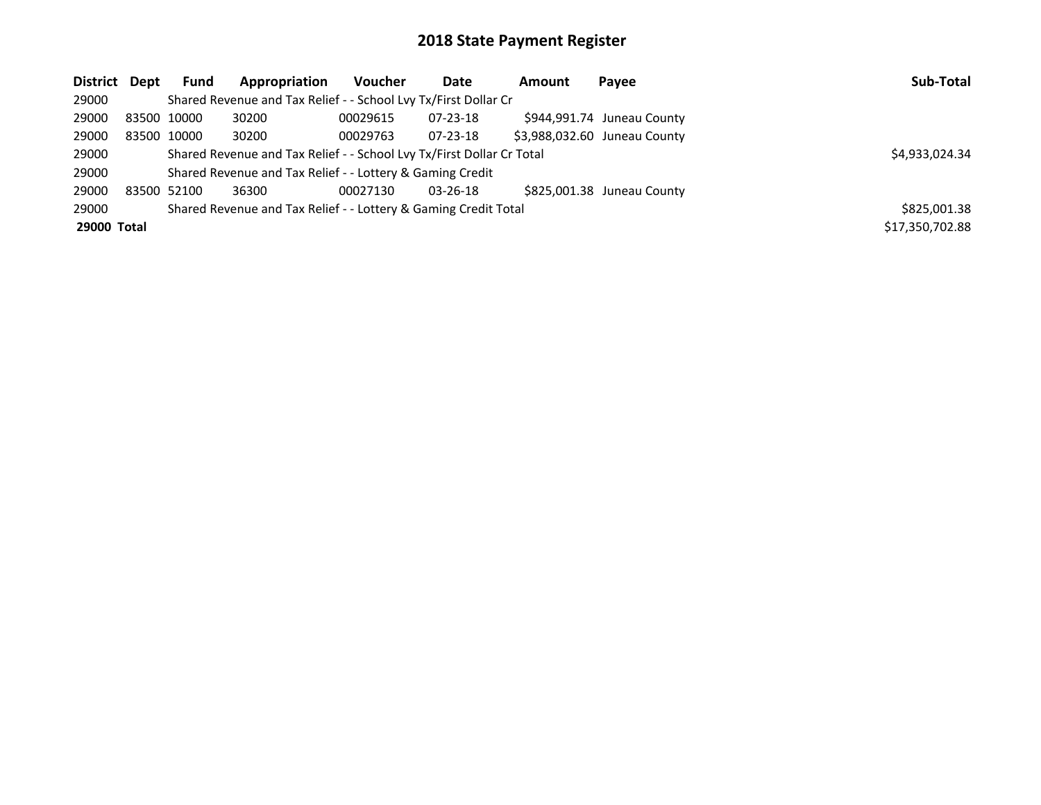# 2018 State Payment Register

| District | Dept | Fund | Appropriation | Voucher | Date | Amount | Payee | Sub-Total |
|---|---|---|---|---|---|---|---|---|
| 29000 | | Shared Revenue and Tax Relief - - School Lvy Tx/First Dollar Cr | | | | | | |
| 29000 | 83500 | 10000 | 30200 | 00029615 | 07-23-18 | $944,991.74 | Juneau County | |
| 29000 | 83500 | 10000 | 30200 | 00029763 | 07-23-18 | $3,988,032.60 | Juneau County | |
| 29000 | | Shared Revenue and Tax Relief - - School Lvy Tx/First Dollar Cr Total | | | | | | $4,933,024.34 |
| 29000 | | Shared Revenue and Tax Relief - - Lottery & Gaming Credit | | | | | | |
| 29000 | 83500 | 52100 | 36300 | 00027130 | 03-26-18 | $825,001.38 | Juneau County | |
| 29000 | | Shared Revenue and Tax Relief - - Lottery & Gaming Credit Total | | | | | | $825,001.38 |
| **29000 Total** | | | | | | | | $17,350,702.88 |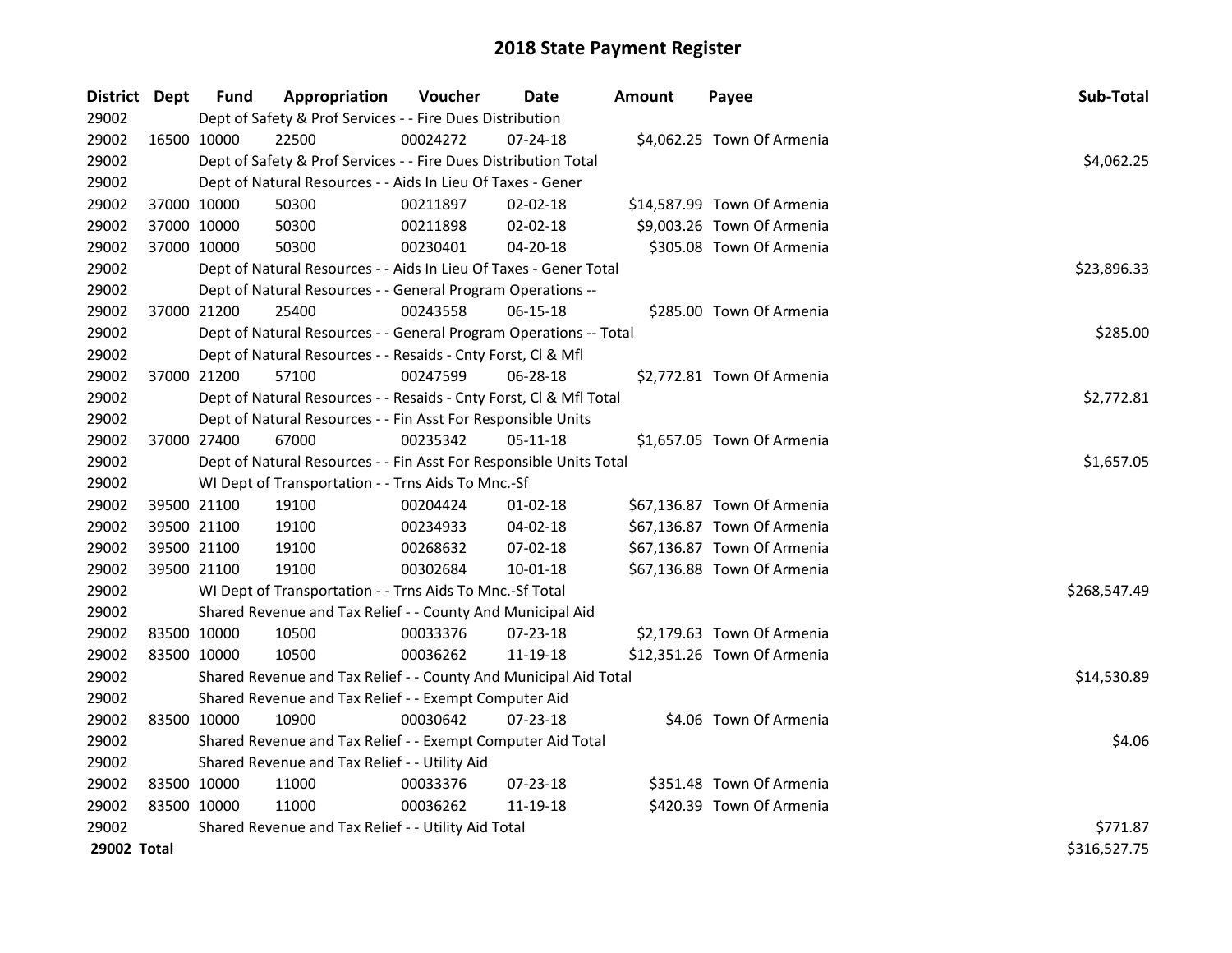# 2018 State Payment Register

| District | Dept | Fund | Appropriation | Voucher | Date | Amount | Payee | Sub-Total |
|---|---|---|---|---|---|---|---|---|
| 29002 | | Dept of Safety & Prof Services - - Fire Dues Distribution | | | | | | |
| 29002 | 16500 | 10000 | 22500 | 00024272 | 07-24-18 | $4,062.25 | Town Of Armenia | |
| 29002 | | Dept of Safety & Prof Services - - Fire Dues Distribution Total | | | | | | $4,062.25 |
| 29002 | | Dept of Natural Resources - - Aids In Lieu Of Taxes - Gener | | | | | | |
| 29002 | 37000 | 10000 | 50300 | 00211897 | 02-02-18 | $14,587.99 | Town Of Armenia | |
| 29002 | 37000 | 10000 | 50300 | 00211898 | 02-02-18 | $9,003.26 | Town Of Armenia | |
| 29002 | 37000 | 10000 | 50300 | 00230401 | 04-20-18 | $305.08 | Town Of Armenia | |
| 29002 | | Dept of Natural Resources - - Aids In Lieu Of Taxes - Gener Total | | | | | | $23,896.33 |
| 29002 | | Dept of Natural Resources - - General Program Operations -- | | | | | | |
| 29002 | 37000 | 21200 | 25400 | 00243558 | 06-15-18 | $285.00 | Town Of Armenia | |
| 29002 | | Dept of Natural Resources - - General Program Operations -- Total | | | | | | $285.00 |
| 29002 | | Dept of Natural Resources - - Resaids - Cnty Forst, Cl & Mfl | | | | | | |
| 29002 | 37000 | 21200 | 57100 | 00247599 | 06-28-18 | $2,772.81 | Town Of Armenia | |
| 29002 | | Dept of Natural Resources - - Resaids - Cnty Forst, Cl & Mfl Total | | | | | | $2,772.81 |
| 29002 | | Dept of Natural Resources - - Fin Asst For Responsible Units | | | | | | |
| 29002 | 37000 | 27400 | 67000 | 00235342 | 05-11-18 | $1,657.05 | Town Of Armenia | |
| 29002 | | Dept of Natural Resources - - Fin Asst For Responsible Units Total | | | | | | $1,657.05 |
| 29002 | | WI Dept of Transportation - - Trns Aids To Mnc.-Sf | | | | | | |
| 29002 | 39500 | 21100 | 19100 | 00204424 | 01-02-18 | $67,136.87 | Town Of Armenia | |
| 29002 | 39500 | 21100 | 19100 | 00234933 | 04-02-18 | $67,136.87 | Town Of Armenia | |
| 29002 | 39500 | 21100 | 19100 | 00268632 | 07-02-18 | $67,136.87 | Town Of Armenia | |
| 29002 | 39500 | 21100 | 19100 | 00302684 | 10-01-18 | $67,136.88 | Town Of Armenia | |
| 29002 | | WI Dept of Transportation - - Trns Aids To Mnc.-Sf Total | | | | | | $268,547.49 |
| 29002 | | Shared Revenue and Tax Relief - - County And Municipal Aid | | | | | | |
| 29002 | 83500 | 10000 | 10500 | 00033376 | 07-23-18 | $2,179.63 | Town Of Armenia | |
| 29002 | 83500 | 10000 | 10500 | 00036262 | 11-19-18 | $12,351.26 | Town Of Armenia | |
| 29002 | | Shared Revenue and Tax Relief - - County And Municipal Aid Total | | | | | | $14,530.89 |
| 29002 | | Shared Revenue and Tax Relief - - Exempt Computer Aid | | | | | | |
| 29002 | 83500 | 10000 | 10900 | 00030642 | 07-23-18 | $4.06 | Town Of Armenia | |
| 29002 | | Shared Revenue and Tax Relief - - Exempt Computer Aid Total | | | | | | $4.06 |
| 29002 | | Shared Revenue and Tax Relief - - Utility Aid | | | | | | |
| 29002 | 83500 | 10000 | 11000 | 00033376 | 07-23-18 | $351.48 | Town Of Armenia | |
| 29002 | 83500 | 10000 | 11000 | 00036262 | 11-19-18 | $420.39 | Town Of Armenia | |
| 29002 | | Shared Revenue and Tax Relief - - Utility Aid Total | | | | | | $771.87 |
| **29002 Total** | | | | | | | | $316,527.75 |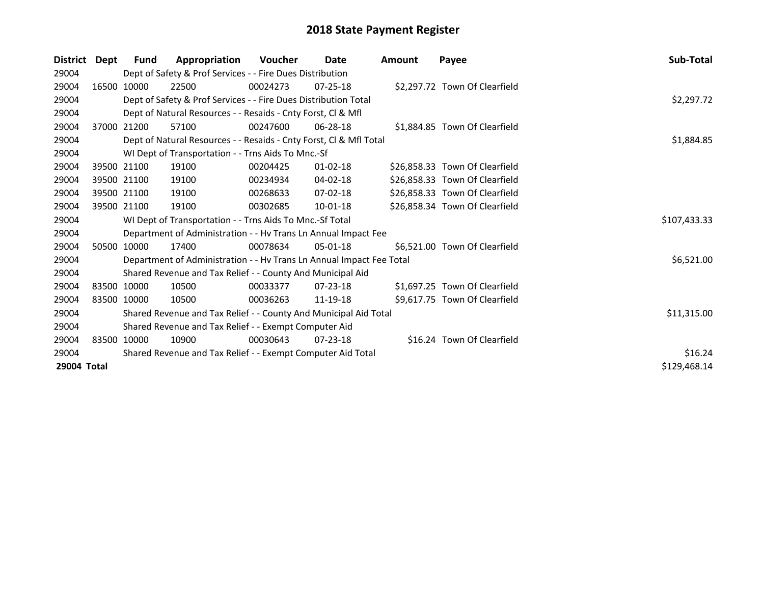# 2018 State Payment Register

| District | Dept | Fund | Appropriation | Voucher | Date | Amount | Payee | Sub-Total |
|---|---|---|---|---|---|---|---|---|
| 29004 | | Dept of Safety & Prof Services - - Fire Dues Distribution | | | | | | |
| 29004 | 16500 | 10000 | 22500 | 00024273 | 07-25-18 | $2,297.72 | Town Of Clearfield | |
| 29004 | | Dept of Safety & Prof Services - - Fire Dues Distribution Total | | | | | | $2,297.72 |
| 29004 | | Dept of Natural Resources - - Resaids - Cnty Forst, Cl & Mfl | | | | | | |
| 29004 | 37000 | 21200 | 57100 | 00247600 | 06-28-18 | $1,884.85 | Town Of Clearfield | |
| 29004 | | Dept of Natural Resources - - Resaids - Cnty Forst, Cl & Mfl Total | | | | | | $1,884.85 |
| 29004 | | WI Dept of Transportation - - Trns Aids To Mnc.-Sf | | | | | | |
| 29004 | 39500 | 21100 | 19100 | 00204425 | 01-02-18 | $26,858.33 | Town Of Clearfield | |
| 29004 | 39500 | 21100 | 19100 | 00234934 | 04-02-18 | $26,858.33 | Town Of Clearfield | |
| 29004 | 39500 | 21100 | 19100 | 00268633 | 07-02-18 | $26,858.33 | Town Of Clearfield | |
| 29004 | 39500 | 21100 | 19100 | 00302685 | 10-01-18 | $26,858.34 | Town Of Clearfield | |
| 29004 | | WI Dept of Transportation - - Trns Aids To Mnc.-Sf Total | | | | | | $107,433.33 |
| 29004 | | Department of Administration - - Hv Trans Ln Annual Impact Fee | | | | | | |
| 29004 | 50500 | 10000 | 17400 | 00078634 | 05-01-18 | $6,521.00 | Town Of Clearfield | |
| 29004 | | Department of Administration - - Hv Trans Ln Annual Impact Fee Total | | | | | | $6,521.00 |
| 29004 | | Shared Revenue and Tax Relief - - County And Municipal Aid | | | | | | |
| 29004 | 83500 | 10000 | 10500 | 00033377 | 07-23-18 | $1,697.25 | Town Of Clearfield | |
| 29004 | 83500 | 10000 | 10500 | 00036263 | 11-19-18 | $9,617.75 | Town Of Clearfield | |
| 29004 | | Shared Revenue and Tax Relief - - County And Municipal Aid Total | | | | | | $11,315.00 |
| 29004 | | Shared Revenue and Tax Relief - - Exempt Computer Aid | | | | | | |
| 29004 | 83500 | 10000 | 10900 | 00030643 | 07-23-18 | $16.24 | Town Of Clearfield | |
| 29004 | | Shared Revenue and Tax Relief - - Exempt Computer Aid Total | | | | | | $16.24 |
| **29004 Total** | | | | | | | | $129,468.14 |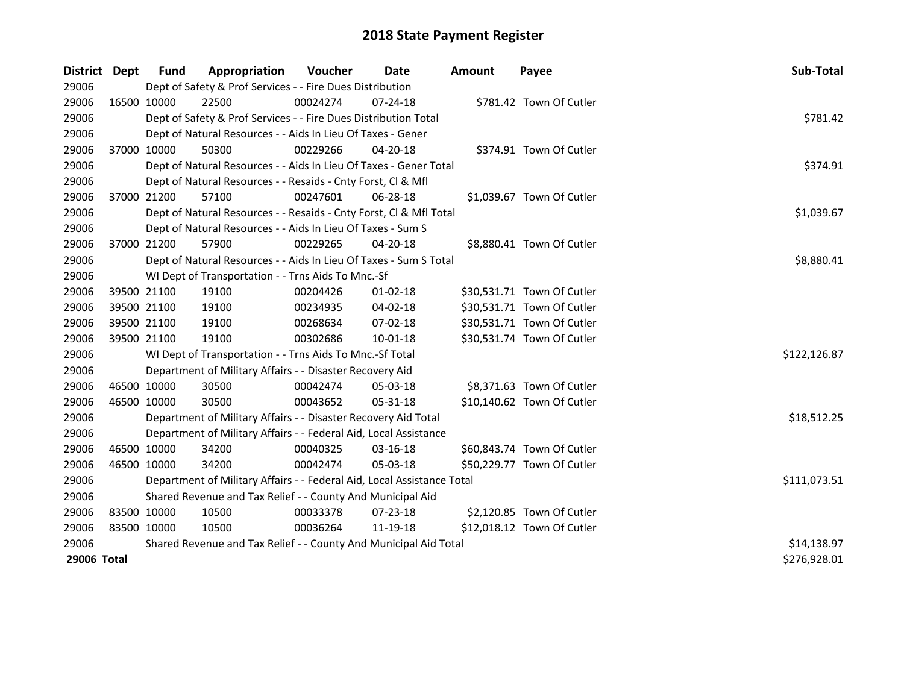# 2018 State Payment Register

| District | Dept | Fund | Appropriation | Voucher | Date | Amount | Payee | Sub-Total |
|---|---|---|---|---|---|---|---|---|
| 29006 | | Dept of Safety & Prof Services - - Fire Dues Distribution | | | | | | |
| 29006 | 16500 | 10000 | 22500 | 00024274 | 07-24-18 | $781.42 | Town Of Cutler | |
| 29006 | | Dept of Safety & Prof Services - - Fire Dues Distribution Total | | | | | | $781.42 |
| 29006 | | Dept of Natural Resources - - Aids In Lieu Of Taxes - Gener | | | | | | |
| 29006 | 37000 | 10000 | 50300 | 00229266 | 04-20-18 | $374.91 | Town Of Cutler | |
| 29006 | | Dept of Natural Resources - - Aids In Lieu Of Taxes - Gener Total | | | | | | $374.91 |
| 29006 | | Dept of Natural Resources - - Resaids - Cnty Forst, Cl & Mfl | | | | | | |
| 29006 | 37000 | 21200 | 57100 | 00247601 | 06-28-18 | $1,039.67 | Town Of Cutler | |
| 29006 | | Dept of Natural Resources - - Resaids - Cnty Forst, Cl & Mfl Total | | | | | | $1,039.67 |
| 29006 | | Dept of Natural Resources - - Aids In Lieu Of Taxes - Sum S | | | | | | |
| 29006 | 37000 | 21200 | 57900 | 00229265 | 04-20-18 | $8,880.41 | Town Of Cutler | |
| 29006 | | Dept of Natural Resources - - Aids In Lieu Of Taxes - Sum S Total | | | | | | $8,880.41 |
| 29006 | | WI Dept of Transportation - - Trns Aids To Mnc.-Sf | | | | | | |
| 29006 | 39500 | 21100 | 19100 | 00204426 | 01-02-18 | $30,531.71 | Town Of Cutler | |
| 29006 | 39500 | 21100 | 19100 | 00234935 | 04-02-18 | $30,531.71 | Town Of Cutler | |
| 29006 | 39500 | 21100 | 19100 | 00268634 | 07-02-18 | $30,531.71 | Town Of Cutler | |
| 29006 | 39500 | 21100 | 19100 | 00302686 | 10-01-18 | $30,531.74 | Town Of Cutler | |
| 29006 | | WI Dept of Transportation - - Trns Aids To Mnc.-Sf Total | | | | | | $122,126.87 |
| 29006 | | Department of Military Affairs - - Disaster Recovery Aid | | | | | | |
| 29006 | 46500 | 10000 | 30500 | 00042474 | 05-03-18 | $8,371.63 | Town Of Cutler | |
| 29006 | 46500 | 10000 | 30500 | 00043652 | 05-31-18 | $10,140.62 | Town Of Cutler | |
| 29006 | | Department of Military Affairs - - Disaster Recovery Aid Total | | | | | | $18,512.25 |
| 29006 | | Department of Military Affairs - - Federal Aid, Local Assistance | | | | | | |
| 29006 | 46500 | 10000 | 34200 | 00040325 | 03-16-18 | $60,843.74 | Town Of Cutler | |
| 29006 | 46500 | 10000 | 34200 | 00042474 | 05-03-18 | $50,229.77 | Town Of Cutler | |
| 29006 | | Department of Military Affairs - - Federal Aid, Local Assistance Total | | | | | | $111,073.51 |
| 29006 | | Shared Revenue and Tax Relief - - County And Municipal Aid | | | | | | |
| 29006 | 83500 | 10000 | 10500 | 00033378 | 07-23-18 | $2,120.85 | Town Of Cutler | |
| 29006 | 83500 | 10000 | 10500 | 00036264 | 11-19-18 | $12,018.12 | Town Of Cutler | |
| 29006 | | Shared Revenue and Tax Relief - - County And Municipal Aid Total | | | | | | $14,138.97 |
| **29006 Total** | | | | | | | | $276,928.01 |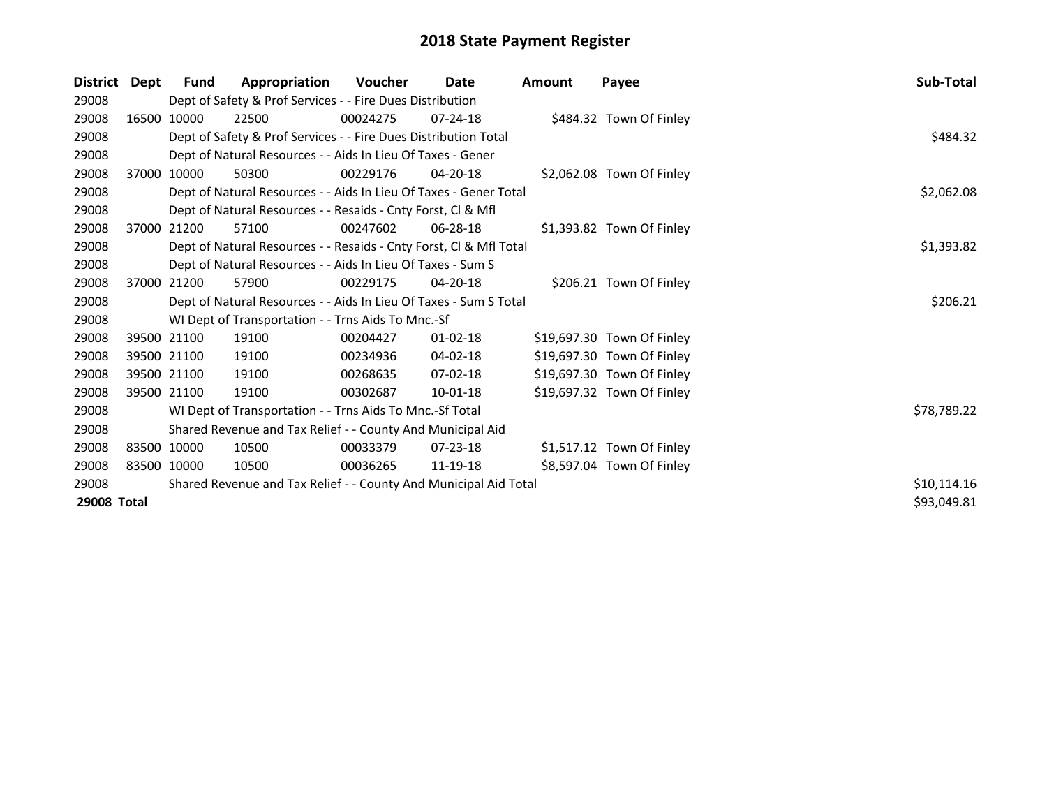# 2018 State Payment Register

| District | Dept | Fund | Appropriation | Voucher | Date | Amount | Payee | Sub-Total |
|---|---|---|---|---|---|---|---|---|
| 29008 | | Dept of Safety & Prof Services - - Fire Dues Distribution | | | | | | |
| 29008 | 16500 | 10000 | 22500 | 00024275 | 07-24-18 | $484.32 | Town Of Finley | |
| 29008 | | Dept of Safety & Prof Services - - Fire Dues Distribution Total | | | | | | $484.32 |
| 29008 | | Dept of Natural Resources - - Aids In Lieu Of Taxes - Gener | | | | | | |
| 29008 | 37000 | 10000 | 50300 | 00229176 | 04-20-18 | $2,062.08 | Town Of Finley | |
| 29008 | | Dept of Natural Resources - - Aids In Lieu Of Taxes - Gener Total | | | | | | $2,062.08 |
| 29008 | | Dept of Natural Resources - - Resaids - Cnty Forst, Cl & Mfl | | | | | | |
| 29008 | 37000 | 21200 | 57100 | 00247602 | 06-28-18 | $1,393.82 | Town Of Finley | |
| 29008 | | Dept of Natural Resources - - Resaids - Cnty Forst, Cl & Mfl Total | | | | | | $1,393.82 |
| 29008 | | Dept of Natural Resources - - Aids In Lieu Of Taxes - Sum S | | | | | | |
| 29008 | 37000 | 21200 | 57900 | 00229175 | 04-20-18 | $206.21 | Town Of Finley | |
| 29008 | | Dept of Natural Resources - - Aids In Lieu Of Taxes - Sum S Total | | | | | | $206.21 |
| 29008 | | WI Dept of Transportation - - Trns Aids To Mnc.-Sf | | | | | | |
| 29008 | 39500 | 21100 | 19100 | 00204427 | 01-02-18 | $19,697.30 | Town Of Finley | |
| 29008 | 39500 | 21100 | 19100 | 00234936 | 04-02-18 | $19,697.30 | Town Of Finley | |
| 29008 | 39500 | 21100 | 19100 | 00268635 | 07-02-18 | $19,697.30 | Town Of Finley | |
| 29008 | 39500 | 21100 | 19100 | 00302687 | 10-01-18 | $19,697.32 | Town Of Finley | |
| 29008 | | WI Dept of Transportation - - Trns Aids To Mnc.-Sf Total | | | | | | $78,789.22 |
| 29008 | | Shared Revenue and Tax Relief - - County And Municipal Aid | | | | | | |
| 29008 | 83500 | 10000 | 10500 | 00033379 | 07-23-18 | $1,517.12 | Town Of Finley | |
| 29008 | 83500 | 10000 | 10500 | 00036265 | 11-19-18 | $8,597.04 | Town Of Finley | |
| 29008 | | Shared Revenue and Tax Relief - - County And Municipal Aid Total | | | | | | $10,114.16 |
| **29008 Total** | | | | | | | | $93,049.81 |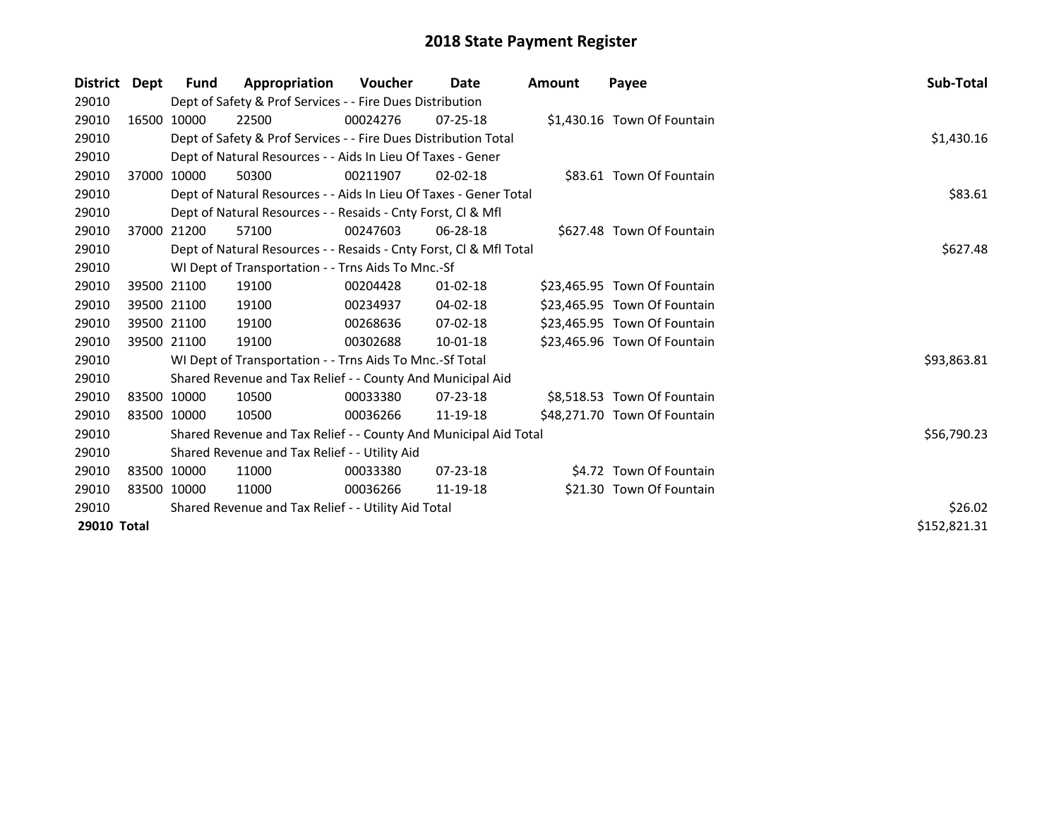# 2018 State Payment Register

| District | Dept | Fund | Appropriation | Voucher | Date | Amount | Payee | Sub-Total |
|---|---|---|---|---|---|---|---|---|
| 29010 | | Dept of Safety & Prof Services - - Fire Dues Distribution | | | | | | |
| 29010 | 16500 | 10000 | 22500 | 00024276 | 07-25-18 | $1,430.16 | Town Of Fountain | |
| 29010 | | Dept of Safety & Prof Services - - Fire Dues Distribution Total | | | | | | $1,430.16 |
| 29010 | | Dept of Natural Resources - - Aids In Lieu Of Taxes - Gener | | | | | | |
| 29010 | 37000 | 10000 | 50300 | 00211907 | 02-02-18 | $83.61 | Town Of Fountain | |
| 29010 | | Dept of Natural Resources - - Aids In Lieu Of Taxes - Gener Total | | | | | | $83.61 |
| 29010 | | Dept of Natural Resources - - Resaids - Cnty Forst, Cl & Mfl | | | | | | |
| 29010 | 37000 | 21200 | 57100 | 00247603 | 06-28-18 | $627.48 | Town Of Fountain | |
| 29010 | | Dept of Natural Resources - - Resaids - Cnty Forst, Cl & Mfl Total | | | | | | $627.48 |
| 29010 | | WI Dept of Transportation - - Trns Aids To Mnc.-Sf | | | | | | |
| 29010 | 39500 | 21100 | 19100 | 00204428 | 01-02-18 | $23,465.95 | Town Of Fountain | |
| 29010 | 39500 | 21100 | 19100 | 00234937 | 04-02-18 | $23,465.95 | Town Of Fountain | |
| 29010 | 39500 | 21100 | 19100 | 00268636 | 07-02-18 | $23,465.95 | Town Of Fountain | |
| 29010 | 39500 | 21100 | 19100 | 00302688 | 10-01-18 | $23,465.96 | Town Of Fountain | |
| 29010 | | WI Dept of Transportation - - Trns Aids To Mnc.-Sf Total | | | | | | $93,863.81 |
| 29010 | | Shared Revenue and Tax Relief - - County And Municipal Aid | | | | | | |
| 29010 | 83500 | 10000 | 10500 | 00033380 | 07-23-18 | $8,518.53 | Town Of Fountain | |
| 29010 | 83500 | 10000 | 10500 | 00036266 | 11-19-18 | $48,271.70 | Town Of Fountain | |
| 29010 | | Shared Revenue and Tax Relief - - County And Municipal Aid Total | | | | | | $56,790.23 |
| 29010 | | Shared Revenue and Tax Relief - - Utility Aid | | | | | | |
| 29010 | 83500 | 10000 | 11000 | 00033380 | 07-23-18 | $4.72 | Town Of Fountain | |
| 29010 | 83500 | 10000 | 11000 | 00036266 | 11-19-18 | $21.30 | Town Of Fountain | |
| 29010 | | Shared Revenue and Tax Relief - - Utility Aid Total | | | | | | $26.02 |
| **29010 Total** | | | | | | | | $152,821.31 |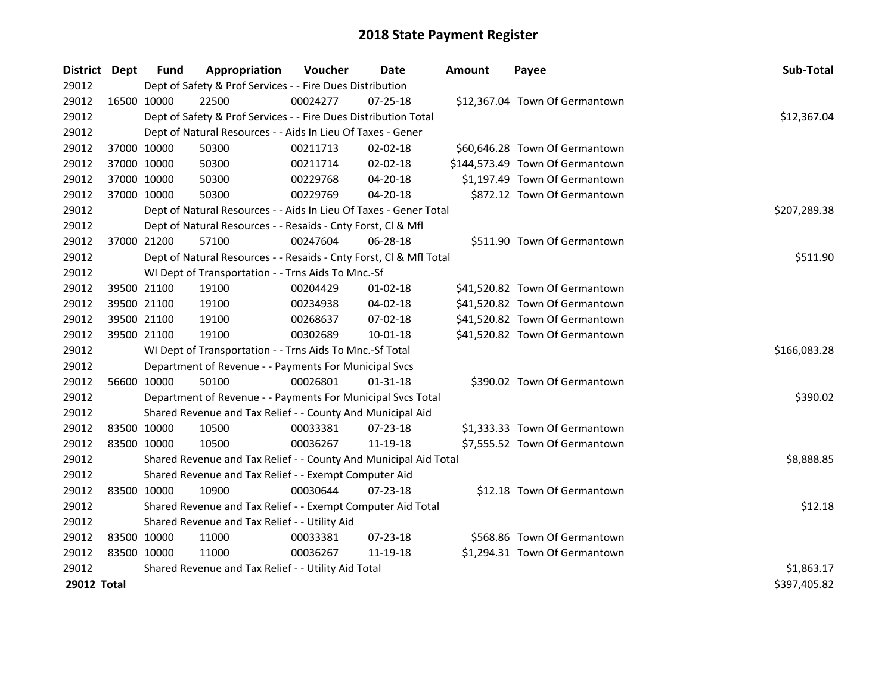# 2018 State Payment Register

| District | Dept | Fund | Appropriation | Voucher | Date | Amount | Payee | Sub-Total |
|---|---|---|---|---|---|---|---|---|
| 29012 | | Dept of Safety & Prof Services - - Fire Dues Distribution | | | | | | |
| 29012 | 16500 | 10000 | 22500 | 00024277 | 07-25-18 | $12,367.04 | Town Of Germantown | |
| 29012 | | Dept of Safety & Prof Services - - Fire Dues Distribution Total | | | | | | $12,367.04 |
| 29012 | | Dept of Natural Resources - - Aids In Lieu Of Taxes - Gener | | | | | | |
| 29012 | 37000 | 10000 | 50300 | 00211713 | 02-02-18 | $60,646.28 | Town Of Germantown | |
| 29012 | 37000 | 10000 | 50300 | 00211714 | 02-02-18 | $144,573.49 | Town Of Germantown | |
| 29012 | 37000 | 10000 | 50300 | 00229768 | 04-20-18 | $1,197.49 | Town Of Germantown | |
| 29012 | 37000 | 10000 | 50300 | 00229769 | 04-20-18 | $872.12 | Town Of Germantown | |
| 29012 | | Dept of Natural Resources - - Aids In Lieu Of Taxes - Gener Total | | | | | | $207,289.38 |
| 29012 | | Dept of Natural Resources - - Resaids - Cnty Forst, Cl & Mfl | | | | | | |
| 29012 | 37000 | 21200 | 57100 | 00247604 | 06-28-18 | $511.90 | Town Of Germantown | |
| 29012 | | Dept of Natural Resources - - Resaids - Cnty Forst, Cl & Mfl Total | | | | | | $511.90 |
| 29012 | | WI Dept of Transportation - - Trns Aids To Mnc.-Sf | | | | | | |
| 29012 | 39500 | 21100 | 19100 | 00204429 | 01-02-18 | $41,520.82 | Town Of Germantown | |
| 29012 | 39500 | 21100 | 19100 | 00234938 | 04-02-18 | $41,520.82 | Town Of Germantown | |
| 29012 | 39500 | 21100 | 19100 | 00268637 | 07-02-18 | $41,520.82 | Town Of Germantown | |
| 29012 | 39500 | 21100 | 19100 | 00302689 | 10-01-18 | $41,520.82 | Town Of Germantown | |
| 29012 | | WI Dept of Transportation - - Trns Aids To Mnc.-Sf Total | | | | | | $166,083.28 |
| 29012 | | Department of Revenue - - Payments For Municipal Svcs | | | | | | |
| 29012 | 56600 | 10000 | 50100 | 00026801 | 01-31-18 | $390.02 | Town Of Germantown | |
| 29012 | | Department of Revenue - - Payments For Municipal Svcs Total | | | | | | $390.02 |
| 29012 | | Shared Revenue and Tax Relief - - County And Municipal Aid | | | | | | |
| 29012 | 83500 | 10000 | 10500 | 00033381 | 07-23-18 | $1,333.33 | Town Of Germantown | |
| 29012 | 83500 | 10000 | 10500 | 00036267 | 11-19-18 | $7,555.52 | Town Of Germantown | |
| 29012 | | Shared Revenue and Tax Relief - - County And Municipal Aid Total | | | | | | $8,888.85 |
| 29012 | | Shared Revenue and Tax Relief - - Exempt Computer Aid | | | | | | |
| 29012 | 83500 | 10000 | 10900 | 00030644 | 07-23-18 | $12.18 | Town Of Germantown | |
| 29012 | | Shared Revenue and Tax Relief - - Exempt Computer Aid Total | | | | | | $12.18 |
| 29012 | | Shared Revenue and Tax Relief - - Utility Aid | | | | | | |
| 29012 | 83500 | 10000 | 11000 | 00033381 | 07-23-18 | $568.86 | Town Of Germantown | |
| 29012 | 83500 | 10000 | 11000 | 00036267 | 11-19-18 | $1,294.31 | Town Of Germantown | |
| 29012 | | Shared Revenue and Tax Relief - - Utility Aid Total | | | | | | $1,863.17 |
| **29012 Total** | | | | | | | | $397,405.82 |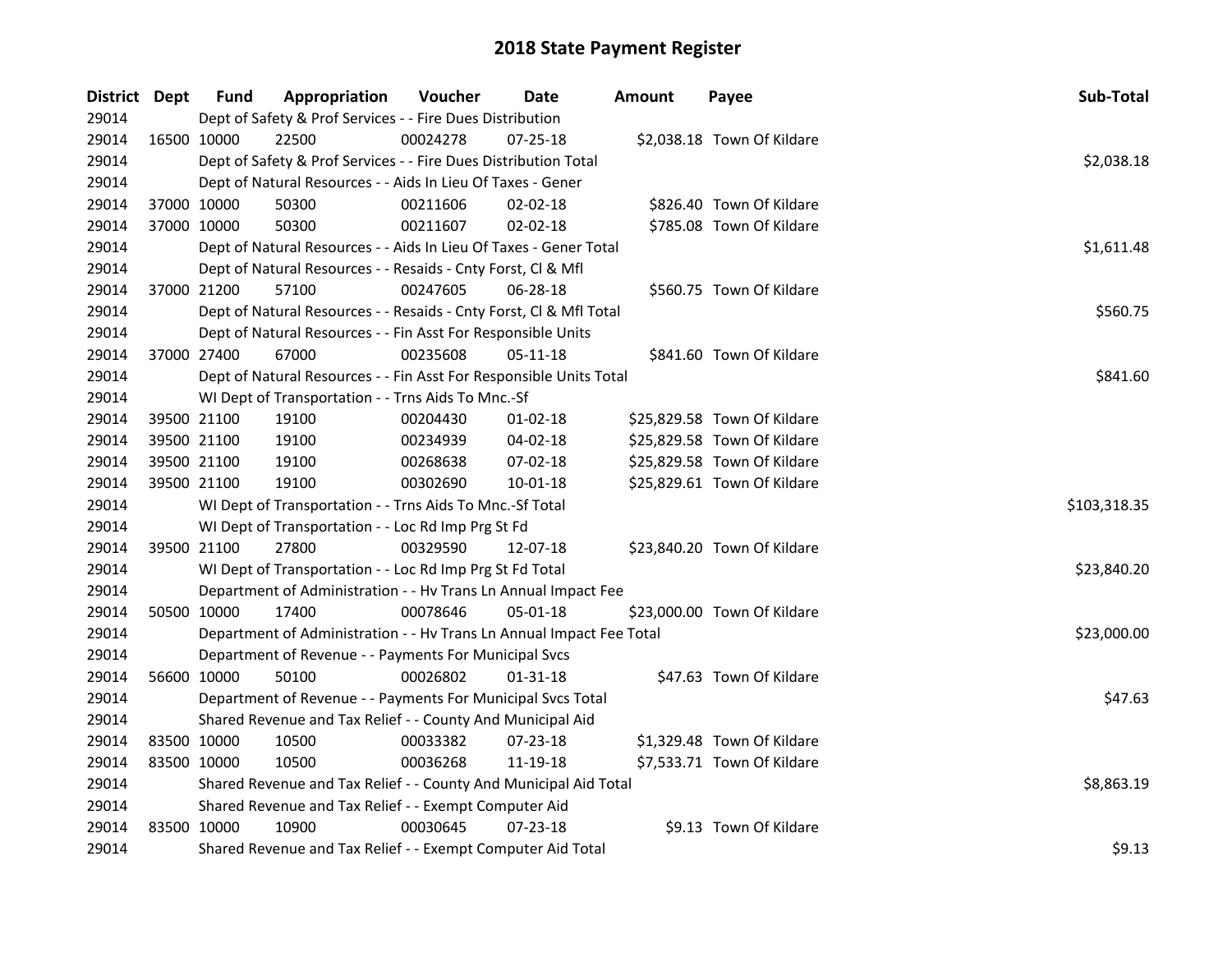# 2018 State Payment Register

| District | Dept | Fund | Appropriation | Voucher | Date | Amount | Payee | Sub-Total |
|---|---|---|---|---|---|---|---|---|
| 29014 | | Dept of Safety & Prof Services - - Fire Dues Distribution | | | | | | |
| 29014 | 16500 | 10000 | 22500 | 00024278 | 07-25-18 | $2,038.18 | Town Of Kildare | |
| 29014 | | Dept of Safety & Prof Services - - Fire Dues Distribution Total | | | | | | $2,038.18 |
| 29014 | | Dept of Natural Resources - - Aids In Lieu Of Taxes - Gener | | | | | | |
| 29014 | 37000 | 10000 | 50300 | 00211606 | 02-02-18 | $826.40 | Town Of Kildare | |
| 29014 | 37000 | 10000 | 50300 | 00211607 | 02-02-18 | $785.08 | Town Of Kildare | |
| 29014 | | Dept of Natural Resources - - Aids In Lieu Of Taxes - Gener Total | | | | | | $1,611.48 |
| 29014 | | Dept of Natural Resources - - Resaids - Cnty Forst, Cl & Mfl | | | | | | |
| 29014 | 37000 | 21200 | 57100 | 00247605 | 06-28-18 | $560.75 | Town Of Kildare | |
| 29014 | | Dept of Natural Resources - - Resaids - Cnty Forst, Cl & Mfl Total | | | | | | $560.75 |
| 29014 | | Dept of Natural Resources - - Fin Asst For Responsible Units | | | | | | |
| 29014 | 37000 | 27400 | 67000 | 00235608 | 05-11-18 | $841.60 | Town Of Kildare | |
| 29014 | | Dept of Natural Resources - - Fin Asst For Responsible Units Total | | | | | | $841.60 |
| 29014 | | WI Dept of Transportation - - Trns Aids To Mnc.-Sf | | | | | | |
| 29014 | 39500 | 21100 | 19100 | 00204430 | 01-02-18 | $25,829.58 | Town Of Kildare | |
| 29014 | 39500 | 21100 | 19100 | 00234939 | 04-02-18 | $25,829.58 | Town Of Kildare | |
| 29014 | 39500 | 21100 | 19100 | 00268638 | 07-02-18 | $25,829.58 | Town Of Kildare | |
| 29014 | 39500 | 21100 | 19100 | 00302690 | 10-01-18 | $25,829.61 | Town Of Kildare | |
| 29014 | | WI Dept of Transportation - - Trns Aids To Mnc.-Sf Total | | | | | | $103,318.35 |
| 29014 | | WI Dept of Transportation - - Loc Rd Imp Prg St Fd | | | | | | |
| 29014 | 39500 | 21100 | 27800 | 00329590 | 12-07-18 | $23,840.20 | Town Of Kildare | |
| 29014 | | WI Dept of Transportation - - Loc Rd Imp Prg St Fd Total | | | | | | $23,840.20 |
| 29014 | | Department of Administration - - Hv Trans Ln Annual Impact Fee | | | | | | |
| 29014 | 50500 | 10000 | 17400 | 00078646 | 05-01-18 | $23,000.00 | Town Of Kildare | |
| 29014 | | Department of Administration - - Hv Trans Ln Annual Impact Fee Total | | | | | | $23,000.00 |
| 29014 | | Department of Revenue - - Payments For Municipal Svcs | | | | | | |
| 29014 | 56600 | 10000 | 50100 | 00026802 | 01-31-18 | $47.63 | Town Of Kildare | |
| 29014 | | Department of Revenue - - Payments For Municipal Svcs Total | | | | | | $47.63 |
| 29014 | | Shared Revenue and Tax Relief - - County And Municipal Aid | | | | | | |
| 29014 | 83500 | 10000 | 10500 | 00033382 | 07-23-18 | $1,329.48 | Town Of Kildare | |
| 29014 | 83500 | 10000 | 10500 | 00036268 | 11-19-18 | $7,533.71 | Town Of Kildare | |
| 29014 | | Shared Revenue and Tax Relief - - County And Municipal Aid Total | | | | | | $8,863.19 |
| 29014 | | Shared Revenue and Tax Relief - - Exempt Computer Aid | | | | | | |
| 29014 | 83500 | 10000 | 10900 | 00030645 | 07-23-18 | $9.13 | Town Of Kildare | |
| 29014 | | Shared Revenue and Tax Relief - - Exempt Computer Aid Total | | | | | | $9.13 |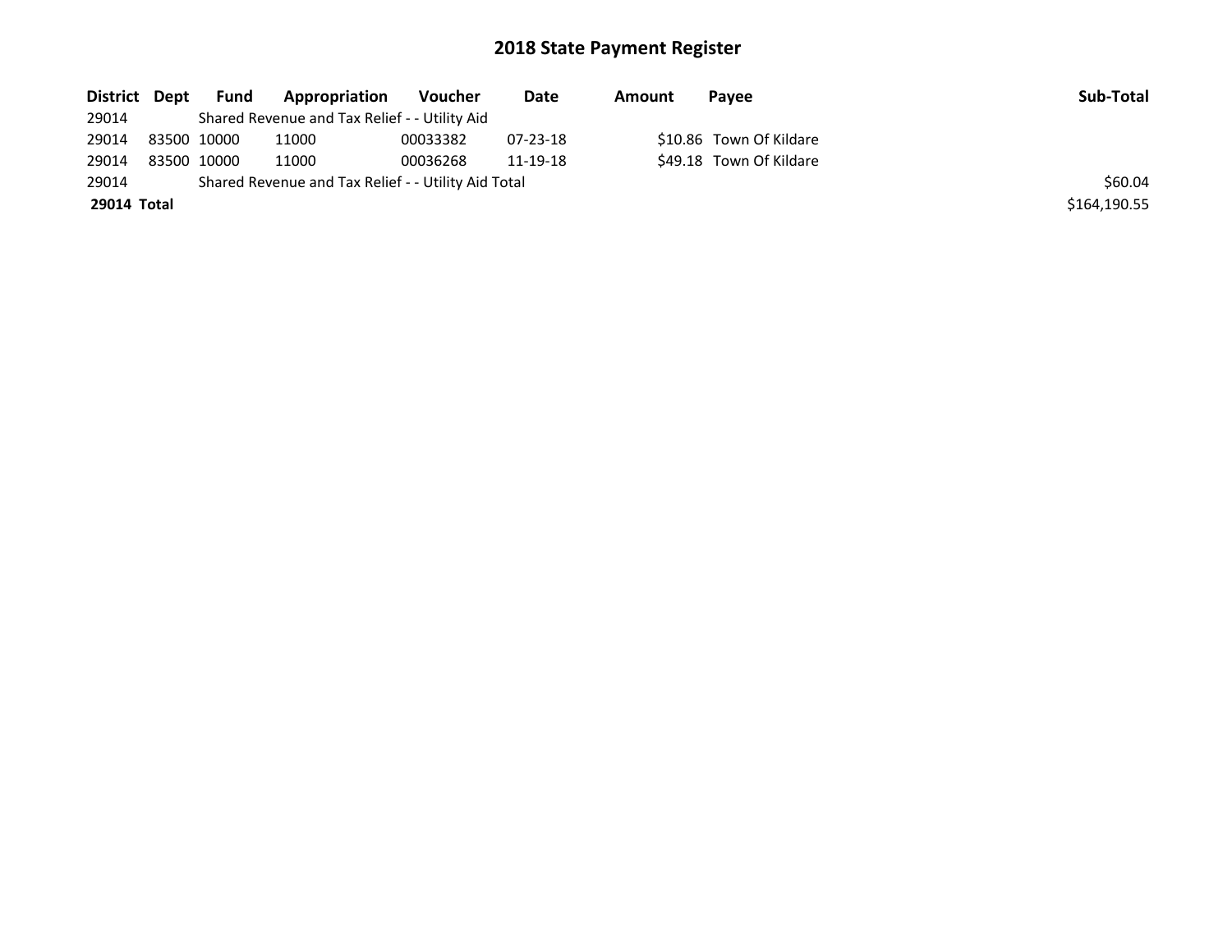# 2018 State Payment Register

| District | Dept | Fund | Appropriation | Voucher | Date | Amount | Payee | Sub-Total |
|---|---|---|---|---|---|---|---|---|
| 29014 | | Shared Revenue and Tax Relief - - Utility Aid | | | | | | |
| 29014 | 83500 | 10000 | 11000 | 00033382 | 07-23-18 | $10.86 | Town Of Kildare | |
| 29014 | 83500 | 10000 | 11000 | 00036268 | 11-19-18 | $49.18 | Town Of Kildare | |
| 29014 | | Shared Revenue and Tax Relief - - Utility Aid Total | | | | | | $60.04 |
| **29014 Total** | | | | | | | | $164,190.55 |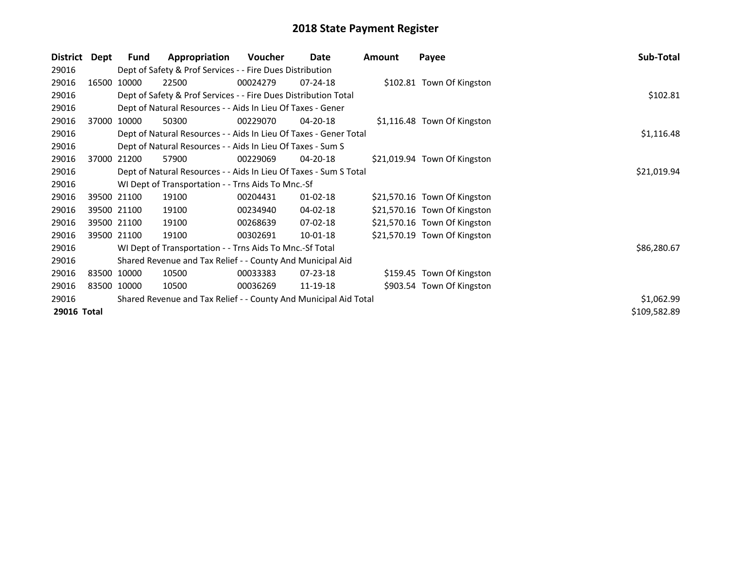# 2018 State Payment Register

| District | Dept | Fund | Appropriation | Voucher | Date | Amount | Payee | Sub-Total |
|---|---|---|---|---|---|---|---|---|
| 29016 | | Dept of Safety & Prof Services - - Fire Dues Distribution | | | | | | |
| 29016 | 16500 | 10000 | 22500 | 00024279 | 07-24-18 | $102.81 | Town Of Kingston | |
| 29016 | | Dept of Safety & Prof Services - - Fire Dues Distribution Total | | | | | | $102.81 |
| 29016 | | Dept of Natural Resources - - Aids In Lieu Of Taxes - Gener | | | | | | |
| 29016 | 37000 | 10000 | 50300 | 00229070 | 04-20-18 | $1,116.48 | Town Of Kingston | |
| 29016 | | Dept of Natural Resources - - Aids In Lieu Of Taxes - Gener Total | | | | | | $1,116.48 |
| 29016 | | Dept of Natural Resources - - Aids In Lieu Of Taxes - Sum S | | | | | | |
| 29016 | 37000 | 21200 | 57900 | 00229069 | 04-20-18 | $21,019.94 | Town Of Kingston | |
| 29016 | | Dept of Natural Resources - - Aids In Lieu Of Taxes - Sum S Total | | | | | | $21,019.94 |
| 29016 | | WI Dept of Transportation - - Trns Aids To Mnc.-Sf | | | | | | |
| 29016 | 39500 | 21100 | 19100 | 00204431 | 01-02-18 | $21,570.16 | Town Of Kingston | |
| 29016 | 39500 | 21100 | 19100 | 00234940 | 04-02-18 | $21,570.16 | Town Of Kingston | |
| 29016 | 39500 | 21100 | 19100 | 00268639 | 07-02-18 | $21,570.16 | Town Of Kingston | |
| 29016 | 39500 | 21100 | 19100 | 00302691 | 10-01-18 | $21,570.19 | Town Of Kingston | |
| 29016 | | WI Dept of Transportation - - Trns Aids To Mnc.-Sf Total | | | | | | $86,280.67 |
| 29016 | | Shared Revenue and Tax Relief - - County And Municipal Aid | | | | | | |
| 29016 | 83500 | 10000 | 10500 | 00033383 | 07-23-18 | $159.45 | Town Of Kingston | |
| 29016 | 83500 | 10000 | 10500 | 00036269 | 11-19-18 | $903.54 | Town Of Kingston | |
| 29016 | | Shared Revenue and Tax Relief - - County And Municipal Aid Total | | | | | | $1,062.99 |
| **29016 Total** | | | | | | | | $109,582.89 |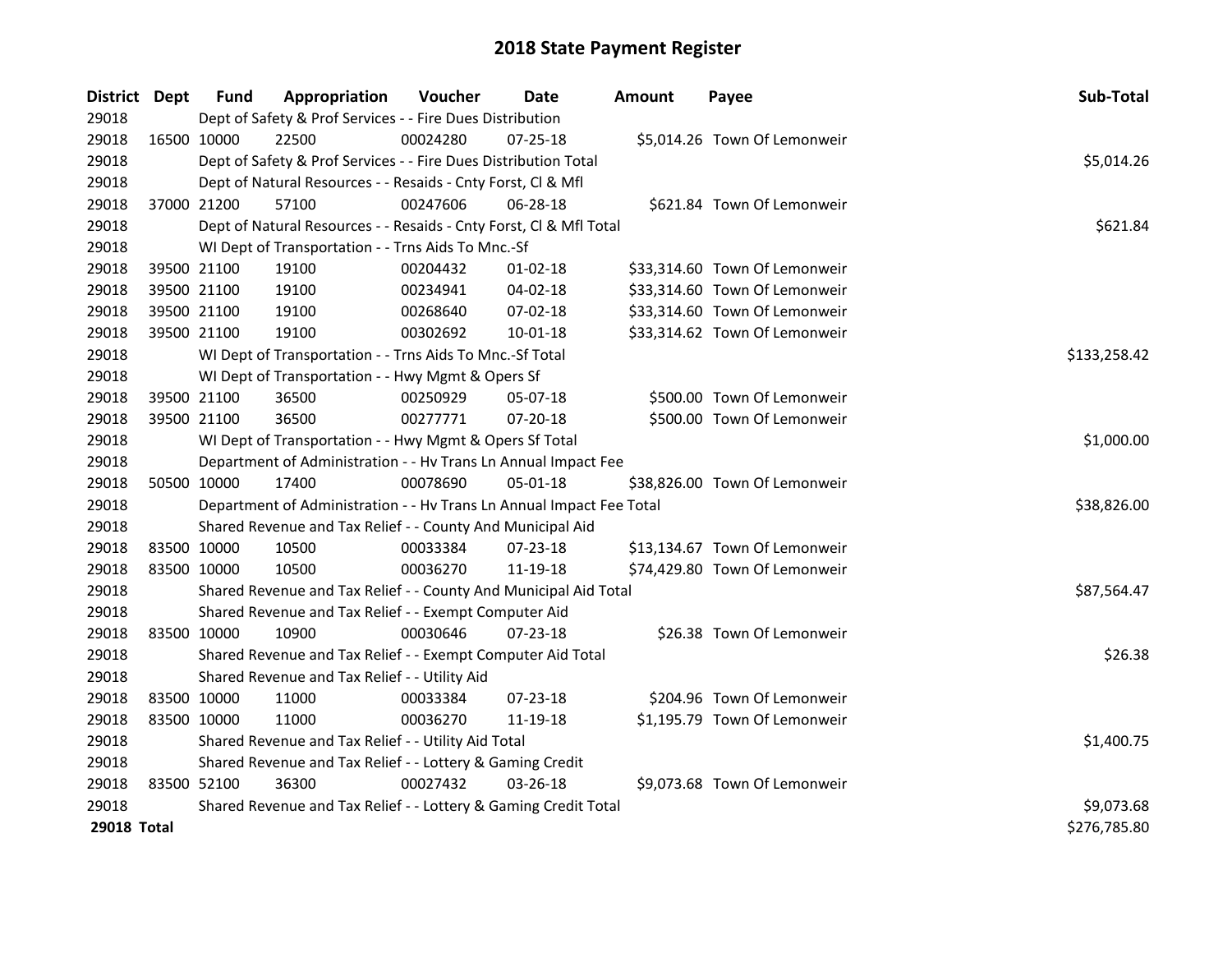# 2018 State Payment Register

| District | Dept | Fund | Appropriation | Voucher | Date | Amount | Payee | Sub-Total |
|---|---|---|---|---|---|---|---|---|
| 29018 | | Dept of Safety & Prof Services - - Fire Dues Distribution | | | | | | |
| 29018 | 16500 | 10000 | 22500 | 00024280 | 07-25-18 | $5,014.26 | Town Of Lemonweir | |
| 29018 | | Dept of Safety & Prof Services - - Fire Dues Distribution Total | | | | | | $5,014.26 |
| 29018 | | Dept of Natural Resources - - Resaids - Cnty Forst, Cl & Mfl | | | | | | |
| 29018 | 37000 | 21200 | 57100 | 00247606 | 06-28-18 | $621.84 | Town Of Lemonweir | |
| 29018 | | Dept of Natural Resources - - Resaids - Cnty Forst, Cl & Mfl Total | | | | | | $621.84 |
| 29018 | | WI Dept of Transportation - - Trns Aids To Mnc.-Sf | | | | | | |
| 29018 | 39500 | 21100 | 19100 | 00204432 | 01-02-18 | $33,314.60 | Town Of Lemonweir | |
| 29018 | 39500 | 21100 | 19100 | 00234941 | 04-02-18 | $33,314.60 | Town Of Lemonweir | |
| 29018 | 39500 | 21100 | 19100 | 00268640 | 07-02-18 | $33,314.60 | Town Of Lemonweir | |
| 29018 | 39500 | 21100 | 19100 | 00302692 | 10-01-18 | $33,314.62 | Town Of Lemonweir | |
| 29018 | | WI Dept of Transportation - - Trns Aids To Mnc.-Sf Total | | | | | | $133,258.42 |
| 29018 | | WI Dept of Transportation - - Hwy Mgmt & Opers Sf | | | | | | |
| 29018 | 39500 | 21100 | 36500 | 00250929 | 05-07-18 | $500.00 | Town Of Lemonweir | |
| 29018 | 39500 | 21100 | 36500 | 00277771 | 07-20-18 | $500.00 | Town Of Lemonweir | |
| 29018 | | WI Dept of Transportation - - Hwy Mgmt & Opers Sf Total | | | | | | $1,000.00 |
| 29018 | | Department of Administration - - Hv Trans Ln Annual Impact Fee | | | | | | |
| 29018 | 50500 | 10000 | 17400 | 00078690 | 05-01-18 | $38,826.00 | Town Of Lemonweir | |
| 29018 | | Department of Administration - - Hv Trans Ln Annual Impact Fee Total | | | | | | $38,826.00 |
| 29018 | | Shared Revenue and Tax Relief - - County And Municipal Aid | | | | | | |
| 29018 | 83500 | 10000 | 10500 | 00033384 | 07-23-18 | $13,134.67 | Town Of Lemonweir | |
| 29018 | 83500 | 10000 | 10500 | 00036270 | 11-19-18 | $74,429.80 | Town Of Lemonweir | |
| 29018 | | Shared Revenue and Tax Relief - - County And Municipal Aid Total | | | | | | $87,564.47 |
| 29018 | | Shared Revenue and Tax Relief - - Exempt Computer Aid | | | | | | |
| 29018 | 83500 | 10000 | 10900 | 00030646 | 07-23-18 | $26.38 | Town Of Lemonweir | |
| 29018 | | Shared Revenue and Tax Relief - - Exempt Computer Aid Total | | | | | | $26.38 |
| 29018 | | Shared Revenue and Tax Relief - - Utility Aid | | | | | | |
| 29018 | 83500 | 10000 | 11000 | 00033384 | 07-23-18 | $204.96 | Town Of Lemonweir | |
| 29018 | 83500 | 10000 | 11000 | 00036270 | 11-19-18 | $1,195.79 | Town Of Lemonweir | |
| 29018 | | Shared Revenue and Tax Relief - - Utility Aid Total | | | | | | $1,400.75 |
| 29018 | | Shared Revenue and Tax Relief - - Lottery & Gaming Credit | | | | | | |
| 29018 | 83500 | 52100 | 36300 | 00027432 | 03-26-18 | $9,073.68 | Town Of Lemonweir | |
| 29018 | | Shared Revenue and Tax Relief - - Lottery & Gaming Credit Total | | | | | | $9,073.68 |
| **29018 Total** | | | | | | | | $276,785.80 |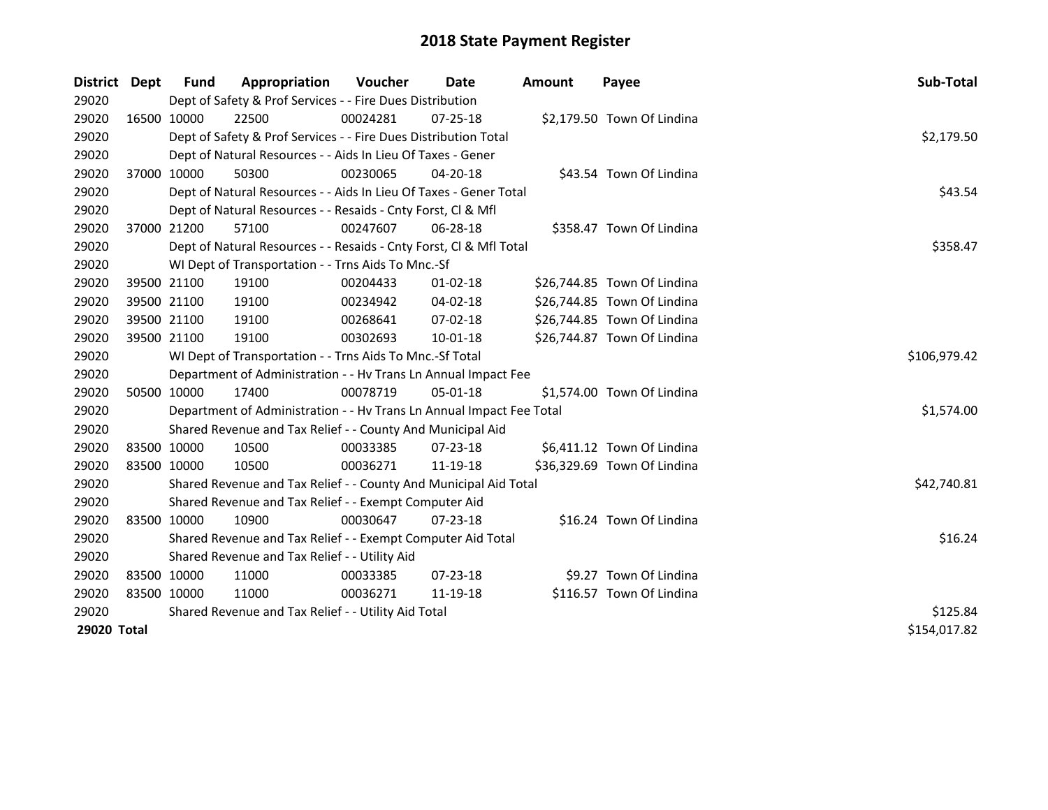# 2018 State Payment Register

| District | Dept | Fund | Appropriation | Voucher | Date | Amount | Payee | Sub-Total |
|---|---|---|---|---|---|---|---|---|
| 29020 | | Dept of Safety & Prof Services - - Fire Dues Distribution | | | | | | |
| 29020 | 16500 | 10000 | 22500 | 00024281 | 07-25-18 | $2,179.50 | Town Of Lindina | |
| 29020 | | Dept of Safety & Prof Services - - Fire Dues Distribution Total | | | | | | $2,179.50 |
| 29020 | | Dept of Natural Resources - - Aids In Lieu Of Taxes - Gener | | | | | | |
| 29020 | 37000 | 10000 | 50300 | 00230065 | 04-20-18 | $43.54 | Town Of Lindina | |
| 29020 | | Dept of Natural Resources - - Aids In Lieu Of Taxes - Gener Total | | | | | | $43.54 |
| 29020 | | Dept of Natural Resources - - Resaids - Cnty Forst, Cl & Mfl | | | | | | |
| 29020 | 37000 | 21200 | 57100 | 00247607 | 06-28-18 | $358.47 | Town Of Lindina | |
| 29020 | | Dept of Natural Resources - - Resaids - Cnty Forst, Cl & Mfl Total | | | | | | $358.47 |
| 29020 | | WI Dept of Transportation - - Trns Aids To Mnc.-Sf | | | | | | |
| 29020 | 39500 | 21100 | 19100 | 00204433 | 01-02-18 | $26,744.85 | Town Of Lindina | |
| 29020 | 39500 | 21100 | 19100 | 00234942 | 04-02-18 | $26,744.85 | Town Of Lindina | |
| 29020 | 39500 | 21100 | 19100 | 00268641 | 07-02-18 | $26,744.85 | Town Of Lindina | |
| 29020 | 39500 | 21100 | 19100 | 00302693 | 10-01-18 | $26,744.87 | Town Of Lindina | |
| 29020 | | WI Dept of Transportation - - Trns Aids To Mnc.-Sf Total | | | | | | $106,979.42 |
| 29020 | | Department of Administration - - Hv Trans Ln Annual Impact Fee | | | | | | |
| 29020 | 50500 | 10000 | 17400 | 00078719 | 05-01-18 | $1,574.00 | Town Of Lindina | |
| 29020 | | Department of Administration - - Hv Trans Ln Annual Impact Fee Total | | | | | | $1,574.00 |
| 29020 | | Shared Revenue and Tax Relief - - County And Municipal Aid | | | | | | |
| 29020 | 83500 | 10000 | 10500 | 00033385 | 07-23-18 | $6,411.12 | Town Of Lindina | |
| 29020 | 83500 | 10000 | 10500 | 00036271 | 11-19-18 | $36,329.69 | Town Of Lindina | |
| 29020 | | Shared Revenue and Tax Relief - - County And Municipal Aid Total | | | | | | $42,740.81 |
| 29020 | | Shared Revenue and Tax Relief - - Exempt Computer Aid | | | | | | |
| 29020 | 83500 | 10000 | 10900 | 00030647 | 07-23-18 | $16.24 | Town Of Lindina | |
| 29020 | | Shared Revenue and Tax Relief - - Exempt Computer Aid Total | | | | | | $16.24 |
| 29020 | | Shared Revenue and Tax Relief - - Utility Aid | | | | | | |
| 29020 | 83500 | 10000 | 11000 | 00033385 | 07-23-18 | $9.27 | Town Of Lindina | |
| 29020 | 83500 | 10000 | 11000 | 00036271 | 11-19-18 | $116.57 | Town Of Lindina | |
| 29020 | | Shared Revenue and Tax Relief - - Utility Aid Total | | | | | | $125.84 |
| **29020 Total** | | | | | | | | $154,017.82 |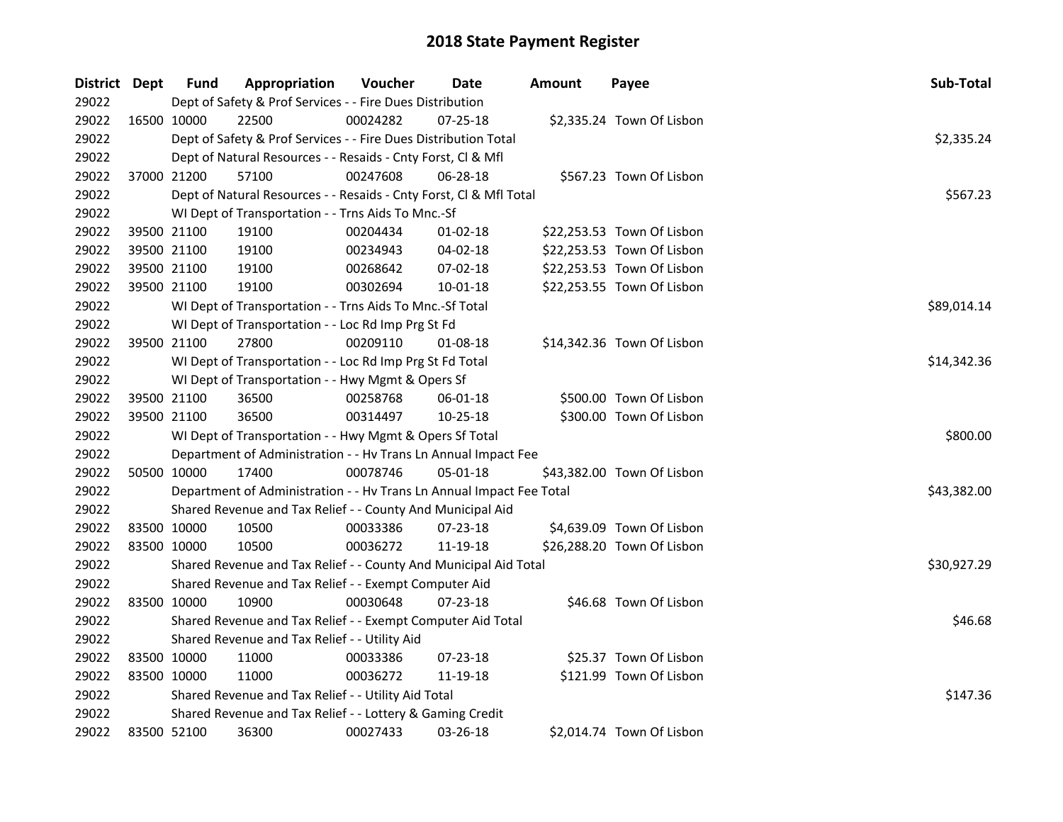# 2018 State Payment Register

| District | Dept | Fund | Appropriation | Voucher | Date | Amount | Payee | Sub-Total |
|---|---|---|---|---|---|---|---|---|
| 29022 | | Dept of Safety & Prof Services - - Fire Dues Distribution | | | | | | |
| 29022 | 16500 | 10000 | 22500 | 00024282 | 07-25-18 | $2,335.24 | Town Of Lisbon | |
| 29022 | | Dept of Safety & Prof Services - - Fire Dues Distribution Total | | | | | | $2,335.24 |
| 29022 | | Dept of Natural Resources - - Resaids - Cnty Forst, Cl & Mfl | | | | | | |
| 29022 | 37000 | 21200 | 57100 | 00247608 | 06-28-18 | $567.23 | Town Of Lisbon | |
| 29022 | | Dept of Natural Resources - - Resaids - Cnty Forst, Cl & Mfl Total | | | | | | $567.23 |
| 29022 | | WI Dept of Transportation - - Trns Aids To Mnc.-Sf | | | | | | |
| 29022 | 39500 | 21100 | 19100 | 00204434 | 01-02-18 | $22,253.53 | Town Of Lisbon | |
| 29022 | 39500 | 21100 | 19100 | 00234943 | 04-02-18 | $22,253.53 | Town Of Lisbon | |
| 29022 | 39500 | 21100 | 19100 | 00268642 | 07-02-18 | $22,253.53 | Town Of Lisbon | |
| 29022 | 39500 | 21100 | 19100 | 00302694 | 10-01-18 | $22,253.55 | Town Of Lisbon | |
| 29022 | | WI Dept of Transportation - - Trns Aids To Mnc.-Sf Total | | | | | | $89,014.14 |
| 29022 | | WI Dept of Transportation - - Loc Rd Imp Prg St Fd | | | | | | |
| 29022 | 39500 | 21100 | 27800 | 00209110 | 01-08-18 | $14,342.36 | Town Of Lisbon | |
| 29022 | | WI Dept of Transportation - - Loc Rd Imp Prg St Fd Total | | | | | | $14,342.36 |
| 29022 | | WI Dept of Transportation - - Hwy Mgmt & Opers Sf | | | | | | |
| 29022 | 39500 | 21100 | 36500 | 00258768 | 06-01-18 | $500.00 | Town Of Lisbon | |
| 29022 | 39500 | 21100 | 36500 | 00314497 | 10-25-18 | $300.00 | Town Of Lisbon | |
| 29022 | | WI Dept of Transportation - - Hwy Mgmt & Opers Sf Total | | | | | | $800.00 |
| 29022 | | Department of Administration - - Hv Trans Ln Annual Impact Fee | | | | | | |
| 29022 | 50500 | 10000 | 17400 | 00078746 | 05-01-18 | $43,382.00 | Town Of Lisbon | |
| 29022 | | Department of Administration - - Hv Trans Ln Annual Impact Fee Total | | | | | | $43,382.00 |
| 29022 | | Shared Revenue and Tax Relief - - County And Municipal Aid | | | | | | |
| 29022 | 83500 | 10000 | 10500 | 00033386 | 07-23-18 | $4,639.09 | Town Of Lisbon | |
| 29022 | 83500 | 10000 | 10500 | 00036272 | 11-19-18 | $26,288.20 | Town Of Lisbon | |
| 29022 | | Shared Revenue and Tax Relief - - County And Municipal Aid Total | | | | | | $30,927.29 |
| 29022 | | Shared Revenue and Tax Relief - - Exempt Computer Aid | | | | | | |
| 29022 | 83500 | 10000 | 10900 | 00030648 | 07-23-18 | $46.68 | Town Of Lisbon | |
| 29022 | | Shared Revenue and Tax Relief - - Exempt Computer Aid Total | | | | | | $46.68 |
| 29022 | | Shared Revenue and Tax Relief - - Utility Aid | | | | | | |
| 29022 | 83500 | 10000 | 11000 | 00033386 | 07-23-18 | $25.37 | Town Of Lisbon | |
| 29022 | 83500 | 10000 | 11000 | 00036272 | 11-19-18 | $121.99 | Town Of Lisbon | |
| 29022 | | Shared Revenue and Tax Relief - - Utility Aid Total | | | | | | $147.36 |
| 29022 | | Shared Revenue and Tax Relief - - Lottery & Gaming Credit | | | | | | |
| 29022 | 83500 | 52100 | 36300 | 00027433 | 03-26-18 | $2,014.74 | Town Of Lisbon | |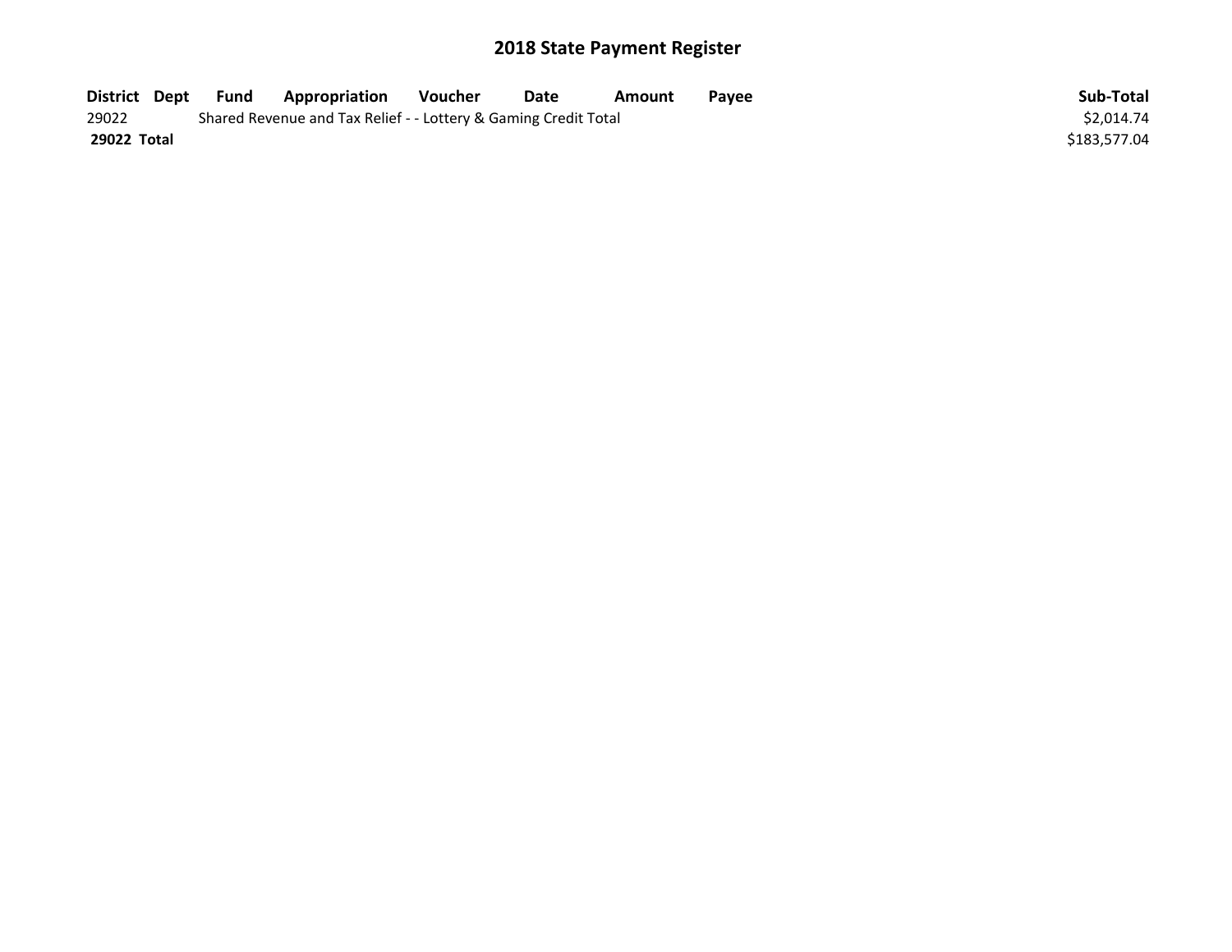# 2018 State Payment Register

| District | Dept | Fund | Appropriation | Voucher | Date | Amount | Payee | Sub-Total |
|---|---|---|---|---|---|---|---|---|
| 29022 | | Shared Revenue and Tax Relief - - Lottery & Gaming Credit Total | | | | | | $2,014.74 |
| **29022 Total** | | | | | | | | $183,577.04 |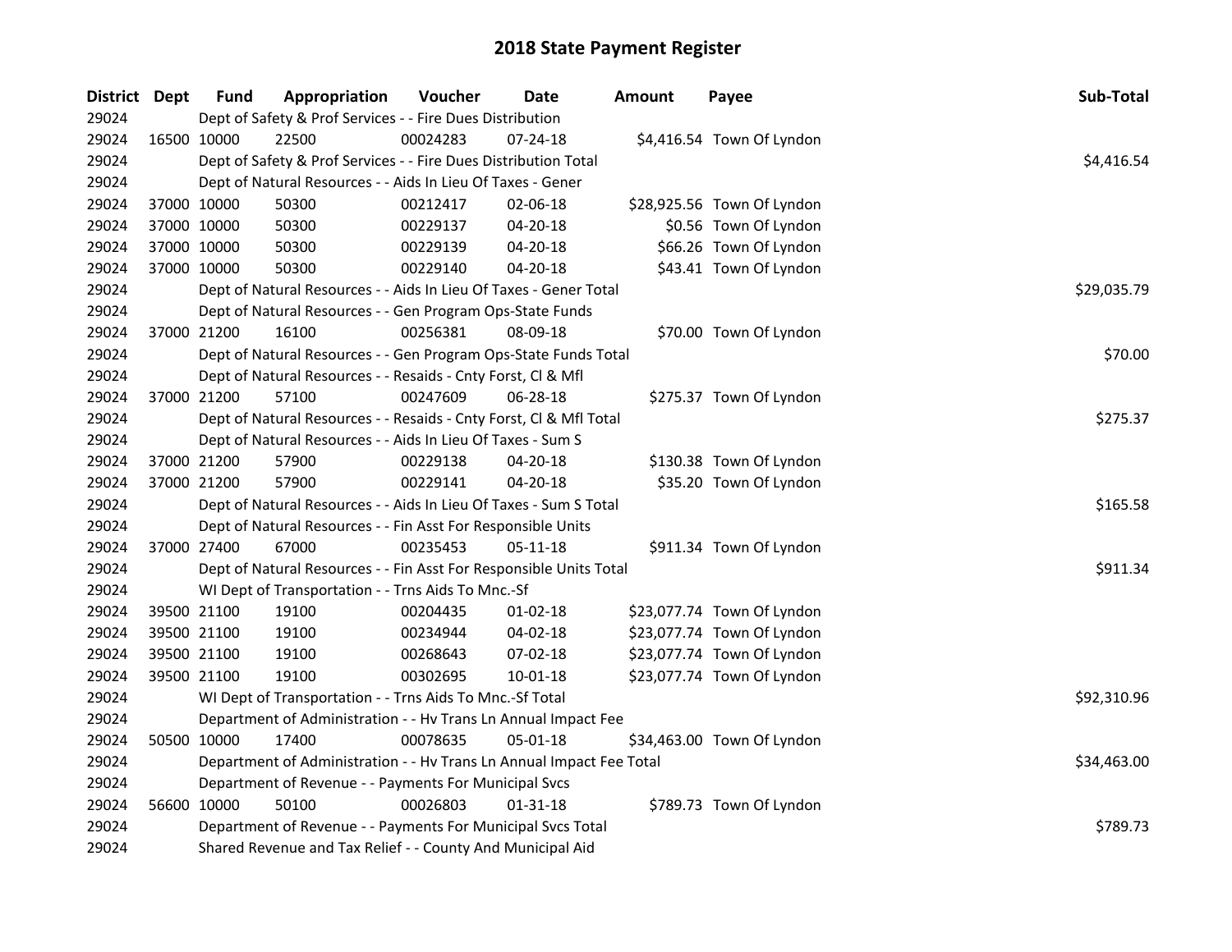# 2018 State Payment Register

| District | Dept | Fund | Appropriation | Voucher | Date | Amount | Payee | Sub-Total |
|---|---|---|---|---|---|---|---|---|
| 29024 | | Dept of Safety & Prof Services - - Fire Dues Distribution | | | | | | |
| 29024 | 16500 | 10000 | 22500 | 00024283 | 07-24-18 | $4,416.54 | Town Of Lyndon | |
| 29024 | | Dept of Safety & Prof Services - - Fire Dues Distribution Total | | | | | | $4,416.54 |
| 29024 | | Dept of Natural Resources - - Aids In Lieu Of Taxes - Gener | | | | | | |
| 29024 | 37000 | 10000 | 50300 | 00212417 | 02-06-18 | $28,925.56 | Town Of Lyndon | |
| 29024 | 37000 | 10000 | 50300 | 00229137 | 04-20-18 | $0.56 | Town Of Lyndon | |
| 29024 | 37000 | 10000 | 50300 | 00229139 | 04-20-18 | $66.26 | Town Of Lyndon | |
| 29024 | 37000 | 10000 | 50300 | 00229140 | 04-20-18 | $43.41 | Town Of Lyndon | |
| 29024 | | Dept of Natural Resources - - Aids In Lieu Of Taxes - Gener Total | | | | | | $29,035.79 |
| 29024 | | Dept of Natural Resources - - Gen Program Ops-State Funds | | | | | | |
| 29024 | 37000 | 21200 | 16100 | 00256381 | 08-09-18 | $70.00 | Town Of Lyndon | |
| 29024 | | Dept of Natural Resources - - Gen Program Ops-State Funds Total | | | | | | $70.00 |
| 29024 | | Dept of Natural Resources - - Resaids - Cnty Forst, Cl & Mfl | | | | | | |
| 29024 | 37000 | 21200 | 57100 | 00247609 | 06-28-18 | $275.37 | Town Of Lyndon | |
| 29024 | | Dept of Natural Resources - - Resaids - Cnty Forst, Cl & Mfl Total | | | | | | $275.37 |
| 29024 | | Dept of Natural Resources - - Aids In Lieu Of Taxes - Sum S | | | | | | |
| 29024 | 37000 | 21200 | 57900 | 00229138 | 04-20-18 | $130.38 | Town Of Lyndon | |
| 29024 | 37000 | 21200 | 57900 | 00229141 | 04-20-18 | $35.20 | Town Of Lyndon | |
| 29024 | | Dept of Natural Resources - - Aids In Lieu Of Taxes - Sum S Total | | | | | | $165.58 |
| 29024 | | Dept of Natural Resources - - Fin Asst For Responsible Units | | | | | | |
| 29024 | 37000 | 27400 | 67000 | 00235453 | 05-11-18 | $911.34 | Town Of Lyndon | |
| 29024 | | Dept of Natural Resources - - Fin Asst For Responsible Units Total | | | | | | $911.34 |
| 29024 | | WI Dept of Transportation - - Trns Aids To Mnc.-Sf | | | | | | |
| 29024 | 39500 | 21100 | 19100 | 00204435 | 01-02-18 | $23,077.74 | Town Of Lyndon | |
| 29024 | 39500 | 21100 | 19100 | 00234944 | 04-02-18 | $23,077.74 | Town Of Lyndon | |
| 29024 | 39500 | 21100 | 19100 | 00268643 | 07-02-18 | $23,077.74 | Town Of Lyndon | |
| 29024 | 39500 | 21100 | 19100 | 00302695 | 10-01-18 | $23,077.74 | Town Of Lyndon | |
| 29024 | | WI Dept of Transportation - - Trns Aids To Mnc.-Sf Total | | | | | | $92,310.96 |
| 29024 | | Department of Administration - - Hv Trans Ln Annual Impact Fee | | | | | | |
| 29024 | 50500 | 10000 | 17400 | 00078635 | 05-01-18 | $34,463.00 | Town Of Lyndon | |
| 29024 | | Department of Administration - - Hv Trans Ln Annual Impact Fee Total | | | | | | $34,463.00 |
| 29024 | | Department of Revenue - - Payments For Municipal Svcs | | | | | | |
| 29024 | 56600 | 10000 | 50100 | 00026803 | 01-31-18 | $789.73 | Town Of Lyndon | |
| 29024 | | Department of Revenue - - Payments For Municipal Svcs Total | | | | | | $789.73 |
| 29024 | | Shared Revenue and Tax Relief - - County And Municipal Aid | | | | | | |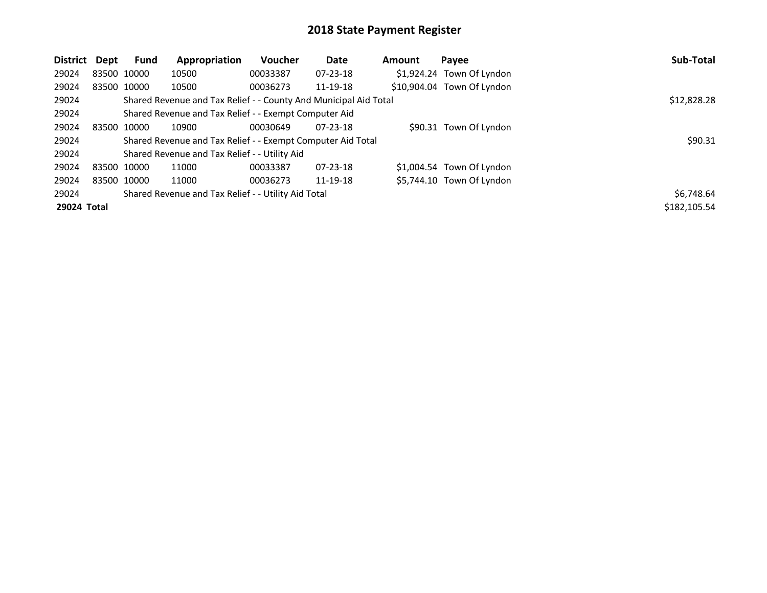# 2018 State Payment Register

| District | Dept | Fund | Appropriation | Voucher | Date | Amount | Payee | Sub-Total |
|---|---|---|---|---|---|---|---|---|
| 29024 | 83500 | 10000 | 10500 | 00033387 | 07-23-18 | $1,924.24 | Town Of Lyndon | |
| 29024 | 83500 | 10000 | 10500 | 00036273 | 11-19-18 | $10,904.04 | Town Of Lyndon | |
| 29024 | | Shared Revenue and Tax Relief - - County And Municipal Aid Total | | | | | | $12,828.28 |
| 29024 | | Shared Revenue and Tax Relief - - Exempt Computer Aid | | | | | | |
| 29024 | 83500 | 10000 | 10900 | 00030649 | 07-23-18 | $90.31 | Town Of Lyndon | |
| 29024 | | Shared Revenue and Tax Relief - - Exempt Computer Aid Total | | | | | | $90.31 |
| 29024 | | Shared Revenue and Tax Relief - - Utility Aid | | | | | | |
| 29024 | 83500 | 10000 | 11000 | 00033387 | 07-23-18 | $1,004.54 | Town Of Lyndon | |
| 29024 | 83500 | 10000 | 11000 | 00036273 | 11-19-18 | $5,744.10 | Town Of Lyndon | |
| 29024 | | Shared Revenue and Tax Relief - - Utility Aid Total | | | | | | $6,748.64 |
| **29024 Total** | | | | | | | | $182,105.54 |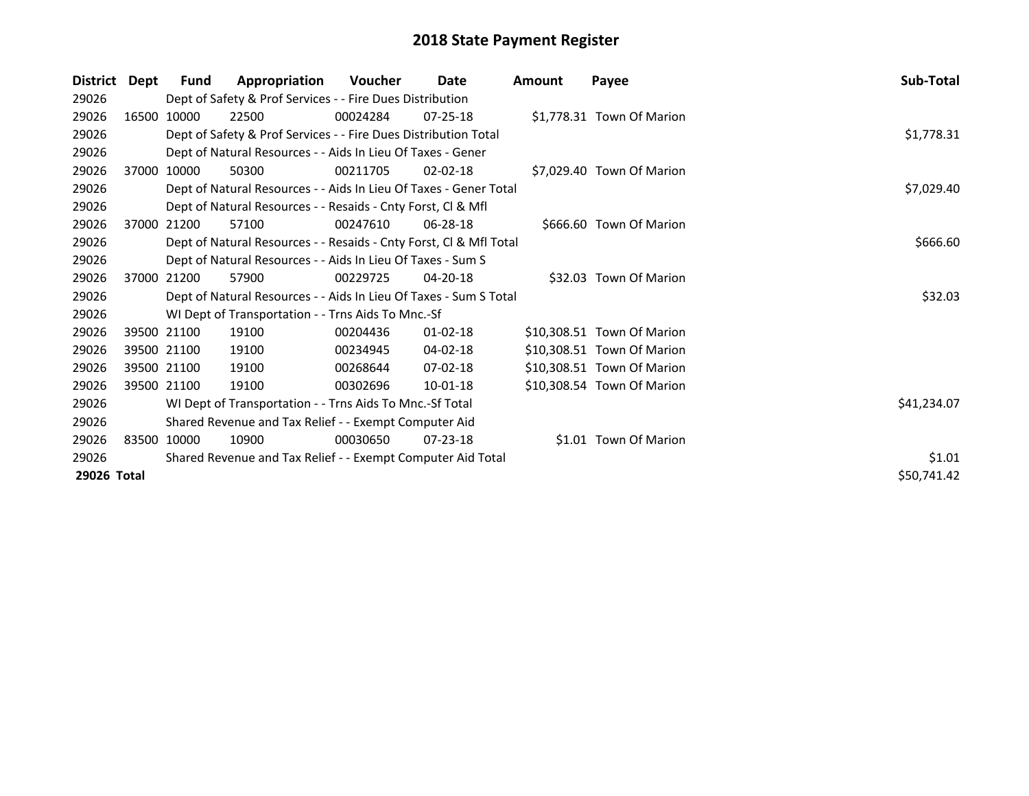# 2018 State Payment Register

| District | Dept | Fund | Appropriation | Voucher | Date | Amount | Payee | Sub-Total |
|---|---|---|---|---|---|---|---|---|
| 29026 | | Dept of Safety & Prof Services - - Fire Dues Distribution | | | | | | |
| 29026 | 16500 | 10000 | 22500 | 00024284 | 07-25-18 | $1,778.31 | Town Of Marion | |
| 29026 | | Dept of Safety & Prof Services - - Fire Dues Distribution Total | | | | | | $1,778.31 |
| 29026 | | Dept of Natural Resources - - Aids In Lieu Of Taxes - Gener | | | | | | |
| 29026 | 37000 | 10000 | 50300 | 00211705 | 02-02-18 | $7,029.40 | Town Of Marion | |
| 29026 | | Dept of Natural Resources - - Aids In Lieu Of Taxes - Gener Total | | | | | | $7,029.40 |
| 29026 | | Dept of Natural Resources - - Resaids - Cnty Forst, Cl & Mfl | | | | | | |
| 29026 | 37000 | 21200 | 57100 | 00247610 | 06-28-18 | $666.60 | Town Of Marion | |
| 29026 | | Dept of Natural Resources - - Resaids - Cnty Forst, Cl & Mfl Total | | | | | | $666.60 |
| 29026 | | Dept of Natural Resources - - Aids In Lieu Of Taxes - Sum S | | | | | | |
| 29026 | 37000 | 21200 | 57900 | 00229725 | 04-20-18 | $32.03 | Town Of Marion | |
| 29026 | | Dept of Natural Resources - - Aids In Lieu Of Taxes - Sum S Total | | | | | | $32.03 |
| 29026 | | WI Dept of Transportation - - Trns Aids To Mnc.-Sf | | | | | | |
| 29026 | 39500 | 21100 | 19100 | 00204436 | 01-02-18 | $10,308.51 | Town Of Marion | |
| 29026 | 39500 | 21100 | 19100 | 00234945 | 04-02-18 | $10,308.51 | Town Of Marion | |
| 29026 | 39500 | 21100 | 19100 | 00268644 | 07-02-18 | $10,308.51 | Town Of Marion | |
| 29026 | 39500 | 21100 | 19100 | 00302696 | 10-01-18 | $10,308.54 | Town Of Marion | |
| 29026 | | WI Dept of Transportation - - Trns Aids To Mnc.-Sf Total | | | | | | $41,234.07 |
| 29026 | | Shared Revenue and Tax Relief - - Exempt Computer Aid | | | | | | |
| 29026 | 83500 | 10000 | 10900 | 00030650 | 07-23-18 | $1.01 | Town Of Marion | |
| 29026 | | Shared Revenue and Tax Relief - - Exempt Computer Aid Total | | | | | | $1.01 |
| **29026 Total** | | | | | | | | $50,741.42 |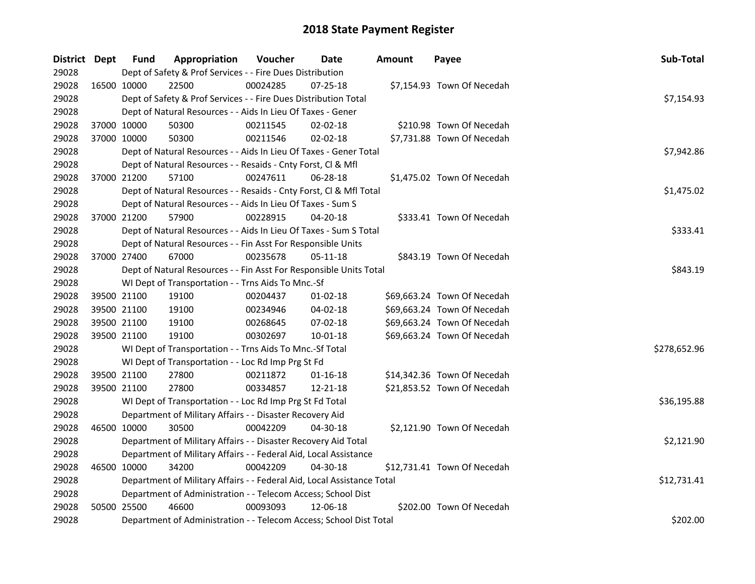# 2018 State Payment Register

| District | Dept | Fund | Appropriation | Voucher | Date | Amount | Payee | Sub-Total |
|---|---|---|---|---|---|---|---|---|
| 29028 | | Dept of Safety & Prof Services - - Fire Dues Distribution | | | | | | |
| 29028 | 16500 | 10000 | 22500 | 00024285 | 07-25-18 | $7,154.93 | Town Of Necedah | |
| 29028 | | Dept of Safety & Prof Services - - Fire Dues Distribution Total | | | | | | $7,154.93 |
| 29028 | | Dept of Natural Resources - - Aids In Lieu Of Taxes - Gener | | | | | | |
| 29028 | 37000 | 10000 | 50300 | 00211545 | 02-02-18 | $210.98 | Town Of Necedah | |
| 29028 | 37000 | 10000 | 50300 | 00211546 | 02-02-18 | $7,731.88 | Town Of Necedah | |
| 29028 | | Dept of Natural Resources - - Aids In Lieu Of Taxes - Gener Total | | | | | | $7,942.86 |
| 29028 | | Dept of Natural Resources - - Resaids - Cnty Forst, Cl & Mfl | | | | | | |
| 29028 | 37000 | 21200 | 57100 | 00247611 | 06-28-18 | $1,475.02 | Town Of Necedah | |
| 29028 | | Dept of Natural Resources - - Resaids - Cnty Forst, Cl & Mfl Total | | | | | | $1,475.02 |
| 29028 | | Dept of Natural Resources - - Aids In Lieu Of Taxes - Sum S | | | | | | |
| 29028 | 37000 | 21200 | 57900 | 00228915 | 04-20-18 | $333.41 | Town Of Necedah | |
| 29028 | | Dept of Natural Resources - - Aids In Lieu Of Taxes - Sum S Total | | | | | | $333.41 |
| 29028 | | Dept of Natural Resources - - Fin Asst For Responsible Units | | | | | | |
| 29028 | 37000 | 27400 | 67000 | 00235678 | 05-11-18 | $843.19 | Town Of Necedah | |
| 29028 | | Dept of Natural Resources - - Fin Asst For Responsible Units Total | | | | | | $843.19 |
| 29028 | | WI Dept of Transportation - - Trns Aids To Mnc.-Sf | | | | | | |
| 29028 | 39500 | 21100 | 19100 | 00204437 | 01-02-18 | $69,663.24 | Town Of Necedah | |
| 29028 | 39500 | 21100 | 19100 | 00234946 | 04-02-18 | $69,663.24 | Town Of Necedah | |
| 29028 | 39500 | 21100 | 19100 | 00268645 | 07-02-18 | $69,663.24 | Town Of Necedah | |
| 29028 | 39500 | 21100 | 19100 | 00302697 | 10-01-18 | $69,663.24 | Town Of Necedah | |
| 29028 | | WI Dept of Transportation - - Trns Aids To Mnc.-Sf Total | | | | | | $278,652.96 |
| 29028 | | WI Dept of Transportation - - Loc Rd Imp Prg St Fd | | | | | | |
| 29028 | 39500 | 21100 | 27800 | 00211872 | 01-16-18 | $14,342.36 | Town Of Necedah | |
| 29028 | 39500 | 21100 | 27800 | 00334857 | 12-21-18 | $21,853.52 | Town Of Necedah | |
| 29028 | | WI Dept of Transportation - - Loc Rd Imp Prg St Fd Total | | | | | | $36,195.88 |
| 29028 | | Department of Military Affairs - - Disaster Recovery Aid | | | | | | |
| 29028 | 46500 | 10000 | 30500 | 00042209 | 04-30-18 | $2,121.90 | Town Of Necedah | |
| 29028 | | Department of Military Affairs - - Disaster Recovery Aid Total | | | | | | $2,121.90 |
| 29028 | | Department of Military Affairs - - Federal Aid, Local Assistance | | | | | | |
| 29028 | 46500 | 10000 | 34200 | 00042209 | 04-30-18 | $12,731.41 | Town Of Necedah | |
| 29028 | | Department of Military Affairs - - Federal Aid, Local Assistance Total | | | | | | $12,731.41 |
| 29028 | | Department of Administration - - Telecom Access; School Dist | | | | | | |
| 29028 | 50500 | 25500 | 46600 | 00093093 | 12-06-18 | $202.00 | Town Of Necedah | |
| 29028 | | Department of Administration - - Telecom Access; School Dist Total | | | | | | $202.00 |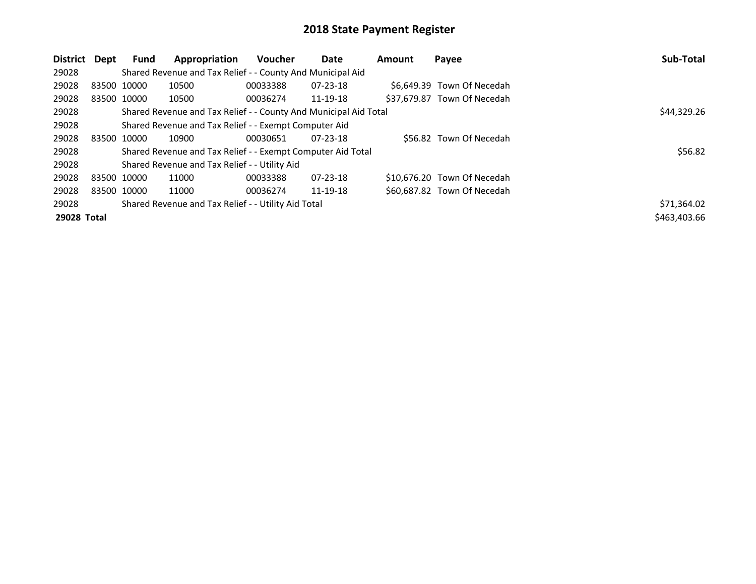# 2018 State Payment Register

| District | Dept | Fund | Appropriation | Voucher | Date | Amount | Payee | Sub-Total |
| --- | --- | --- | --- | --- | --- | --- | --- | --- |
| 29028 | | Shared Revenue and Tax Relief - - County And Municipal Aid | | | | | | |
| 29028 | 83500 | 10000 | 10500 | 00033388 | 07-23-18 | $6,649.39 | Town Of Necedah | |
| 29028 | 83500 | 10000 | 10500 | 00036274 | 11-19-18 | $37,679.87 | Town Of Necedah | |
| 29028 | | Shared Revenue and Tax Relief - - County And Municipal Aid Total | | | | | | $44,329.26 |
| 29028 | | Shared Revenue and Tax Relief - - Exempt Computer Aid | | | | | | |
| 29028 | 83500 | 10000 | 10900 | 00030651 | 07-23-18 | $56.82 | Town Of Necedah | |
| 29028 | | Shared Revenue and Tax Relief - - Exempt Computer Aid Total | | | | | | $56.82 |
| 29028 | | Shared Revenue and Tax Relief - - Utility Aid | | | | | | |
| 29028 | 83500 | 10000 | 11000 | 00033388 | 07-23-18 | $10,676.20 | Town Of Necedah | |
| 29028 | 83500 | 10000 | 11000 | 00036274 | 11-19-18 | $60,687.82 | Town Of Necedah | |
| 29028 | | Shared Revenue and Tax Relief - - Utility Aid Total | | | | | | $71,364.02 |
| **29028 Total** | | | | | | | | $463,403.66 |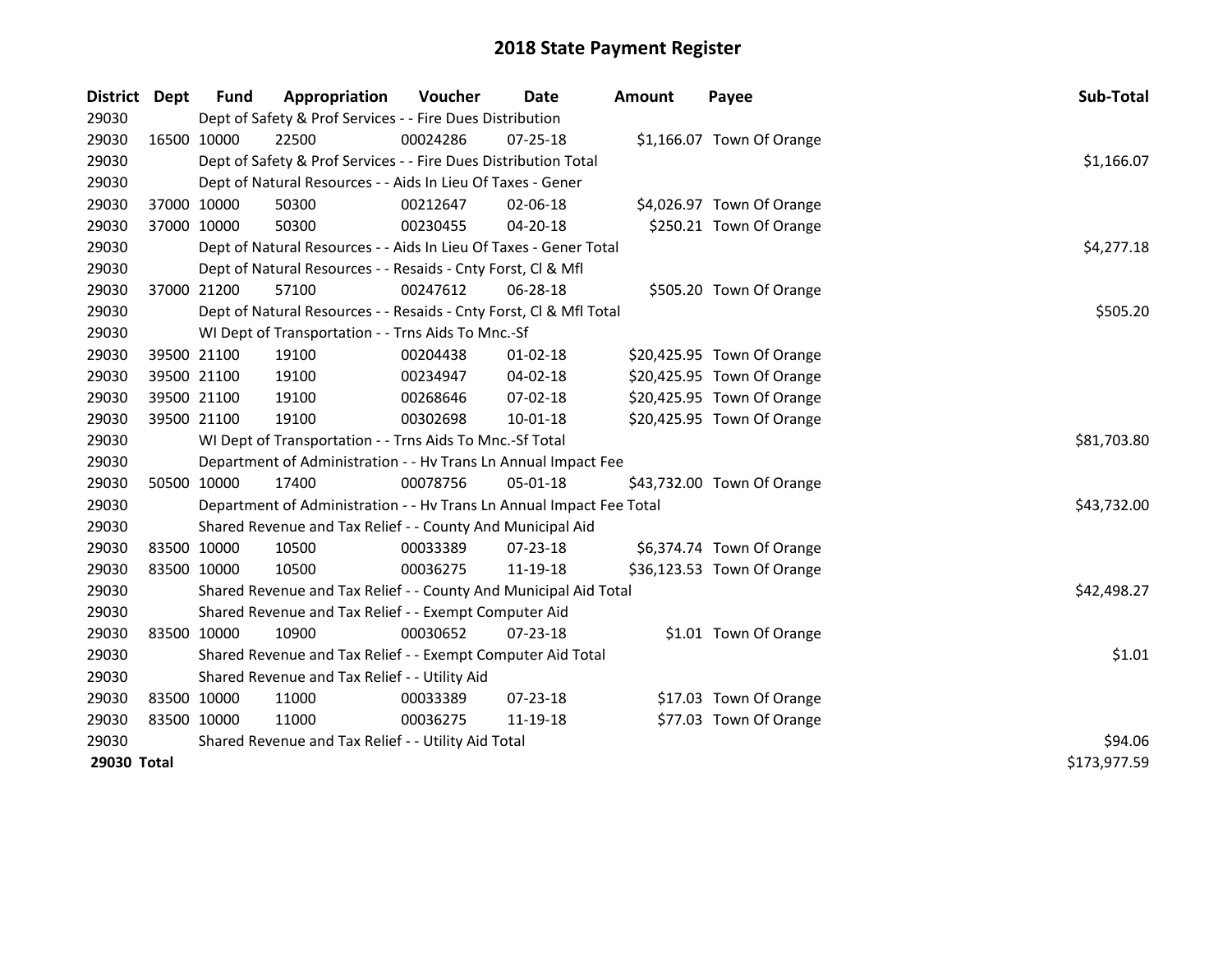# 2018 State Payment Register

| District | Dept | Fund | Appropriation | Voucher | Date | Amount | Payee | Sub-Total |
|---|---|---|---|---|---|---|---|---|
| 29030 | Dept of Safety & Prof Services - - Fire Dues Distribution | | | | | | | |
| 29030 | 16500 | 10000 | 22500 | 00024286 | 07-25-18 | $1,166.07 | Town Of Orange | |
| 29030 | Dept of Safety & Prof Services - - Fire Dues Distribution Total | | | | | | | $1,166.07 |
| 29030 | Dept of Natural Resources - - Aids In Lieu Of Taxes - Gener | | | | | | | |
| 29030 | 37000 | 10000 | 50300 | 00212647 | 02-06-18 | $4,026.97 | Town Of Orange | |
| 29030 | 37000 | 10000 | 50300 | 00230455 | 04-20-18 | $250.21 | Town Of Orange | |
| 29030 | Dept of Natural Resources - - Aids In Lieu Of Taxes - Gener Total | | | | | | | $4,277.18 |
| 29030 | Dept of Natural Resources - - Resaids - Cnty Forst, Cl & Mfl | | | | | | | |
| 29030 | 37000 | 21200 | 57100 | 00247612 | 06-28-18 | $505.20 | Town Of Orange | |
| 29030 | Dept of Natural Resources - - Resaids - Cnty Forst, Cl & Mfl Total | | | | | | | $505.20 |
| 29030 | WI Dept of Transportation - - Trns Aids To Mnc.-Sf | | | | | | | |
| 29030 | 39500 | 21100 | 19100 | 00204438 | 01-02-18 | $20,425.95 | Town Of Orange | |
| 29030 | 39500 | 21100 | 19100 | 00234947 | 04-02-18 | $20,425.95 | Town Of Orange | |
| 29030 | 39500 | 21100 | 19100 | 00268646 | 07-02-18 | $20,425.95 | Town Of Orange | |
| 29030 | 39500 | 21100 | 19100 | 00302698 | 10-01-18 | $20,425.95 | Town Of Orange | |
| 29030 | WI Dept of Transportation - - Trns Aids To Mnc.-Sf Total | | | | | | | $81,703.80 |
| 29030 | Department of Administration - - Hv Trans Ln Annual Impact Fee | | | | | | | |
| 29030 | 50500 | 10000 | 17400 | 00078756 | 05-01-18 | $43,732.00 | Town Of Orange | |
| 29030 | Department of Administration - - Hv Trans Ln Annual Impact Fee Total | | | | | | | $43,732.00 |
| 29030 | Shared Revenue and Tax Relief - - County And Municipal Aid | | | | | | | |
| 29030 | 83500 | 10000 | 10500 | 00033389 | 07-23-18 | $6,374.74 | Town Of Orange | |
| 29030 | 83500 | 10000 | 10500 | 00036275 | 11-19-18 | $36,123.53 | Town Of Orange | |
| 29030 | Shared Revenue and Tax Relief - - County And Municipal Aid Total | | | | | | | $42,498.27 |
| 29030 | Shared Revenue and Tax Relief - - Exempt Computer Aid | | | | | | | |
| 29030 | 83500 | 10000 | 10900 | 00030652 | 07-23-18 | $1.01 | Town Of Orange | |
| 29030 | Shared Revenue and Tax Relief - - Exempt Computer Aid Total | | | | | | | $1.01 |
| 29030 | Shared Revenue and Tax Relief - - Utility Aid | | | | | | | |
| 29030 | 83500 | 10000 | 11000 | 00033389 | 07-23-18 | $17.03 | Town Of Orange | |
| 29030 | 83500 | 10000 | 11000 | 00036275 | 11-19-18 | $77.03 | Town Of Orange | |
| 29030 | Shared Revenue and Tax Relief - - Utility Aid Total | | | | | | | $94.06 |
| **29030 Total** | | | | | | | | $173,977.59 |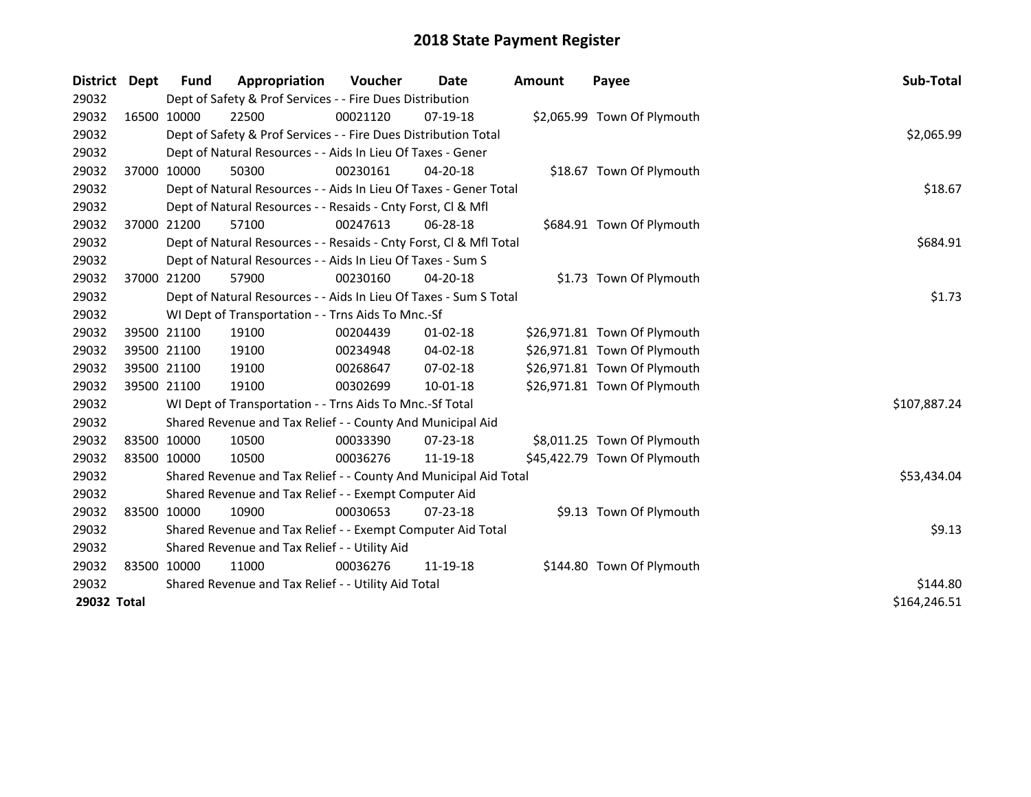# 2018 State Payment Register

| District | Dept | Fund | Appropriation | Voucher | Date | Amount | Payee | Sub-Total |
|---|---|---|---|---|---|---|---|---|
| 29032 | | Dept of Safety & Prof Services - - Fire Dues Distribution | | | | | | |
| 29032 | 16500 | 10000 | 22500 | 00021120 | 07-19-18 | $2,065.99 | Town Of Plymouth | |
| 29032 | | Dept of Safety & Prof Services - - Fire Dues Distribution Total | | | | | | $2,065.99 |
| 29032 | | Dept of Natural Resources - - Aids In Lieu Of Taxes - Gener | | | | | | |
| 29032 | 37000 | 10000 | 50300 | 00230161 | 04-20-18 | $18.67 | Town Of Plymouth | |
| 29032 | | Dept of Natural Resources - - Aids In Lieu Of Taxes - Gener Total | | | | | | $18.67 |
| 29032 | | Dept of Natural Resources - - Resaids - Cnty Forst, Cl & Mfl | | | | | | |
| 29032 | 37000 | 21200 | 57100 | 00247613 | 06-28-18 | $684.91 | Town Of Plymouth | |
| 29032 | | Dept of Natural Resources - - Resaids - Cnty Forst, Cl & Mfl Total | | | | | | $684.91 |
| 29032 | | Dept of Natural Resources - - Aids In Lieu Of Taxes - Sum S | | | | | | |
| 29032 | 37000 | 21200 | 57900 | 00230160 | 04-20-18 | $1.73 | Town Of Plymouth | |
| 29032 | | Dept of Natural Resources - - Aids In Lieu Of Taxes - Sum S Total | | | | | | $1.73 |
| 29032 | | WI Dept of Transportation - - Trns Aids To Mnc.-Sf | | | | | | |
| 29032 | 39500 | 21100 | 19100 | 00204439 | 01-02-18 | $26,971.81 | Town Of Plymouth | |
| 29032 | 39500 | 21100 | 19100 | 00234948 | 04-02-18 | $26,971.81 | Town Of Plymouth | |
| 29032 | 39500 | 21100 | 19100 | 00268647 | 07-02-18 | $26,971.81 | Town Of Plymouth | |
| 29032 | 39500 | 21100 | 19100 | 00302699 | 10-01-18 | $26,971.81 | Town Of Plymouth | |
| 29032 | | WI Dept of Transportation - - Trns Aids To Mnc.-Sf Total | | | | | | $107,887.24 |
| 29032 | | Shared Revenue and Tax Relief - - County And Municipal Aid | | | | | | |
| 29032 | 83500 | 10000 | 10500 | 00033390 | 07-23-18 | $8,011.25 | Town Of Plymouth | |
| 29032 | 83500 | 10000 | 10500 | 00036276 | 11-19-18 | $45,422.79 | Town Of Plymouth | |
| 29032 | | Shared Revenue and Tax Relief - - County And Municipal Aid Total | | | | | | $53,434.04 |
| 29032 | | Shared Revenue and Tax Relief - - Exempt Computer Aid | | | | | | |
| 29032 | 83500 | 10000 | 10900 | 00030653 | 07-23-18 | $9.13 | Town Of Plymouth | |
| 29032 | | Shared Revenue and Tax Relief - - Exempt Computer Aid Total | | | | | | $9.13 |
| 29032 | | Shared Revenue and Tax Relief - - Utility Aid | | | | | | |
| 29032 | 83500 | 10000 | 11000 | 00036276 | 11-19-18 | $144.80 | Town Of Plymouth | |
| 29032 | | Shared Revenue and Tax Relief - - Utility Aid Total | | | | | | $144.80 |
| **29032 Total** | | | | | | | | $164,246.51 |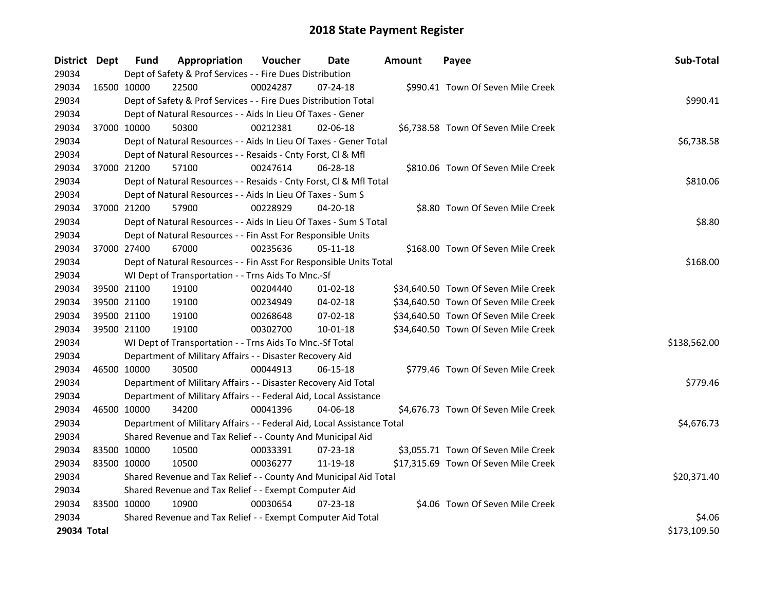# 2018 State Payment Register

| District | Dept | Fund | Appropriation | Voucher | Date | Amount | Payee | Sub-Total |
|---|---|---|---|---|---|---|---|---|
| 29034 | | Dept of Safety & Prof Services - - Fire Dues Distribution | | | | | | |
| 29034 | 16500 | 10000 | 22500 | 00024287 | 07-24-18 | $990.41 | Town Of Seven Mile Creek | |
| 29034 | | Dept of Safety & Prof Services - - Fire Dues Distribution Total | | | | | | $990.41 |
| 29034 | | Dept of Natural Resources - - Aids In Lieu Of Taxes - Gener | | | | | | |
| 29034 | 37000 | 10000 | 50300 | 00212381 | 02-06-18 | $6,738.58 | Town Of Seven Mile Creek | |
| 29034 | | Dept of Natural Resources - - Aids In Lieu Of Taxes - Gener Total | | | | | | $6,738.58 |
| 29034 | | Dept of Natural Resources - - Resaids - Cnty Forst, Cl & Mfl | | | | | | |
| 29034 | 37000 | 21200 | 57100 | 00247614 | 06-28-18 | $810.06 | Town Of Seven Mile Creek | |
| 29034 | | Dept of Natural Resources - - Resaids - Cnty Forst, Cl & Mfl Total | | | | | | $810.06 |
| 29034 | | Dept of Natural Resources - - Aids In Lieu Of Taxes - Sum S | | | | | | |
| 29034 | 37000 | 21200 | 57900 | 00228929 | 04-20-18 | $8.80 | Town Of Seven Mile Creek | |
| 29034 | | Dept of Natural Resources - - Aids In Lieu Of Taxes - Sum S Total | | | | | | $8.80 |
| 29034 | | Dept of Natural Resources - - Fin Asst For Responsible Units | | | | | | |
| 29034 | 37000 | 27400 | 67000 | 00235636 | 05-11-18 | $168.00 | Town Of Seven Mile Creek | |
| 29034 | | Dept of Natural Resources - - Fin Asst For Responsible Units Total | | | | | | $168.00 |
| 29034 | | WI Dept of Transportation - - Trns Aids To Mnc.-Sf | | | | | | |
| 29034 | 39500 | 21100 | 19100 | 00204440 | 01-02-18 | $34,640.50 | Town Of Seven Mile Creek | |
| 29034 | 39500 | 21100 | 19100 | 00234949 | 04-02-18 | $34,640.50 | Town Of Seven Mile Creek | |
| 29034 | 39500 | 21100 | 19100 | 00268648 | 07-02-18 | $34,640.50 | Town Of Seven Mile Creek | |
| 29034 | 39500 | 21100 | 19100 | 00302700 | 10-01-18 | $34,640.50 | Town Of Seven Mile Creek | |
| 29034 | | WI Dept of Transportation - - Trns Aids To Mnc.-Sf Total | | | | | | $138,562.00 |
| 29034 | | Department of Military Affairs - - Disaster Recovery Aid | | | | | | |
| 29034 | 46500 | 10000 | 30500 | 00044913 | 06-15-18 | $779.46 | Town Of Seven Mile Creek | |
| 29034 | | Department of Military Affairs - - Disaster Recovery Aid Total | | | | | | $779.46 |
| 29034 | | Department of Military Affairs - - Federal Aid, Local Assistance | | | | | | |
| 29034 | 46500 | 10000 | 34200 | 00041396 | 04-06-18 | $4,676.73 | Town Of Seven Mile Creek | |
| 29034 | | Department of Military Affairs - - Federal Aid, Local Assistance Total | | | | | | $4,676.73 |
| 29034 | | Shared Revenue and Tax Relief - - County And Municipal Aid | | | | | | |
| 29034 | 83500 | 10000 | 10500 | 00033391 | 07-23-18 | $3,055.71 | Town Of Seven Mile Creek | |
| 29034 | 83500 | 10000 | 10500 | 00036277 | 11-19-18 | $17,315.69 | Town Of Seven Mile Creek | |
| 29034 | | Shared Revenue and Tax Relief - - County And Municipal Aid Total | | | | | | $20,371.40 |
| 29034 | | Shared Revenue and Tax Relief - - Exempt Computer Aid | | | | | | |
| 29034 | 83500 | 10000 | 10900 | 00030654 | 07-23-18 | $4.06 | Town Of Seven Mile Creek | |
| 29034 | | Shared Revenue and Tax Relief - - Exempt Computer Aid Total | | | | | | $4.06 |
| **29034 Total** | | | | | | | | $173,109.50 |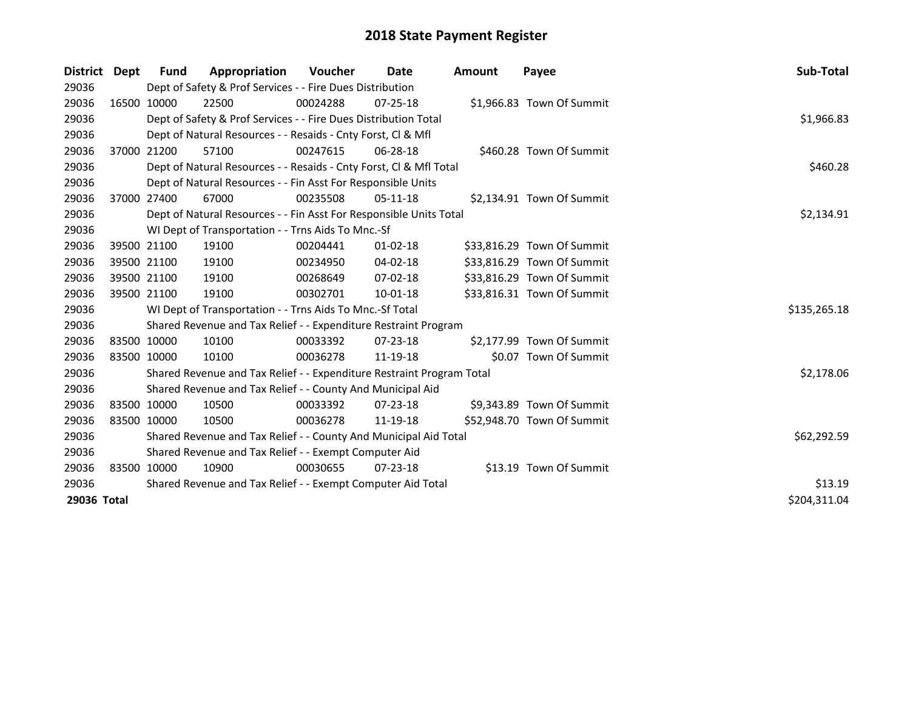# 2018 State Payment Register

| District | Dept | Fund | Appropriation | Voucher | Date | Amount | Payee | Sub-Total |
|---|---|---|---|---|---|---|---|---|
| 29036 | | Dept of Safety & Prof Services - - Fire Dues Distribution | | | | | | |
| 29036 | 16500 | 10000 | 22500 | 00024288 | 07-25-18 | $1,966.83 | Town Of Summit | |
| 29036 | | Dept of Safety & Prof Services - - Fire Dues Distribution Total | | | | | | $1,966.83 |
| 29036 | | Dept of Natural Resources - - Resaids - Cnty Forst, Cl & Mfl | | | | | | |
| 29036 | 37000 | 21200 | 57100 | 00247615 | 06-28-18 | $460.28 | Town Of Summit | |
| 29036 | | Dept of Natural Resources - - Resaids - Cnty Forst, Cl & Mfl Total | | | | | | $460.28 |
| 29036 | | Dept of Natural Resources - - Fin Asst For Responsible Units | | | | | | |
| 29036 | 37000 | 27400 | 67000 | 00235508 | 05-11-18 | $2,134.91 | Town Of Summit | |
| 29036 | | Dept of Natural Resources - - Fin Asst For Responsible Units Total | | | | | | $2,134.91 |
| 29036 | | WI Dept of Transportation - - Trns Aids To Mnc.-Sf | | | | | | |
| 29036 | 39500 | 21100 | 19100 | 00204441 | 01-02-18 | $33,816.29 | Town Of Summit | |
| 29036 | 39500 | 21100 | 19100 | 00234950 | 04-02-18 | $33,816.29 | Town Of Summit | |
| 29036 | 39500 | 21100 | 19100 | 00268649 | 07-02-18 | $33,816.29 | Town Of Summit | |
| 29036 | 39500 | 21100 | 19100 | 00302701 | 10-01-18 | $33,816.31 | Town Of Summit | |
| 29036 | | WI Dept of Transportation - - Trns Aids To Mnc.-Sf Total | | | | | | $135,265.18 |
| 29036 | | Shared Revenue and Tax Relief - - Expenditure Restraint Program | | | | | | |
| 29036 | 83500 | 10000 | 10100 | 00033392 | 07-23-18 | $2,177.99 | Town Of Summit | |
| 29036 | 83500 | 10000 | 10100 | 00036278 | 11-19-18 | $0.07 | Town Of Summit | |
| 29036 | | Shared Revenue and Tax Relief - - Expenditure Restraint Program Total | | | | | | $2,178.06 |
| 29036 | | Shared Revenue and Tax Relief - - County And Municipal Aid | | | | | | |
| 29036 | 83500 | 10000 | 10500 | 00033392 | 07-23-18 | $9,343.89 | Town Of Summit | |
| 29036 | 83500 | 10000 | 10500 | 00036278 | 11-19-18 | $52,948.70 | Town Of Summit | |
| 29036 | | Shared Revenue and Tax Relief - - County And Municipal Aid Total | | | | | | $62,292.59 |
| 29036 | | Shared Revenue and Tax Relief - - Exempt Computer Aid | | | | | | |
| 29036 | 83500 | 10000 | 10900 | 00030655 | 07-23-18 | $13.19 | Town Of Summit | |
| 29036 | | Shared Revenue and Tax Relief - - Exempt Computer Aid Total | | | | | | $13.19 |
| **29036 Total** | | | | | | | | $204,311.04 |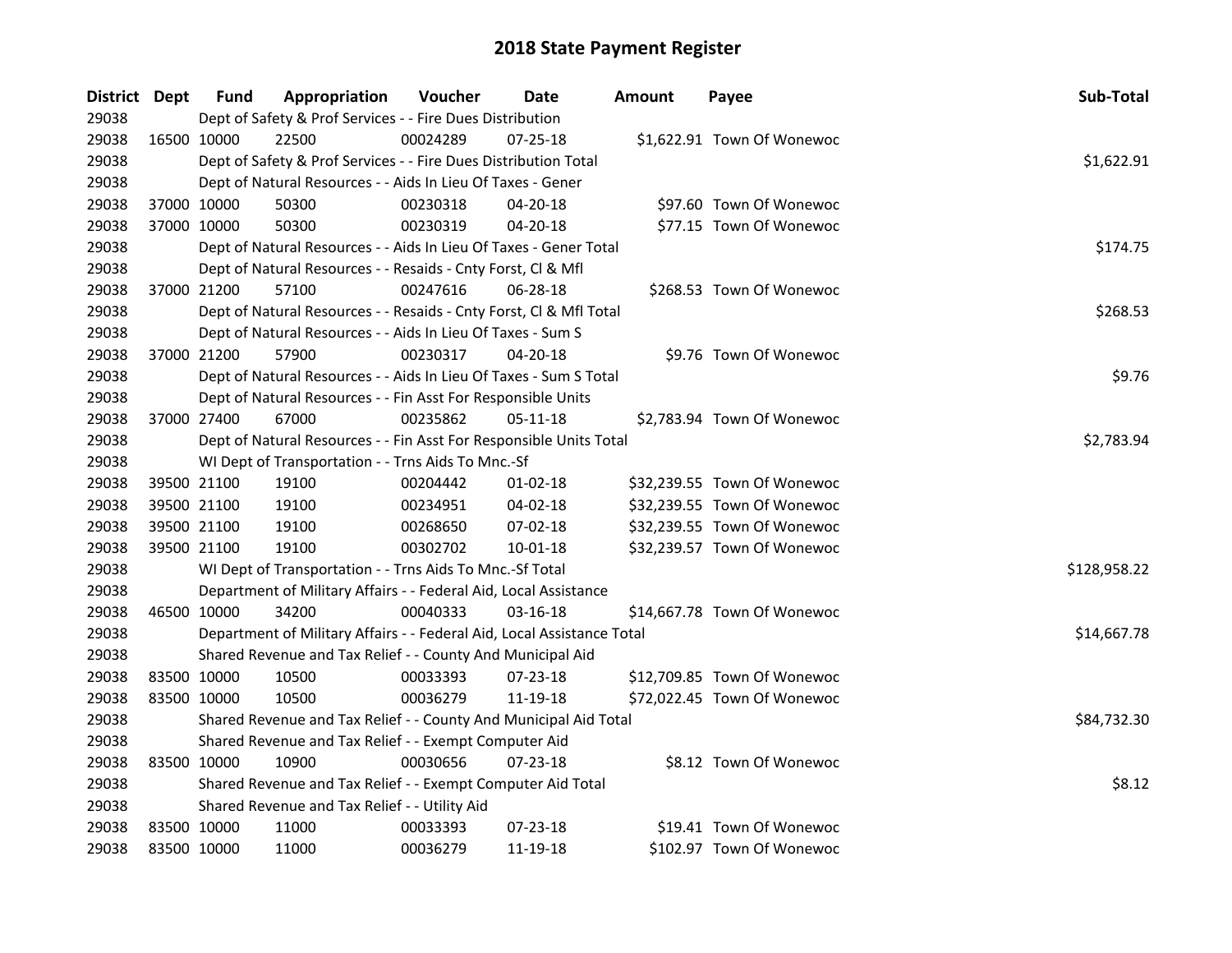# 2018 State Payment Register

| District | Dept | Fund | Appropriation | Voucher | Date | Amount | Payee | Sub-Total |
|---|---|---|---|---|---|---|---|---|
| 29038 | | Dept of Safety & Prof Services - - Fire Dues Distribution | | | | | | |
| 29038 | 16500 | 10000 | 22500 | 00024289 | 07-25-18 | $1,622.91 | Town Of Wonewoc | |
| 29038 | | Dept of Safety & Prof Services - - Fire Dues Distribution Total | | | | | | $1,622.91 |
| 29038 | | Dept of Natural Resources - - Aids In Lieu Of Taxes - Gener | | | | | | |
| 29038 | 37000 | 10000 | 50300 | 00230318 | 04-20-18 | $97.60 | Town Of Wonewoc | |
| 29038 | 37000 | 10000 | 50300 | 00230319 | 04-20-18 | $77.15 | Town Of Wonewoc | |
| 29038 | | Dept of Natural Resources - - Aids In Lieu Of Taxes - Gener Total | | | | | | $174.75 |
| 29038 | | Dept of Natural Resources - - Resaids - Cnty Forst, Cl & Mfl | | | | | | |
| 29038 | 37000 | 21200 | 57100 | 00247616 | 06-28-18 | $268.53 | Town Of Wonewoc | |
| 29038 | | Dept of Natural Resources - - Resaids - Cnty Forst, Cl & Mfl Total | | | | | | $268.53 |
| 29038 | | Dept of Natural Resources - - Aids In Lieu Of Taxes - Sum S | | | | | | |
| 29038 | 37000 | 21200 | 57900 | 00230317 | 04-20-18 | $9.76 | Town Of Wonewoc | |
| 29038 | | Dept of Natural Resources - - Aids In Lieu Of Taxes - Sum S Total | | | | | | $9.76 |
| 29038 | | Dept of Natural Resources - - Fin Asst For Responsible Units | | | | | | |
| 29038 | 37000 | 27400 | 67000 | 00235862 | 05-11-18 | $2,783.94 | Town Of Wonewoc | |
| 29038 | | Dept of Natural Resources - - Fin Asst For Responsible Units Total | | | | | | $2,783.94 |
| 29038 | | WI Dept of Transportation - - Trns Aids To Mnc.-Sf | | | | | | |
| 29038 | 39500 | 21100 | 19100 | 00204442 | 01-02-18 | $32,239.55 | Town Of Wonewoc | |
| 29038 | 39500 | 21100 | 19100 | 00234951 | 04-02-18 | $32,239.55 | Town Of Wonewoc | |
| 29038 | 39500 | 21100 | 19100 | 00268650 | 07-02-18 | $32,239.55 | Town Of Wonewoc | |
| 29038 | 39500 | 21100 | 19100 | 00302702 | 10-01-18 | $32,239.57 | Town Of Wonewoc | |
| 29038 | | WI Dept of Transportation - - Trns Aids To Mnc.-Sf Total | | | | | | $128,958.22 |
| 29038 | | Department of Military Affairs - - Federal Aid, Local Assistance | | | | | | |
| 29038 | 46500 | 10000 | 34200 | 00040333 | 03-16-18 | $14,667.78 | Town Of Wonewoc | |
| 29038 | | Department of Military Affairs - - Federal Aid, Local Assistance Total | | | | | | $14,667.78 |
| 29038 | | Shared Revenue and Tax Relief - - County And Municipal Aid | | | | | | |
| 29038 | 83500 | 10000 | 10500 | 00033393 | 07-23-18 | $12,709.85 | Town Of Wonewoc | |
| 29038 | 83500 | 10000 | 10500 | 00036279 | 11-19-18 | $72,022.45 | Town Of Wonewoc | |
| 29038 | | Shared Revenue and Tax Relief - - County And Municipal Aid Total | | | | | | $84,732.30 |
| 29038 | | Shared Revenue and Tax Relief - - Exempt Computer Aid | | | | | | |
| 29038 | 83500 | 10000 | 10900 | 00030656 | 07-23-18 | $8.12 | Town Of Wonewoc | |
| 29038 | | Shared Revenue and Tax Relief - - Exempt Computer Aid Total | | | | | | $8.12 |
| 29038 | | Shared Revenue and Tax Relief - - Utility Aid | | | | | | |
| 29038 | 83500 | 10000 | 11000 | 00033393 | 07-23-18 | $19.41 | Town Of Wonewoc | |
| 29038 | 83500 | 10000 | 11000 | 00036279 | 11-19-18 | $102.97 | Town Of Wonewoc | |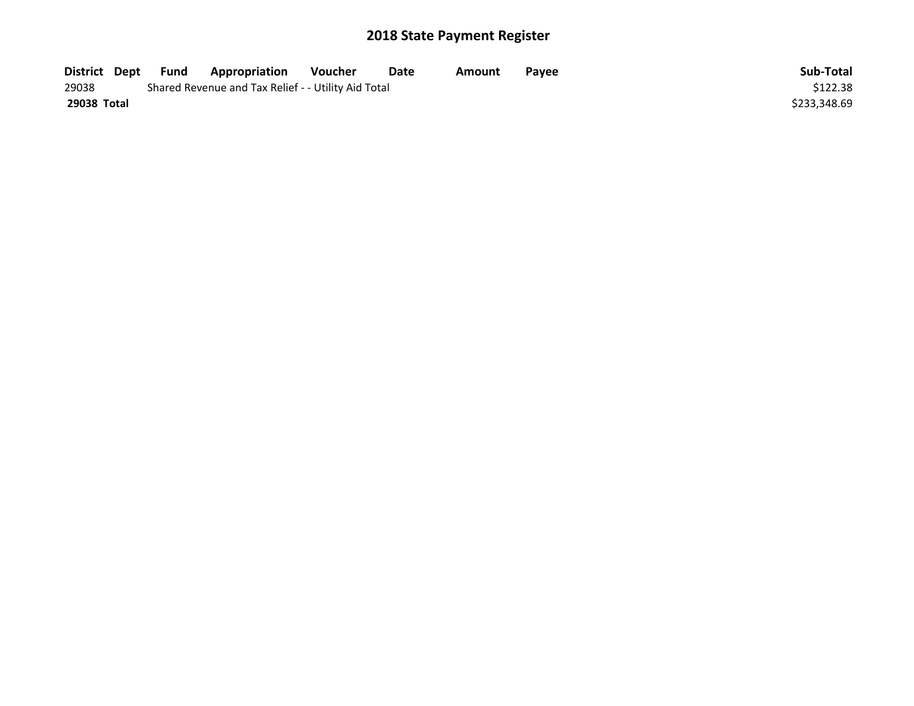# 2018 State Payment Register

| District | Dept | Fund | Appropriation | Voucher | Date | Amount | Payee | Sub-Total |
|---|---|---|---|---|---|---|---|---|
| 29038 | | Shared Revenue and Tax Relief - - Utility Aid Total | | | | | | $122.38 |
| **29038 Total** | | | | | | | | $233,348.69 |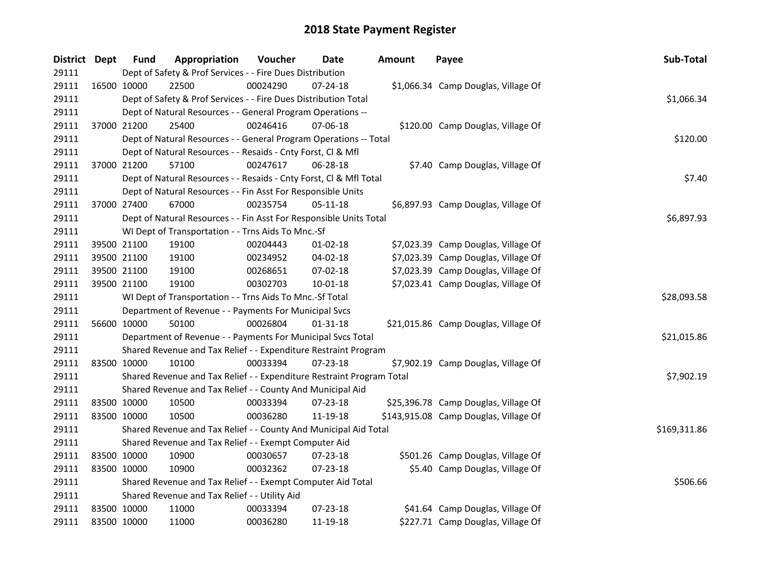# 2018 State Payment Register

| District | Dept | Fund | Appropriation | Voucher | Date | Amount | Payee | Sub-Total |
|---|---|---|---|---|---|---|---|---|
| 29111 | | | Dept of Safety & Prof Services - - Fire Dues Distribution | | | | | |
| 29111 | 16500 | 10000 | 22500 | 00024290 | 07-24-18 | $1,066.34 | Camp Douglas, Village Of | |
| 29111 | | | Dept of Safety & Prof Services - - Fire Dues Distribution Total | | | | | $1,066.34 |
| 29111 | | | Dept of Natural Resources - - General Program Operations -- | | | | | |
| 29111 | 37000 | 21200 | 25400 | 00246416 | 07-06-18 | $120.00 | Camp Douglas, Village Of | |
| 29111 | | | Dept of Natural Resources - - General Program Operations -- Total | | | | | $120.00 |
| 29111 | | | Dept of Natural Resources - - Resaids - Cnty Forst, Cl & Mfl | | | | | |
| 29111 | 37000 | 21200 | 57100 | 00247617 | 06-28-18 | $7.40 | Camp Douglas, Village Of | |
| 29111 | | | Dept of Natural Resources - - Resaids - Cnty Forst, Cl & Mfl Total | | | | | $7.40 |
| 29111 | | | Dept of Natural Resources - - Fin Asst For Responsible Units | | | | | |
| 29111 | 37000 | 27400 | 67000 | 00235754 | 05-11-18 | $6,897.93 | Camp Douglas, Village Of | |
| 29111 | | | Dept of Natural Resources - - Fin Asst For Responsible Units Total | | | | | $6,897.93 |
| 29111 | | | WI Dept of Transportation - - Trns Aids To Mnc.-Sf | | | | | |
| 29111 | 39500 | 21100 | 19100 | 00204443 | 01-02-18 | $7,023.39 | Camp Douglas, Village Of | |
| 29111 | 39500 | 21100 | 19100 | 00234952 | 04-02-18 | $7,023.39 | Camp Douglas, Village Of | |
| 29111 | 39500 | 21100 | 19100 | 00268651 | 07-02-18 | $7,023.39 | Camp Douglas, Village Of | |
| 29111 | 39500 | 21100 | 19100 | 00302703 | 10-01-18 | $7,023.41 | Camp Douglas, Village Of | |
| 29111 | | | WI Dept of Transportation - - Trns Aids To Mnc.-Sf Total | | | | | $28,093.58 |
| 29111 | | | Department of Revenue - - Payments For Municipal Svcs | | | | | |
| 29111 | 56600 | 10000 | 50100 | 00026804 | 01-31-18 | $21,015.86 | Camp Douglas, Village Of | |
| 29111 | | | Department of Revenue - - Payments For Municipal Svcs Total | | | | | $21,015.86 |
| 29111 | | | Shared Revenue and Tax Relief - - Expenditure Restraint Program | | | | | |
| 29111 | 83500 | 10000 | 10100 | 00033394 | 07-23-18 | $7,902.19 | Camp Douglas, Village Of | |
| 29111 | | | Shared Revenue and Tax Relief - - Expenditure Restraint Program Total | | | | | $7,902.19 |
| 29111 | | | Shared Revenue and Tax Relief - - County And Municipal Aid | | | | | |
| 29111 | 83500 | 10000 | 10500 | 00033394 | 07-23-18 | $25,396.78 | Camp Douglas, Village Of | |
| 29111 | 83500 | 10000 | 10500 | 00036280 | 11-19-18 | $143,915.08 | Camp Douglas, Village Of | |
| 29111 | | | Shared Revenue and Tax Relief - - County And Municipal Aid Total | | | | | $169,311.86 |
| 29111 | | | Shared Revenue and Tax Relief - - Exempt Computer Aid | | | | | |
| 29111 | 83500 | 10000 | 10900 | 00030657 | 07-23-18 | $501.26 | Camp Douglas, Village Of | |
| 29111 | 83500 | 10000 | 10900 | 00032362 | 07-23-18 | $5.40 | Camp Douglas, Village Of | |
| 29111 | | | Shared Revenue and Tax Relief - - Exempt Computer Aid Total | | | | | $506.66 |
| 29111 | | | Shared Revenue and Tax Relief - - Utility Aid | | | | | |
| 29111 | 83500 | 10000 | 11000 | 00033394 | 07-23-18 | $41.64 | Camp Douglas, Village Of | |
| 29111 | 83500 | 10000 | 11000 | 00036280 | 11-19-18 | $227.71 | Camp Douglas, Village Of | |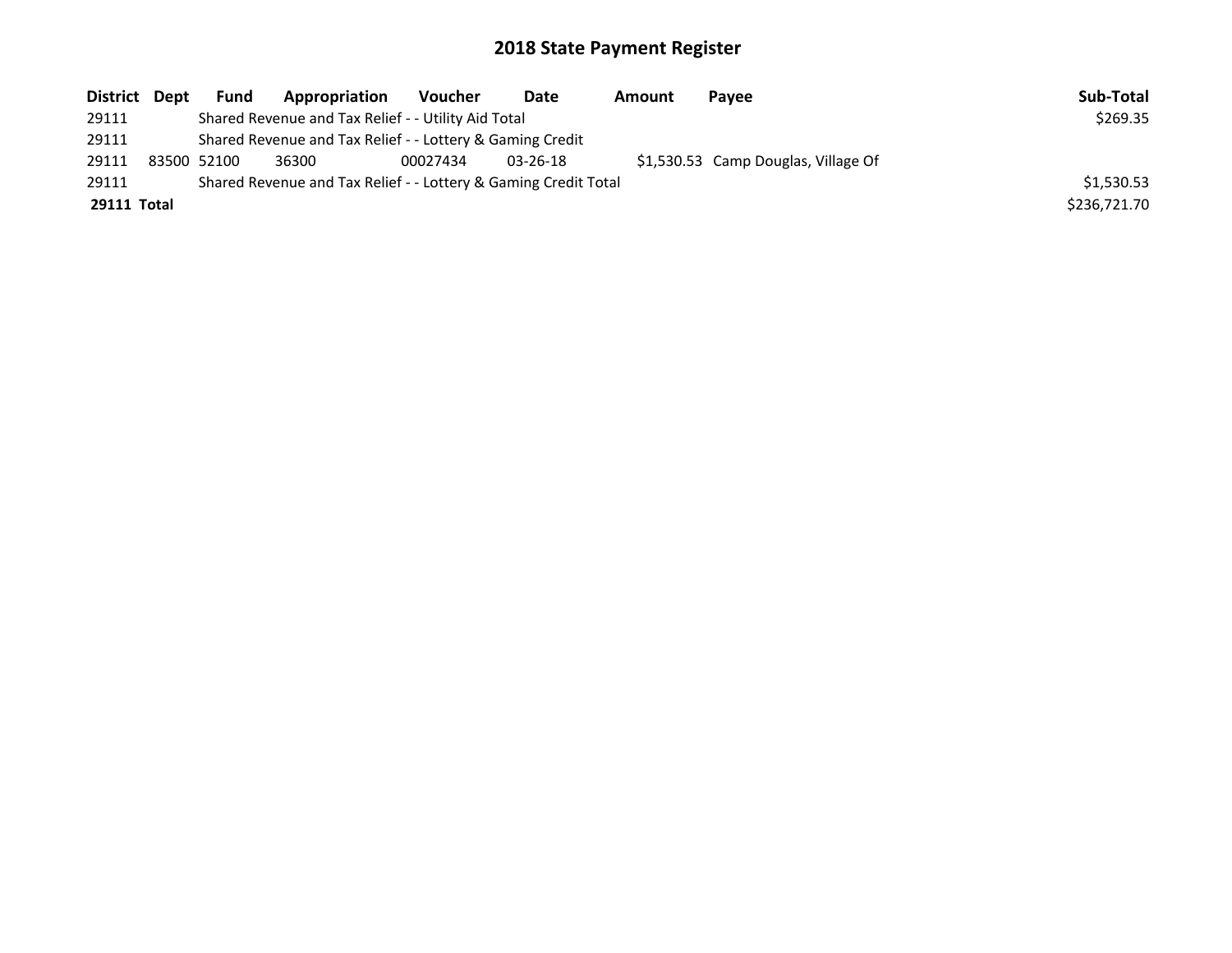# 2018 State Payment Register

| District | Dept | Fund | Appropriation | Voucher | Date | Amount | Payee | Sub-Total |
|---|---|---|---|---|---|---|---|---|
| 29111 | | Shared Revenue and Tax Relief - - Utility Aid Total | | | | | | $269.35 |
| 29111 | | Shared Revenue and Tax Relief - - Lottery & Gaming Credit | | | | | | |
| 29111 | 83500 | 52100 | 36300 | 00027434 | 03-26-18 | $1,530.53 | Camp Douglas, Village Of | |
| 29111 | | Shared Revenue and Tax Relief - - Lottery & Gaming Credit Total | | | | | | $1,530.53 |
| **29111 Total** | | | | | | | | $236,721.70 |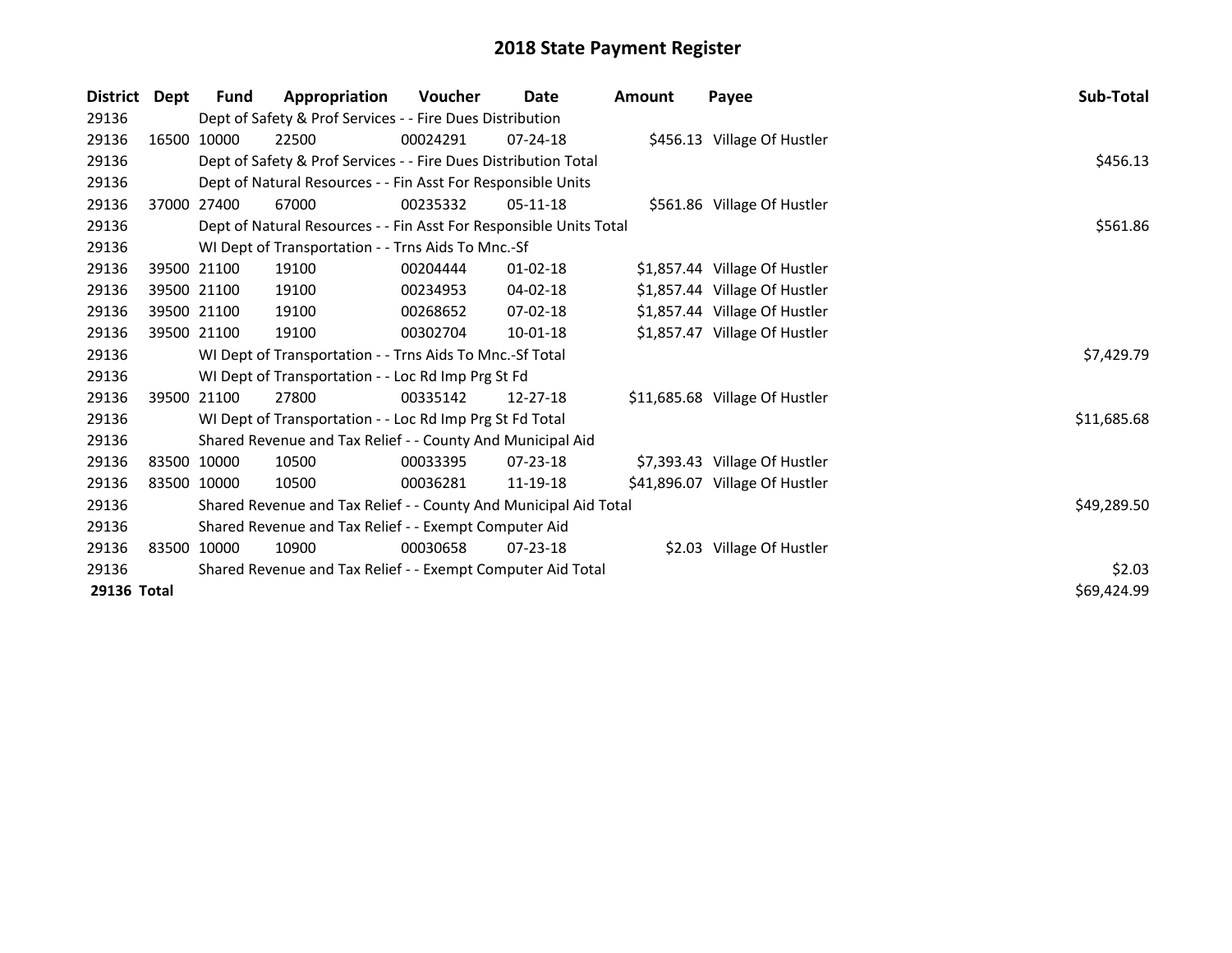# 2018 State Payment Register

| District | Dept | Fund | Appropriation | Voucher | Date | Amount | Payee | Sub-Total |
|---|---|---|---|---|---|---|---|---|
| 29136 | | Dept of Safety & Prof Services - - Fire Dues Distribution | | | | | | |
| 29136 | 16500 | 10000 | 22500 | 00024291 | 07-24-18 | $456.13 | Village Of Hustler | |
| 29136 | | Dept of Safety & Prof Services - - Fire Dues Distribution Total | | | | | | $456.13 |
| 29136 | | Dept of Natural Resources - - Fin Asst For Responsible Units | | | | | | |
| 29136 | 37000 | 27400 | 67000 | 00235332 | 05-11-18 | $561.86 | Village Of Hustler | |
| 29136 | | Dept of Natural Resources - - Fin Asst For Responsible Units Total | | | | | | $561.86 |
| 29136 | | WI Dept of Transportation - - Trns Aids To Mnc.-Sf | | | | | | |
| 29136 | 39500 | 21100 | 19100 | 00204444 | 01-02-18 | $1,857.44 | Village Of Hustler | |
| 29136 | 39500 | 21100 | 19100 | 00234953 | 04-02-18 | $1,857.44 | Village Of Hustler | |
| 29136 | 39500 | 21100 | 19100 | 00268652 | 07-02-18 | $1,857.44 | Village Of Hustler | |
| 29136 | 39500 | 21100 | 19100 | 00302704 | 10-01-18 | $1,857.47 | Village Of Hustler | |
| 29136 | | WI Dept of Transportation - - Trns Aids To Mnc.-Sf Total | | | | | | $7,429.79 |
| 29136 | | WI Dept of Transportation - - Loc Rd Imp Prg St Fd | | | | | | |
| 29136 | 39500 | 21100 | 27800 | 00335142 | 12-27-18 | $11,685.68 | Village Of Hustler | |
| 29136 | | WI Dept of Transportation - - Loc Rd Imp Prg St Fd Total | | | | | | $11,685.68 |
| 29136 | | Shared Revenue and Tax Relief - - County And Municipal Aid | | | | | | |
| 29136 | 83500 | 10000 | 10500 | 00033395 | 07-23-18 | $7,393.43 | Village Of Hustler | |
| 29136 | 83500 | 10000 | 10500 | 00036281 | 11-19-18 | $41,896.07 | Village Of Hustler | |
| 29136 | | Shared Revenue and Tax Relief - - County And Municipal Aid Total | | | | | | $49,289.50 |
| 29136 | | Shared Revenue and Tax Relief - - Exempt Computer Aid | | | | | | |
| 29136 | 83500 | 10000 | 10900 | 00030658 | 07-23-18 | $2.03 | Village Of Hustler | |
| 29136 | | Shared Revenue and Tax Relief - - Exempt Computer Aid Total | | | | | | $2.03 |
| **29136** | **Total** | | | | | | | $69,424.99 |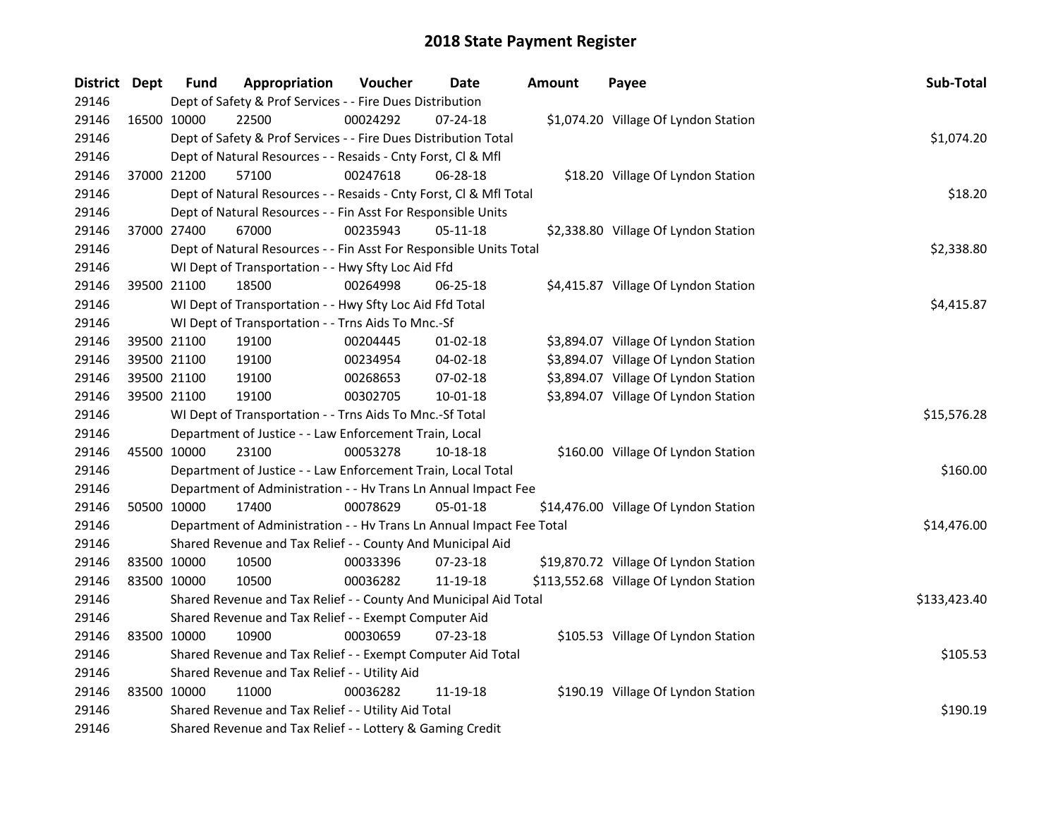# 2018 State Payment Register

| District | Dept | Fund | Appropriation | Voucher | Date | Amount | Payee | Sub-Total |
|---|---|---|---|---|---|---|---|---|
| 29146 | Dept of Safety & Prof Services - - Fire Dues Distribution | | | | | | | |
| 29146 | 16500 | 10000 | 22500 | 00024292 | 07-24-18 | $1,074.20 | Village Of Lyndon Station | |
| 29146 | Dept of Safety & Prof Services - - Fire Dues Distribution Total | | | | | | | $1,074.20 |
| 29146 | Dept of Natural Resources - - Resaids - Cnty Forst, Cl & Mfl | | | | | | | |
| 29146 | 37000 | 21200 | 57100 | 00247618 | 06-28-18 | $18.20 | Village Of Lyndon Station | |
| 29146 | Dept of Natural Resources - - Resaids - Cnty Forst, Cl & Mfl Total | | | | | | | $18.20 |
| 29146 | Dept of Natural Resources - - Fin Asst For Responsible Units | | | | | | | |
| 29146 | 37000 | 27400 | 67000 | 00235943 | 05-11-18 | $2,338.80 | Village Of Lyndon Station | |
| 29146 | Dept of Natural Resources - - Fin Asst For Responsible Units Total | | | | | | | $2,338.80 |
| 29146 | WI Dept of Transportation - - Hwy Sfty Loc Aid Ffd | | | | | | | |
| 29146 | 39500 | 21100 | 18500 | 00264998 | 06-25-18 | $4,415.87 | Village Of Lyndon Station | |
| 29146 | WI Dept of Transportation - - Hwy Sfty Loc Aid Ffd Total | | | | | | | $4,415.87 |
| 29146 | WI Dept of Transportation - - Trns Aids To Mnc.-Sf | | | | | | | |
| 29146 | 39500 | 21100 | 19100 | 00204445 | 01-02-18 | $3,894.07 | Village Of Lyndon Station | |
| 29146 | 39500 | 21100 | 19100 | 00234954 | 04-02-18 | $3,894.07 | Village Of Lyndon Station | |
| 29146 | 39500 | 21100 | 19100 | 00268653 | 07-02-18 | $3,894.07 | Village Of Lyndon Station | |
| 29146 | 39500 | 21100 | 19100 | 00302705 | 10-01-18 | $3,894.07 | Village Of Lyndon Station | |
| 29146 | WI Dept of Transportation - - Trns Aids To Mnc.-Sf Total | | | | | | | $15,576.28 |
| 29146 | Department of Justice - - Law Enforcement Train, Local | | | | | | | |
| 29146 | 45500 | 10000 | 23100 | 00053278 | 10-18-18 | $160.00 | Village Of Lyndon Station | |
| 29146 | Department of Justice - - Law Enforcement Train, Local Total | | | | | | | $160.00 |
| 29146 | Department of Administration - - Hv Trans Ln Annual Impact Fee | | | | | | | |
| 29146 | 50500 | 10000 | 17400 | 00078629 | 05-01-18 | $14,476.00 | Village Of Lyndon Station | |
| 29146 | Department of Administration - - Hv Trans Ln Annual Impact Fee Total | | | | | | | $14,476.00 |
| 29146 | Shared Revenue and Tax Relief - - County And Municipal Aid | | | | | | | |
| 29146 | 83500 | 10000 | 10500 | 00033396 | 07-23-18 | $19,870.72 | Village Of Lyndon Station | |
| 29146 | 83500 | 10000 | 10500 | 00036282 | 11-19-18 | $113,552.68 | Village Of Lyndon Station | |
| 29146 | Shared Revenue and Tax Relief - - County And Municipal Aid Total | | | | | | | $133,423.40 |
| 29146 | Shared Revenue and Tax Relief - - Exempt Computer Aid | | | | | | | |
| 29146 | 83500 | 10000 | 10900 | 00030659 | 07-23-18 | $105.53 | Village Of Lyndon Station | |
| 29146 | Shared Revenue and Tax Relief - - Exempt Computer Aid Total | | | | | | | $105.53 |
| 29146 | Shared Revenue and Tax Relief - - Utility Aid | | | | | | | |
| 29146 | 83500 | 10000 | 11000 | 00036282 | 11-19-18 | $190.19 | Village Of Lyndon Station | |
| 29146 | Shared Revenue and Tax Relief - - Utility Aid Total | | | | | | | $190.19 |
| 29146 | Shared Revenue and Tax Relief - - Lottery & Gaming Credit | | | | | | | |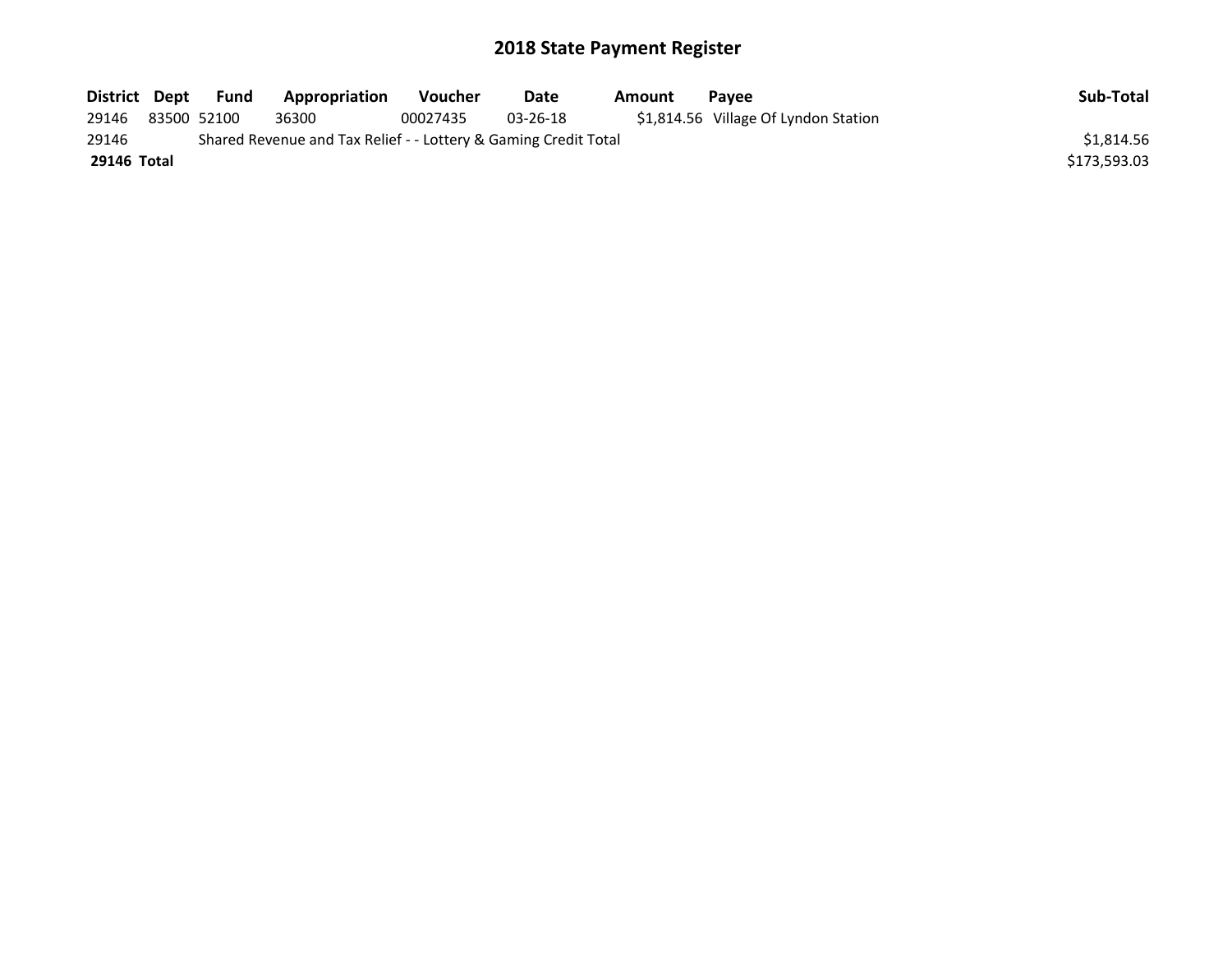# 2018 State Payment Register

| District | Dept | Fund | Appropriation | Voucher | Date | Amount | Payee | Sub-Total |
|---|---|---|---|---|---|---|---|---|
| 29146 | 83500 | 52100 | 36300 | 00027435 | 03-26-18 | $1,814.56 | Village Of Lyndon Station | |
| 29146 | Shared Revenue and Tax Relief - - Lottery & Gaming Credit Total | | | | | | | $1,814.56 |
| **29146 Total** | | | | | | | | $173,593.03 |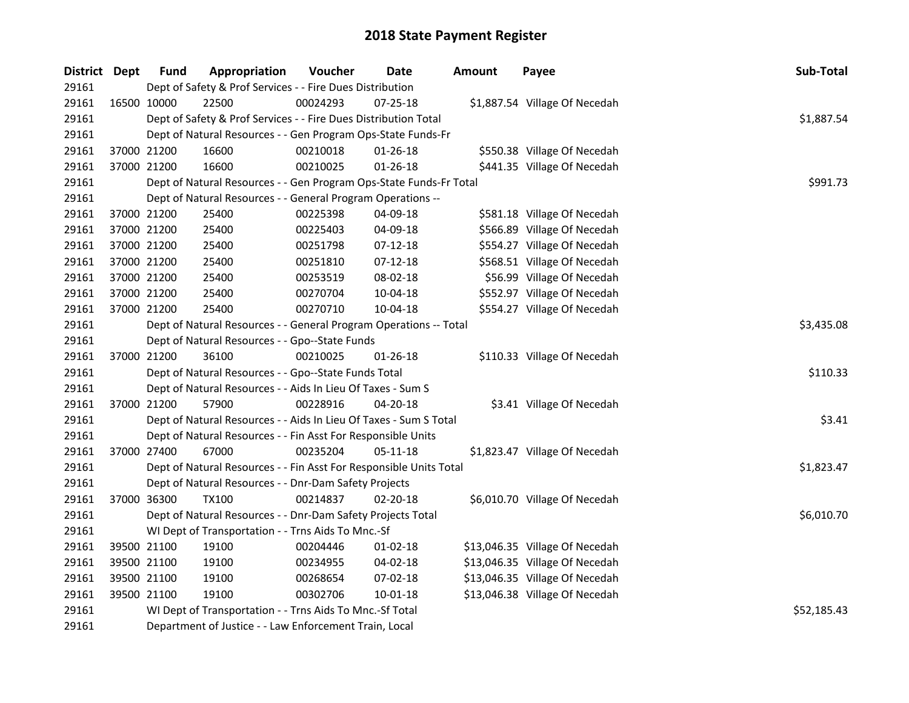# 2018 State Payment Register

| District | Dept | Fund | Appropriation | Voucher | Date | Amount | Payee | Sub-Total |
|---|---|---|---|---|---|---|---|---|
| 29161 | | Dept of Safety & Prof Services - - Fire Dues Distribution | | | | | | |
| 29161 | 16500 | 10000 | 22500 | 00024293 | 07-25-18 | $1,887.54 | Village Of Necedah | |
| 29161 | | Dept of Safety & Prof Services - - Fire Dues Distribution Total | | | | | | $1,887.54 |
| 29161 | | Dept of Natural Resources - - Gen Program Ops-State Funds-Fr | | | | | | |
| 29161 | 37000 | 21200 | 16600 | 00210018 | 01-26-18 | $550.38 | Village Of Necedah | |
| 29161 | 37000 | 21200 | 16600 | 00210025 | 01-26-18 | $441.35 | Village Of Necedah | |
| 29161 | | Dept of Natural Resources - - Gen Program Ops-State Funds-Fr Total | | | | | | $991.73 |
| 29161 | | Dept of Natural Resources - - General Program Operations -- | | | | | | |
| 29161 | 37000 | 21200 | 25400 | 00225398 | 04-09-18 | $581.18 | Village Of Necedah | |
| 29161 | 37000 | 21200 | 25400 | 00225403 | 04-09-18 | $566.89 | Village Of Necedah | |
| 29161 | 37000 | 21200 | 25400 | 00251798 | 07-12-18 | $554.27 | Village Of Necedah | |
| 29161 | 37000 | 21200 | 25400 | 00251810 | 07-12-18 | $568.51 | Village Of Necedah | |
| 29161 | 37000 | 21200 | 25400 | 00253519 | 08-02-18 | $56.99 | Village Of Necedah | |
| 29161 | 37000 | 21200 | 25400 | 00270704 | 10-04-18 | $552.97 | Village Of Necedah | |
| 29161 | 37000 | 21200 | 25400 | 00270710 | 10-04-18 | $554.27 | Village Of Necedah | |
| 29161 | | Dept of Natural Resources - - General Program Operations -- Total | | | | | | $3,435.08 |
| 29161 | | Dept of Natural Resources - - Gpo--State Funds | | | | | | |
| 29161 | 37000 | 21200 | 36100 | 00210025 | 01-26-18 | $110.33 | Village Of Necedah | |
| 29161 | | Dept of Natural Resources - - Gpo--State Funds Total | | | | | | $110.33 |
| 29161 | | Dept of Natural Resources - - Aids In Lieu Of Taxes - Sum S | | | | | | |
| 29161 | 37000 | 21200 | 57900 | 00228916 | 04-20-18 | $3.41 | Village Of Necedah | |
| 29161 | | Dept of Natural Resources - - Aids In Lieu Of Taxes - Sum S Total | | | | | | $3.41 |
| 29161 | | Dept of Natural Resources - - Fin Asst For Responsible Units | | | | | | |
| 29161 | 37000 | 27400 | 67000 | 00235204 | 05-11-18 | $1,823.47 | Village Of Necedah | |
| 29161 | | Dept of Natural Resources - - Fin Asst For Responsible Units Total | | | | | | $1,823.47 |
| 29161 | | Dept of Natural Resources - - Dnr-Dam Safety Projects | | | | | | |
| 29161 | 37000 | 36300 | TX100 | 00214837 | 02-20-18 | $6,010.70 | Village Of Necedah | |
| 29161 | | Dept of Natural Resources - - Dnr-Dam Safety Projects Total | | | | | | $6,010.70 |
| 29161 | | WI Dept of Transportation - - Trns Aids To Mnc.-Sf | | | | | | |
| 29161 | 39500 | 21100 | 19100 | 00204446 | 01-02-18 | $13,046.35 | Village Of Necedah | |
| 29161 | 39500 | 21100 | 19100 | 00234955 | 04-02-18 | $13,046.35 | Village Of Necedah | |
| 29161 | 39500 | 21100 | 19100 | 00268654 | 07-02-18 | $13,046.35 | Village Of Necedah | |
| 29161 | 39500 | 21100 | 19100 | 00302706 | 10-01-18 | $13,046.38 | Village Of Necedah | |
| 29161 | | WI Dept of Transportation - - Trns Aids To Mnc.-Sf Total | | | | | | $52,185.43 |
| 29161 | | Department of Justice - - Law Enforcement Train, Local | | | | | | |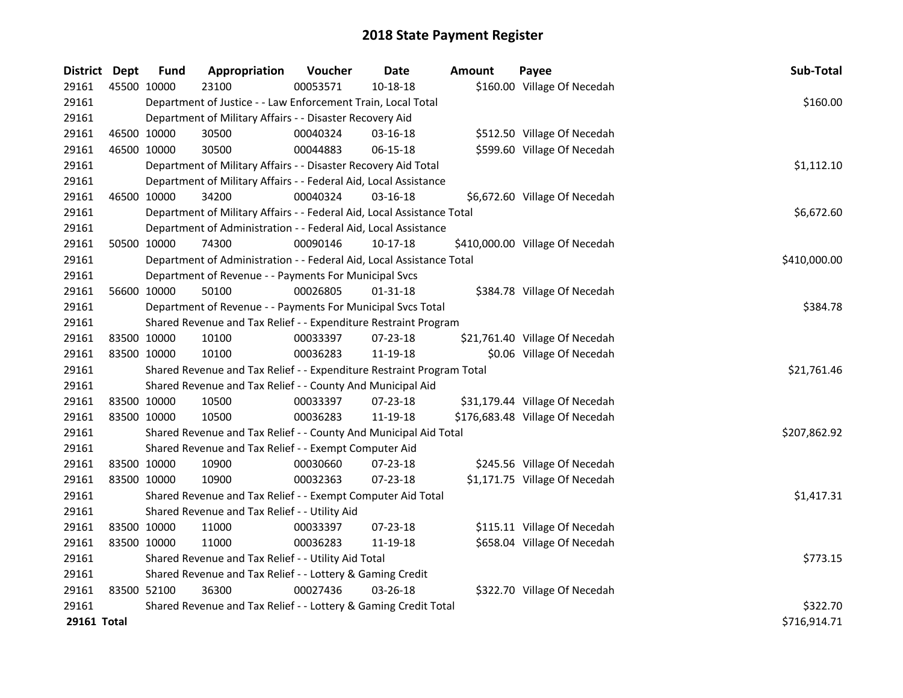# 2018 State Payment Register

| District | Dept | Fund | Appropriation | Voucher | Date | Amount | Payee | Sub-Total |
|---|---|---|---|---|---|---|---|---|
| 29161 | 45500 | 10000 | 23100 | 00053571 | 10-18-18 | $160.00 | Village Of Necedah | |
| 29161 | | Department of Justice - - Law Enforcement Train, Local Total | | | | | | $160.00 |
| 29161 | | Department of Military Affairs - - Disaster Recovery Aid | | | | | | |
| 29161 | 46500 | 10000 | 30500 | 00040324 | 03-16-18 | $512.50 | Village Of Necedah | |
| 29161 | 46500 | 10000 | 30500 | 00044883 | 06-15-18 | $599.60 | Village Of Necedah | |
| 29161 | | Department of Military Affairs - - Disaster Recovery Aid Total | | | | | | $1,112.10 |
| 29161 | | Department of Military Affairs - - Federal Aid, Local Assistance | | | | | | |
| 29161 | 46500 | 10000 | 34200 | 00040324 | 03-16-18 | $6,672.60 | Village Of Necedah | |
| 29161 | | Department of Military Affairs - - Federal Aid, Local Assistance Total | | | | | | $6,672.60 |
| 29161 | | Department of Administration - - Federal Aid, Local Assistance | | | | | | |
| 29161 | 50500 | 10000 | 74300 | 00090146 | 10-17-18 | $410,000.00 | Village Of Necedah | |
| 29161 | | Department of Administration - - Federal Aid, Local Assistance Total | | | | | | $410,000.00 |
| 29161 | | Department of Revenue - - Payments For Municipal Svcs | | | | | | |
| 29161 | 56600 | 10000 | 50100 | 00026805 | 01-31-18 | $384.78 | Village Of Necedah | |
| 29161 | | Department of Revenue - - Payments For Municipal Svcs Total | | | | | | $384.78 |
| 29161 | | Shared Revenue and Tax Relief - - Expenditure Restraint Program | | | | | | |
| 29161 | 83500 | 10000 | 10100 | 00033397 | 07-23-18 | $21,761.40 | Village Of Necedah | |
| 29161 | 83500 | 10000 | 10100 | 00036283 | 11-19-18 | $0.06 | Village Of Necedah | |
| 29161 | | Shared Revenue and Tax Relief - - Expenditure Restraint Program Total | | | | | | $21,761.46 |
| 29161 | | Shared Revenue and Tax Relief - - County And Municipal Aid | | | | | | |
| 29161 | 83500 | 10000 | 10500 | 00033397 | 07-23-18 | $31,179.44 | Village Of Necedah | |
| 29161 | 83500 | 10000 | 10500 | 00036283 | 11-19-18 | $176,683.48 | Village Of Necedah | |
| 29161 | | Shared Revenue and Tax Relief - - County And Municipal Aid Total | | | | | | $207,862.92 |
| 29161 | | Shared Revenue and Tax Relief - - Exempt Computer Aid | | | | | | |
| 29161 | 83500 | 10000 | 10900 | 00030660 | 07-23-18 | $245.56 | Village Of Necedah | |
| 29161 | 83500 | 10000 | 10900 | 00032363 | 07-23-18 | $1,171.75 | Village Of Necedah | |
| 29161 | | Shared Revenue and Tax Relief - - Exempt Computer Aid Total | | | | | | $1,417.31 |
| 29161 | | Shared Revenue and Tax Relief - - Utility Aid | | | | | | |
| 29161 | 83500 | 10000 | 11000 | 00033397 | 07-23-18 | $115.11 | Village Of Necedah | |
| 29161 | 83500 | 10000 | 11000 | 00036283 | 11-19-18 | $658.04 | Village Of Necedah | |
| 29161 | | Shared Revenue and Tax Relief - - Utility Aid Total | | | | | | $773.15 |
| 29161 | | Shared Revenue and Tax Relief - - Lottery & Gaming Credit | | | | | | |
| 29161 | 83500 | 52100 | 36300 | 00027436 | 03-26-18 | $322.70 | Village Of Necedah | |
| 29161 | | Shared Revenue and Tax Relief - - Lottery & Gaming Credit Total | | | | | | $322.70 |
| **29161 Total** | | | | | | | | $716,914.71 |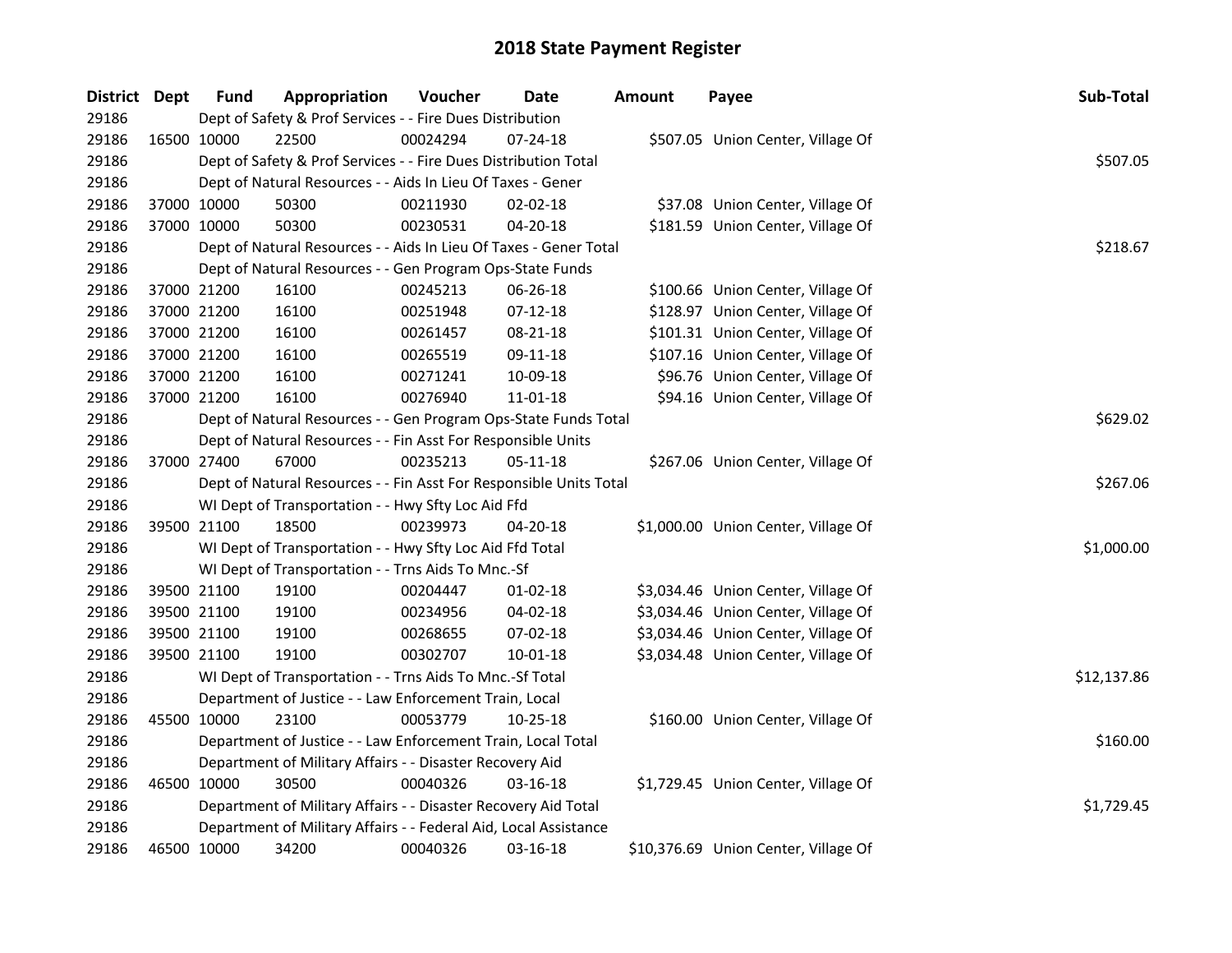# 2018 State Payment Register

| District | Dept | Fund | Appropriation | Voucher | Date | Amount | Payee | Sub-Total |
|---|---|---|---|---|---|---|---|---|
| 29186 | | Dept of Safety & Prof Services - - Fire Dues Distribution | | | | | | |
| 29186 | 16500 | 10000 | 22500 | 00024294 | 07-24-18 | $507.05 | Union Center, Village Of | |
| 29186 | | Dept of Safety & Prof Services - - Fire Dues Distribution Total | | | | | | $507.05 |
| 29186 | | Dept of Natural Resources - - Aids In Lieu Of Taxes - Gener | | | | | | |
| 29186 | 37000 | 10000 | 50300 | 00211930 | 02-02-18 | $37.08 | Union Center, Village Of | |
| 29186 | 37000 | 10000 | 50300 | 00230531 | 04-20-18 | $181.59 | Union Center, Village Of | |
| 29186 | | Dept of Natural Resources - - Aids In Lieu Of Taxes - Gener Total | | | | | | $218.67 |
| 29186 | | Dept of Natural Resources - - Gen Program Ops-State Funds | | | | | | |
| 29186 | 37000 | 21200 | 16100 | 00245213 | 06-26-18 | $100.66 | Union Center, Village Of | |
| 29186 | 37000 | 21200 | 16100 | 00251948 | 07-12-18 | $128.97 | Union Center, Village Of | |
| 29186 | 37000 | 21200 | 16100 | 00261457 | 08-21-18 | $101.31 | Union Center, Village Of | |
| 29186 | 37000 | 21200 | 16100 | 00265519 | 09-11-18 | $107.16 | Union Center, Village Of | |
| 29186 | 37000 | 21200 | 16100 | 00271241 | 10-09-18 | $96.76 | Union Center, Village Of | |
| 29186 | 37000 | 21200 | 16100 | 00276940 | 11-01-18 | $94.16 | Union Center, Village Of | |
| 29186 | | Dept of Natural Resources - - Gen Program Ops-State Funds Total | | | | | | $629.02 |
| 29186 | | Dept of Natural Resources - - Fin Asst For Responsible Units | | | | | | |
| 29186 | 37000 | 27400 | 67000 | 00235213 | 05-11-18 | $267.06 | Union Center, Village Of | |
| 29186 | | Dept of Natural Resources - - Fin Asst For Responsible Units Total | | | | | | $267.06 |
| 29186 | | WI Dept of Transportation - - Hwy Sfty Loc Aid Ffd | | | | | | |
| 29186 | 39500 | 21100 | 18500 | 00239973 | 04-20-18 | $1,000.00 | Union Center, Village Of | |
| 29186 | | WI Dept of Transportation - - Hwy Sfty Loc Aid Ffd Total | | | | | | $1,000.00 |
| 29186 | | WI Dept of Transportation - - Trns Aids To Mnc.-Sf | | | | | | |
| 29186 | 39500 | 21100 | 19100 | 00204447 | 01-02-18 | $3,034.46 | Union Center, Village Of | |
| 29186 | 39500 | 21100 | 19100 | 00234956 | 04-02-18 | $3,034.46 | Union Center, Village Of | |
| 29186 | 39500 | 21100 | 19100 | 00268655 | 07-02-18 | $3,034.46 | Union Center, Village Of | |
| 29186 | 39500 | 21100 | 19100 | 00302707 | 10-01-18 | $3,034.48 | Union Center, Village Of | |
| 29186 | | WI Dept of Transportation - - Trns Aids To Mnc.-Sf Total | | | | | | $12,137.86 |
| 29186 | | Department of Justice - - Law Enforcement Train, Local | | | | | | |
| 29186 | 45500 | 10000 | 23100 | 00053779 | 10-25-18 | $160.00 | Union Center, Village Of | |
| 29186 | | Department of Justice - - Law Enforcement Train, Local Total | | | | | | $160.00 |
| 29186 | | Department of Military Affairs - - Disaster Recovery Aid | | | | | | |
| 29186 | 46500 | 10000 | 30500 | 00040326 | 03-16-18 | $1,729.45 | Union Center, Village Of | |
| 29186 | | Department of Military Affairs - - Disaster Recovery Aid Total | | | | | | $1,729.45 |
| 29186 | | Department of Military Affairs - - Federal Aid, Local Assistance | | | | | | |
| 29186 | 46500 | 10000 | 34200 | 00040326 | 03-16-18 | $10,376.69 | Union Center, Village Of | |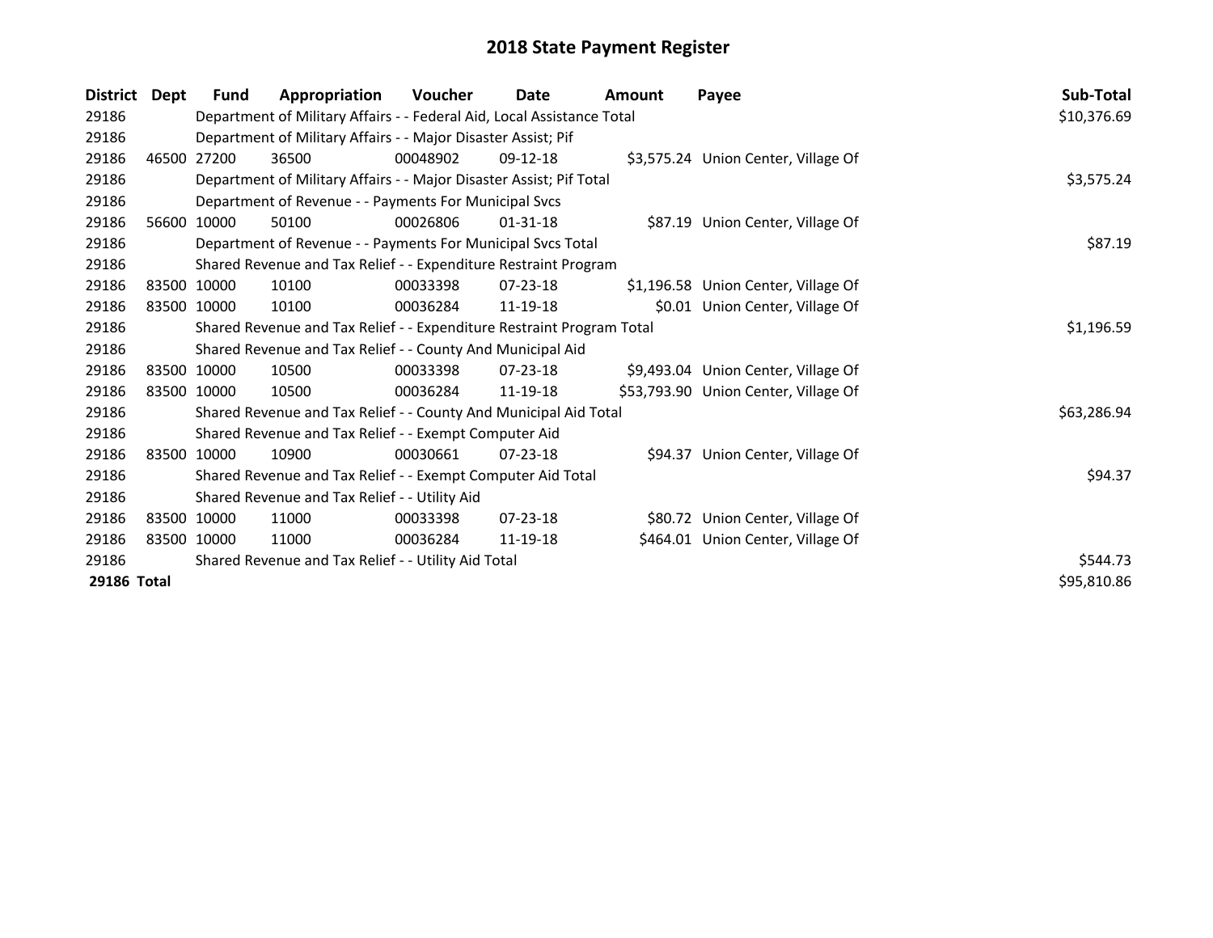# 2018 State Payment Register

| District | Dept | Fund | Appropriation | Voucher | Date | Amount | Payee | Sub-Total |
|---|---|---|---|---|---|---|---|---|
| 29186 | | Department of Military Affairs - - Federal Aid, Local Assistance Total | | | | | | $10,376.69 |
| 29186 | | Department of Military Affairs - - Major Disaster Assist; Pif | | | | | | |
| 29186 | 46500 | 27200 | 36500 | 00048902 | 09-12-18 | $3,575.24 | Union Center, Village Of | |
| 29186 | | Department of Military Affairs - - Major Disaster Assist; Pif Total | | | | | | $3,575.24 |
| 29186 | | Department of Revenue - - Payments For Municipal Svcs | | | | | | |
| 29186 | 56600 | 10000 | 50100 | 00026806 | 01-31-18 | $87.19 | Union Center, Village Of | |
| 29186 | | Department of Revenue - - Payments For Municipal Svcs Total | | | | | | $87.19 |
| 29186 | | Shared Revenue and Tax Relief - - Expenditure Restraint Program | | | | | | |
| 29186 | 83500 | 10000 | 10100 | 00033398 | 07-23-18 | $1,196.58 | Union Center, Village Of | |
| 29186 | 83500 | 10000 | 10100 | 00036284 | 11-19-18 | $0.01 | Union Center, Village Of | |
| 29186 | | Shared Revenue and Tax Relief - - Expenditure Restraint Program Total | | | | | | $1,196.59 |
| 29186 | | Shared Revenue and Tax Relief - - County And Municipal Aid | | | | | | |
| 29186 | 83500 | 10000 | 10500 | 00033398 | 07-23-18 | $9,493.04 | Union Center, Village Of | |
| 29186 | 83500 | 10000 | 10500 | 00036284 | 11-19-18 | $53,793.90 | Union Center, Village Of | |
| 29186 | | Shared Revenue and Tax Relief - - County And Municipal Aid Total | | | | | | $63,286.94 |
| 29186 | | Shared Revenue and Tax Relief - - Exempt Computer Aid | | | | | | |
| 29186 | 83500 | 10000 | 10900 | 00030661 | 07-23-18 | $94.37 | Union Center, Village Of | |
| 29186 | | Shared Revenue and Tax Relief - - Exempt Computer Aid Total | | | | | | $94.37 |
| 29186 | | Shared Revenue and Tax Relief - - Utility Aid | | | | | | |
| 29186 | 83500 | 10000 | 11000 | 00033398 | 07-23-18 | $80.72 | Union Center, Village Of | |
| 29186 | 83500 | 10000 | 11000 | 00036284 | 11-19-18 | $464.01 | Union Center, Village Of | |
| 29186 | | Shared Revenue and Tax Relief - - Utility Aid Total | | | | | | $544.73 |
| **29186 Total** | | | | | | | | $95,810.86 |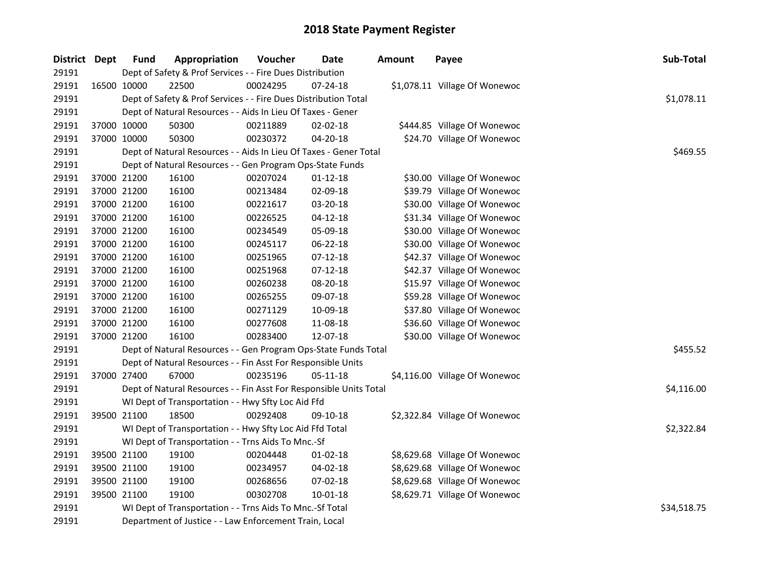# 2018 State Payment Register

| District | Dept | Fund | Appropriation | Voucher | Date | Amount | Payee | Sub-Total |
|---|---|---|---|---|---|---|---|---|
| 29191 | | Dept of Safety & Prof Services - - Fire Dues Distribution | | | | | | |
| 29191 | 16500 | 10000 | 22500 | 00024295 | 07-24-18 | $1,078.11 | Village Of Wonewoc | |
| 29191 | | Dept of Safety & Prof Services - - Fire Dues Distribution Total | | | | | | $1,078.11 |
| 29191 | | Dept of Natural Resources - - Aids In Lieu Of Taxes - Gener | | | | | | |
| 29191 | 37000 | 10000 | 50300 | 00211889 | 02-02-18 | $444.85 | Village Of Wonewoc | |
| 29191 | 37000 | 10000 | 50300 | 00230372 | 04-20-18 | $24.70 | Village Of Wonewoc | |
| 29191 | | Dept of Natural Resources - - Aids In Lieu Of Taxes - Gener Total | | | | | | $469.55 |
| 29191 | | Dept of Natural Resources - - Gen Program Ops-State Funds | | | | | | |
| 29191 | 37000 | 21200 | 16100 | 00207024 | 01-12-18 | $30.00 | Village Of Wonewoc | |
| 29191 | 37000 | 21200 | 16100 | 00213484 | 02-09-18 | $39.79 | Village Of Wonewoc | |
| 29191 | 37000 | 21200 | 16100 | 00221617 | 03-20-18 | $30.00 | Village Of Wonewoc | |
| 29191 | 37000 | 21200 | 16100 | 00226525 | 04-12-18 | $31.34 | Village Of Wonewoc | |
| 29191 | 37000 | 21200 | 16100 | 00234549 | 05-09-18 | $30.00 | Village Of Wonewoc | |
| 29191 | 37000 | 21200 | 16100 | 00245117 | 06-22-18 | $30.00 | Village Of Wonewoc | |
| 29191 | 37000 | 21200 | 16100 | 00251965 | 07-12-18 | $42.37 | Village Of Wonewoc | |
| 29191 | 37000 | 21200 | 16100 | 00251968 | 07-12-18 | $42.37 | Village Of Wonewoc | |
| 29191 | 37000 | 21200 | 16100 | 00260238 | 08-20-18 | $15.97 | Village Of Wonewoc | |
| 29191 | 37000 | 21200 | 16100 | 00265255 | 09-07-18 | $59.28 | Village Of Wonewoc | |
| 29191 | 37000 | 21200 | 16100 | 00271129 | 10-09-18 | $37.80 | Village Of Wonewoc | |
| 29191 | 37000 | 21200 | 16100 | 00277608 | 11-08-18 | $36.60 | Village Of Wonewoc | |
| 29191 | 37000 | 21200 | 16100 | 00283400 | 12-07-18 | $30.00 | Village Of Wonewoc | |
| 29191 | | Dept of Natural Resources - - Gen Program Ops-State Funds Total | | | | | | $455.52 |
| 29191 | | Dept of Natural Resources - - Fin Asst For Responsible Units | | | | | | |
| 29191 | 37000 | 27400 | 67000 | 00235196 | 05-11-18 | $4,116.00 | Village Of Wonewoc | |
| 29191 | | Dept of Natural Resources - - Fin Asst For Responsible Units Total | | | | | | $4,116.00 |
| 29191 | | WI Dept of Transportation - - Hwy Sfty Loc Aid Ffd | | | | | | |
| 29191 | 39500 | 21100 | 18500 | 00292408 | 09-10-18 | $2,322.84 | Village Of Wonewoc | |
| 29191 | | WI Dept of Transportation - - Hwy Sfty Loc Aid Ffd Total | | | | | | $2,322.84 |
| 29191 | | WI Dept of Transportation - - Trns Aids To Mnc.-Sf | | | | | | |
| 29191 | 39500 | 21100 | 19100 | 00204448 | 01-02-18 | $8,629.68 | Village Of Wonewoc | |
| 29191 | 39500 | 21100 | 19100 | 00234957 | 04-02-18 | $8,629.68 | Village Of Wonewoc | |
| 29191 | 39500 | 21100 | 19100 | 00268656 | 07-02-18 | $8,629.68 | Village Of Wonewoc | |
| 29191 | 39500 | 21100 | 19100 | 00302708 | 10-01-18 | $8,629.71 | Village Of Wonewoc | |
| 29191 | | WI Dept of Transportation - - Trns Aids To Mnc.-Sf Total | | | | | | $34,518.75 |
| 29191 | | Department of Justice - - Law Enforcement Train, Local | | | | | | |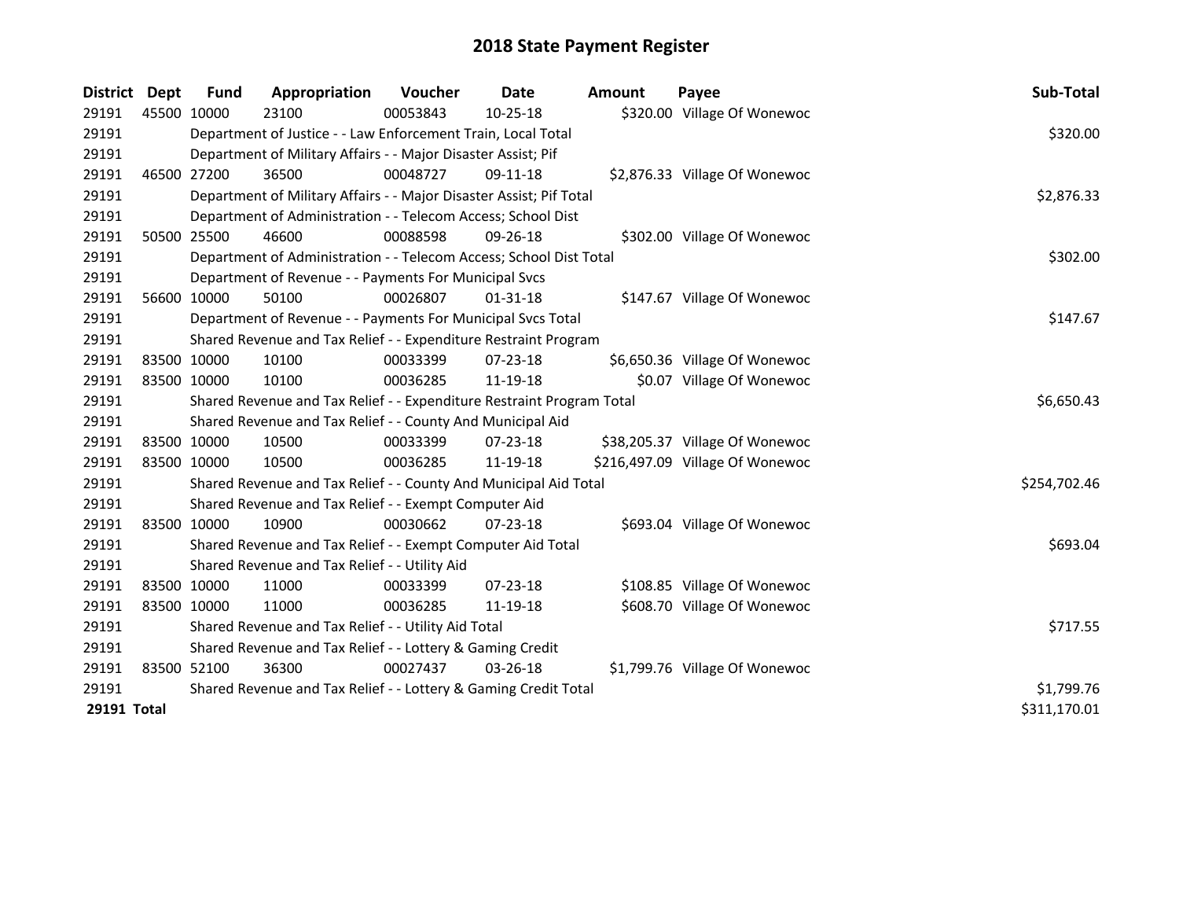# 2018 State Payment Register

| District | Dept | Fund | Appropriation | Voucher | Date | Amount | Payee | Sub-Total |
|---|---|---|---|---|---|---|---|---|
| 29191 | 45500 | 10000 | 23100 | 00053843 | 10-25-18 | $320.00 | Village Of Wonewoc | |
| 29191 | | Department of Justice - - Law Enforcement Train, Local Total | | | | | | $320.00 |
| 29191 | | Department of Military Affairs - - Major Disaster Assist; Pif | | | | | | |
| 29191 | 46500 | 27200 | 36500 | 00048727 | 09-11-18 | $2,876.33 | Village Of Wonewoc | |
| 29191 | | Department of Military Affairs - - Major Disaster Assist; Pif Total | | | | | | $2,876.33 |
| 29191 | | Department of Administration - - Telecom Access; School Dist | | | | | | |
| 29191 | 50500 | 25500 | 46600 | 00088598 | 09-26-18 | $302.00 | Village Of Wonewoc | |
| 29191 | | Department of Administration - - Telecom Access; School Dist Total | | | | | | $302.00 |
| 29191 | | Department of Revenue - - Payments For Municipal Svcs | | | | | | |
| 29191 | 56600 | 10000 | 50100 | 00026807 | 01-31-18 | $147.67 | Village Of Wonewoc | |
| 29191 | | Department of Revenue - - Payments For Municipal Svcs Total | | | | | | $147.67 |
| 29191 | | Shared Revenue and Tax Relief - - Expenditure Restraint Program | | | | | | |
| 29191 | 83500 | 10000 | 10100 | 00033399 | 07-23-18 | $6,650.36 | Village Of Wonewoc | |
| 29191 | 83500 | 10000 | 10100 | 00036285 | 11-19-18 | $0.07 | Village Of Wonewoc | |
| 29191 | | Shared Revenue and Tax Relief - - Expenditure Restraint Program Total | | | | | | $6,650.43 |
| 29191 | | Shared Revenue and Tax Relief - - County And Municipal Aid | | | | | | |
| 29191 | 83500 | 10000 | 10500 | 00033399 | 07-23-18 | $38,205.37 | Village Of Wonewoc | |
| 29191 | 83500 | 10000 | 10500 | 00036285 | 11-19-18 | $216,497.09 | Village Of Wonewoc | |
| 29191 | | Shared Revenue and Tax Relief - - County And Municipal Aid Total | | | | | | $254,702.46 |
| 29191 | | Shared Revenue and Tax Relief - - Exempt Computer Aid | | | | | | |
| 29191 | 83500 | 10000 | 10900 | 00030662 | 07-23-18 | $693.04 | Village Of Wonewoc | |
| 29191 | | Shared Revenue and Tax Relief - - Exempt Computer Aid Total | | | | | | $693.04 |
| 29191 | | Shared Revenue and Tax Relief - - Utility Aid | | | | | | |
| 29191 | 83500 | 10000 | 11000 | 00033399 | 07-23-18 | $108.85 | Village Of Wonewoc | |
| 29191 | 83500 | 10000 | 11000 | 00036285 | 11-19-18 | $608.70 | Village Of Wonewoc | |
| 29191 | | Shared Revenue and Tax Relief - - Utility Aid Total | | | | | | $717.55 |
| 29191 | | Shared Revenue and Tax Relief - - Lottery & Gaming Credit | | | | | | |
| 29191 | 83500 | 52100 | 36300 | 00027437 | 03-26-18 | $1,799.76 | Village Of Wonewoc | |
| 29191 | | Shared Revenue and Tax Relief - - Lottery & Gaming Credit Total | | | | | | $1,799.76 |
| **29191 Total** | | | | | | | | $311,170.01 |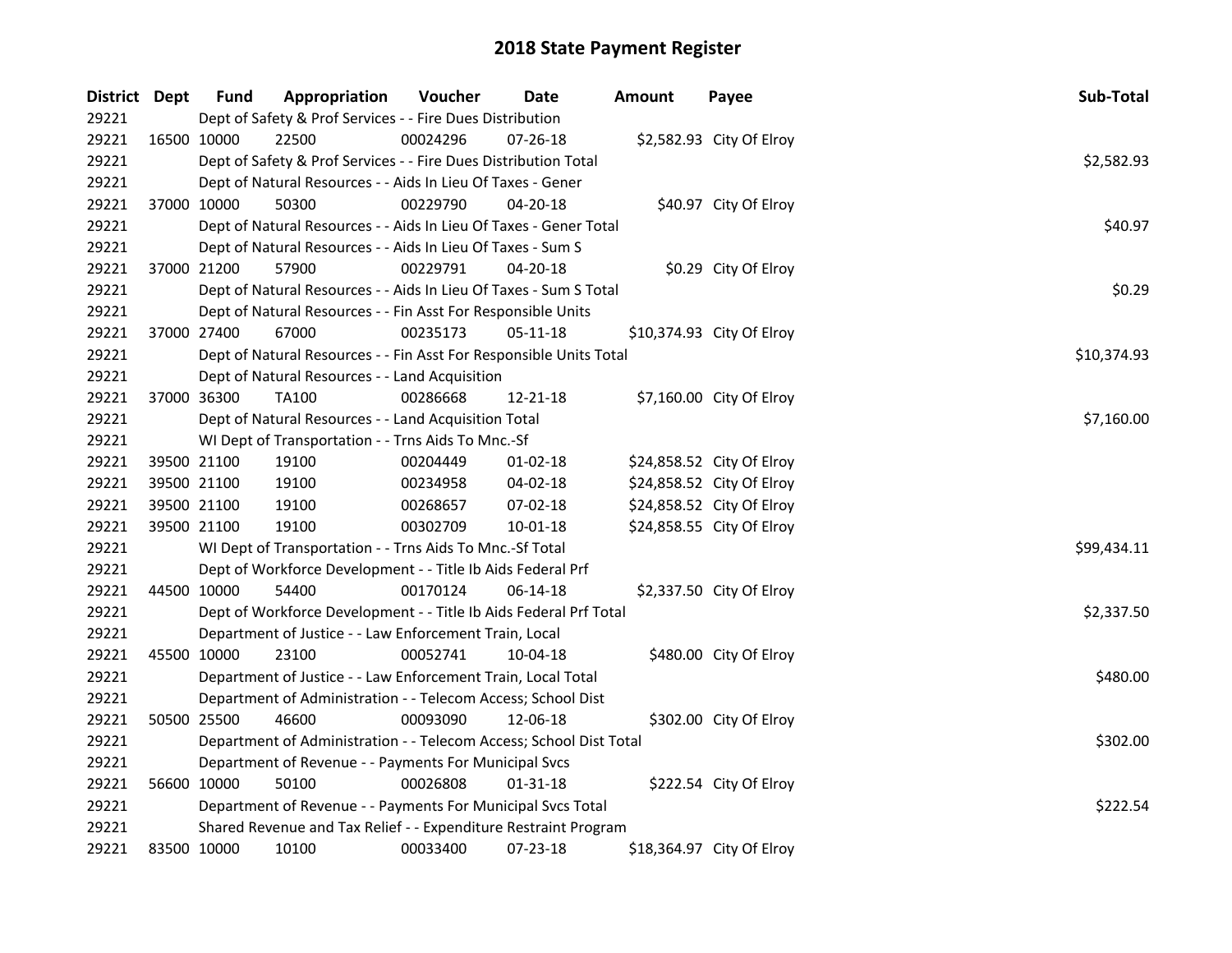# 2018 State Payment Register

| District | Dept | Fund | Appropriation | Voucher | Date | Amount | Payee | Sub-Total |
|---|---|---|---|---|---|---|---|---|
| 29221 | | Dept of Safety & Prof Services - - Fire Dues Distribution | | | | | | |
| 29221 | 16500 | 10000 | 22500 | 00024296 | 07-26-18 | $2,582.93 | City Of Elroy | |
| 29221 | | Dept of Safety & Prof Services - - Fire Dues Distribution Total | | | | | | $2,582.93 |
| 29221 | | Dept of Natural Resources - - Aids In Lieu Of Taxes - Gener | | | | | | |
| 29221 | 37000 | 10000 | 50300 | 00229790 | 04-20-18 | $40.97 | City Of Elroy | |
| 29221 | | Dept of Natural Resources - - Aids In Lieu Of Taxes - Gener Total | | | | | | $40.97 |
| 29221 | | Dept of Natural Resources - - Aids In Lieu Of Taxes - Sum S | | | | | | |
| 29221 | 37000 | 21200 | 57900 | 00229791 | 04-20-18 | $0.29 | City Of Elroy | |
| 29221 | | Dept of Natural Resources - - Aids In Lieu Of Taxes - Sum S Total | | | | | | $0.29 |
| 29221 | | Dept of Natural Resources - - Fin Asst For Responsible Units | | | | | | |
| 29221 | 37000 | 27400 | 67000 | 00235173 | 05-11-18 | $10,374.93 | City Of Elroy | |
| 29221 | | Dept of Natural Resources - - Fin Asst For Responsible Units Total | | | | | | $10,374.93 |
| 29221 | | Dept of Natural Resources - - Land Acquisition | | | | | | |
| 29221 | 37000 | 36300 | TA100 | 00286668 | 12-21-18 | $7,160.00 | City Of Elroy | |
| 29221 | | Dept of Natural Resources - - Land Acquisition Total | | | | | | $7,160.00 |
| 29221 | | WI Dept of Transportation - - Trns Aids To Mnc.-Sf | | | | | | |
| 29221 | 39500 | 21100 | 19100 | 00204449 | 01-02-18 | $24,858.52 | City Of Elroy | |
| 29221 | 39500 | 21100 | 19100 | 00234958 | 04-02-18 | $24,858.52 | City Of Elroy | |
| 29221 | 39500 | 21100 | 19100 | 00268657 | 07-02-18 | $24,858.52 | City Of Elroy | |
| 29221 | 39500 | 21100 | 19100 | 00302709 | 10-01-18 | $24,858.55 | City Of Elroy | |
| 29221 | | WI Dept of Transportation - - Trns Aids To Mnc.-Sf Total | | | | | | $99,434.11 |
| 29221 | | Dept of Workforce Development - - Title Ib Aids Federal Prf | | | | | | |
| 29221 | 44500 | 10000 | 54400 | 00170124 | 06-14-18 | $2,337.50 | City Of Elroy | |
| 29221 | | Dept of Workforce Development - - Title Ib Aids Federal Prf Total | | | | | | $2,337.50 |
| 29221 | | Department of Justice - - Law Enforcement Train, Local | | | | | | |
| 29221 | 45500 | 10000 | 23100 | 00052741 | 10-04-18 | $480.00 | City Of Elroy | |
| 29221 | | Department of Justice - - Law Enforcement Train, Local Total | | | | | | $480.00 |
| 29221 | | Department of Administration - - Telecom Access; School Dist | | | | | | |
| 29221 | 50500 | 25500 | 46600 | 00093090 | 12-06-18 | $302.00 | City Of Elroy | |
| 29221 | | Department of Administration - - Telecom Access; School Dist Total | | | | | | $302.00 |
| 29221 | | Department of Revenue - - Payments For Municipal Svcs | | | | | | |
| 29221 | 56600 | 10000 | 50100 | 00026808 | 01-31-18 | $222.54 | City Of Elroy | |
| 29221 | | Department of Revenue - - Payments For Municipal Svcs Total | | | | | | $222.54 |
| 29221 | | Shared Revenue and Tax Relief - - Expenditure Restraint Program | | | | | | |
| 29221 | 83500 | 10000 | 10100 | 00033400 | 07-23-18 | $18,364.97 | City Of Elroy | |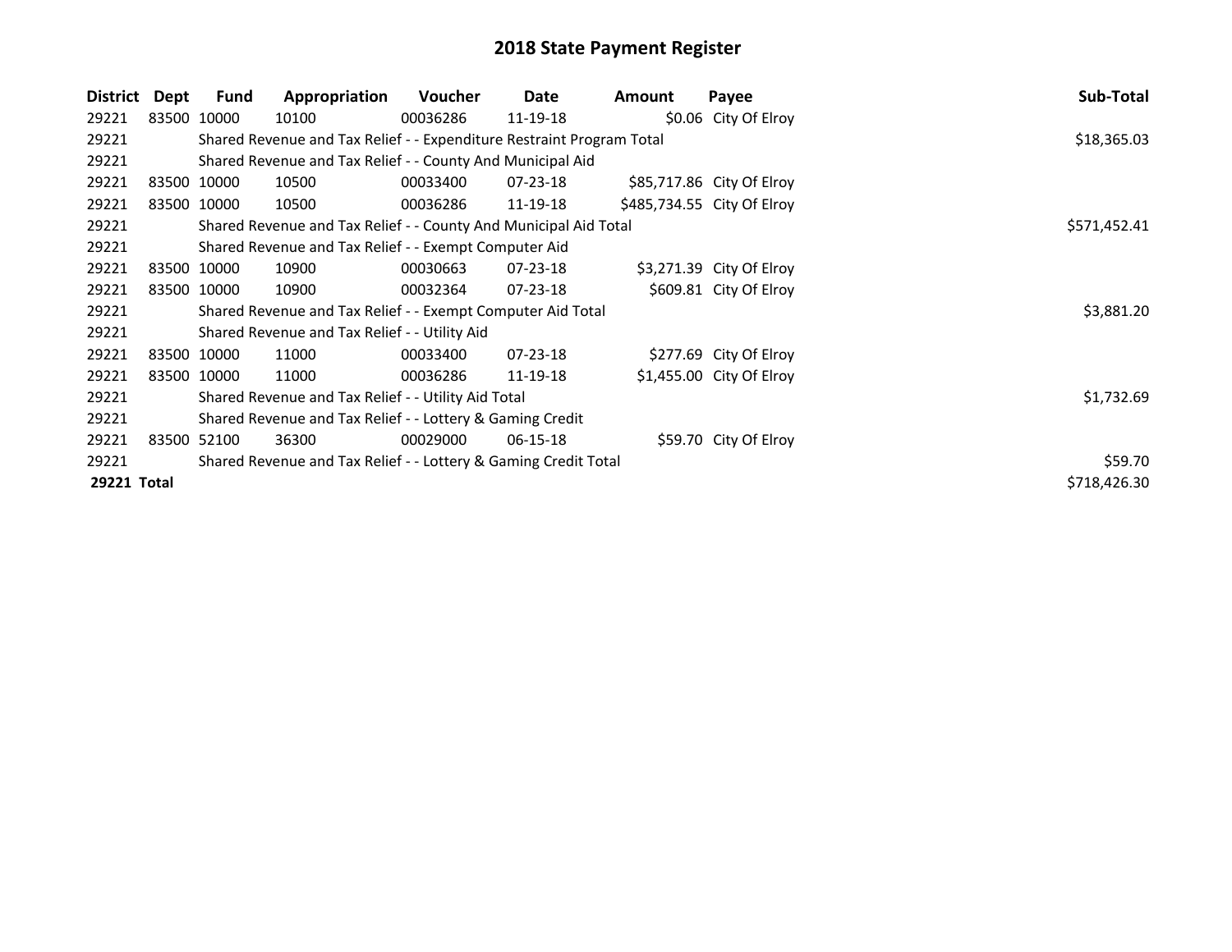# 2018 State Payment Register

| District | Dept | Fund | Appropriation | Voucher | Date | Amount | Payee | Sub-Total |
|---|---|---|---|---|---|---|---|---|
| 29221 | 83500 | 10000 | 10100 | 00036286 | 11-19-18 | $0.06 | City Of Elroy | |
| 29221 | | Shared Revenue and Tax Relief - - Expenditure Restraint Program Total | | | | | | $18,365.03 |
| 29221 | | Shared Revenue and Tax Relief - - County And Municipal Aid | | | | | | |
| 29221 | 83500 | 10000 | 10500 | 00033400 | 07-23-18 | $85,717.86 | City Of Elroy | |
| 29221 | 83500 | 10000 | 10500 | 00036286 | 11-19-18 | $485,734.55 | City Of Elroy | |
| 29221 | | Shared Revenue and Tax Relief - - County And Municipal Aid Total | | | | | | $571,452.41 |
| 29221 | | Shared Revenue and Tax Relief - - Exempt Computer Aid | | | | | | |
| 29221 | 83500 | 10000 | 10900 | 00030663 | 07-23-18 | $3,271.39 | City Of Elroy | |
| 29221 | 83500 | 10000 | 10900 | 00032364 | 07-23-18 | $609.81 | City Of Elroy | |
| 29221 | | Shared Revenue and Tax Relief - - Exempt Computer Aid Total | | | | | | $3,881.20 |
| 29221 | | Shared Revenue and Tax Relief - - Utility Aid | | | | | | |
| 29221 | 83500 | 10000 | 11000 | 00033400 | 07-23-18 | $277.69 | City Of Elroy | |
| 29221 | 83500 | 10000 | 11000 | 00036286 | 11-19-18 | $1,455.00 | City Of Elroy | |
| 29221 | | Shared Revenue and Tax Relief - - Utility Aid Total | | | | | | $1,732.69 |
| 29221 | | Shared Revenue and Tax Relief - - Lottery & Gaming Credit | | | | | | |
| 29221 | 83500 | 52100 | 36300 | 00029000 | 06-15-18 | $59.70 | City Of Elroy | |
| 29221 | | Shared Revenue and Tax Relief - - Lottery & Gaming Credit Total | | | | | | $59.70 |
| **29221 Total** | | | | | | | | $718,426.30 |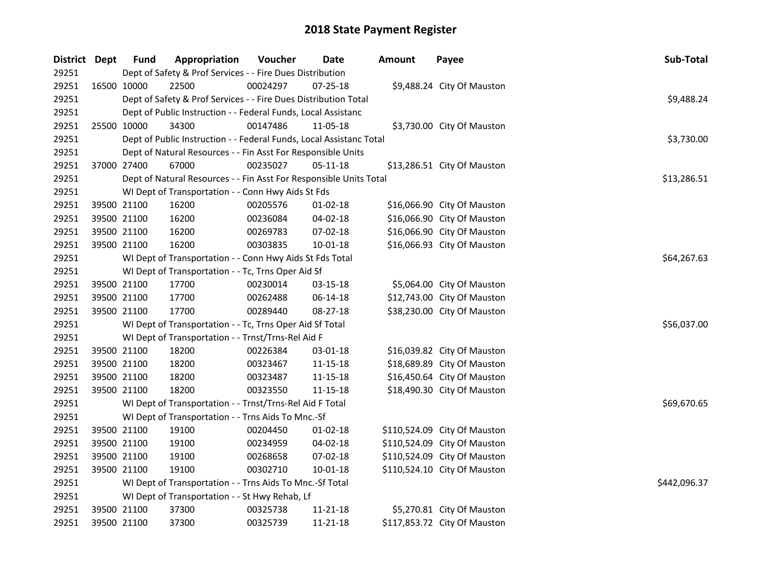# 2018 State Payment Register

| District | Dept | Fund | Appropriation | Voucher | Date | Amount | Payee | Sub-Total |
|---|---|---|---|---|---|---|---|---|
| 29251 | | Dept of Safety & Prof Services - - Fire Dues Distribution | | | | | | |
| 29251 | 16500 | 10000 | 22500 | 00024297 | 07-25-18 | $9,488.24 | City Of Mauston | |
| 29251 | | Dept of Safety & Prof Services - - Fire Dues Distribution Total | | | | | | $9,488.24 |
| 29251 | | Dept of Public Instruction - - Federal Funds, Local Assistanc | | | | | | |
| 29251 | 25500 | 10000 | 34300 | 00147486 | 11-05-18 | $3,730.00 | City Of Mauston | |
| 29251 | | Dept of Public Instruction - - Federal Funds, Local Assistanc Total | | | | | | $3,730.00 |
| 29251 | | Dept of Natural Resources - - Fin Asst For Responsible Units | | | | | | |
| 29251 | 37000 | 27400 | 67000 | 00235027 | 05-11-18 | $13,286.51 | City Of Mauston | |
| 29251 | | Dept of Natural Resources - - Fin Asst For Responsible Units Total | | | | | | $13,286.51 |
| 29251 | | WI Dept of Transportation - - Conn Hwy Aids St Fds | | | | | | |
| 29251 | 39500 | 21100 | 16200 | 00205576 | 01-02-18 | $16,066.90 | City Of Mauston | |
| 29251 | 39500 | 21100 | 16200 | 00236084 | 04-02-18 | $16,066.90 | City Of Mauston | |
| 29251 | 39500 | 21100 | 16200 | 00269783 | 07-02-18 | $16,066.90 | City Of Mauston | |
| 29251 | 39500 | 21100 | 16200 | 00303835 | 10-01-18 | $16,066.93 | City Of Mauston | |
| 29251 | | WI Dept of Transportation - - Conn Hwy Aids St Fds Total | | | | | | $64,267.63 |
| 29251 | | WI Dept of Transportation - - Tc, Trns Oper Aid Sf | | | | | | |
| 29251 | 39500 | 21100 | 17700 | 00230014 | 03-15-18 | $5,064.00 | City Of Mauston | |
| 29251 | 39500 | 21100 | 17700 | 00262488 | 06-14-18 | $12,743.00 | City Of Mauston | |
| 29251 | 39500 | 21100 | 17700 | 00289440 | 08-27-18 | $38,230.00 | City Of Mauston | |
| 29251 | | WI Dept of Transportation - - Tc, Trns Oper Aid Sf Total | | | | | | $56,037.00 |
| 29251 | | WI Dept of Transportation - - Trnst/Trns-Rel Aid F | | | | | | |
| 29251 | 39500 | 21100 | 18200 | 00226384 | 03-01-18 | $16,039.82 | City Of Mauston | |
| 29251 | 39500 | 21100 | 18200 | 00323467 | 11-15-18 | $18,689.89 | City Of Mauston | |
| 29251 | 39500 | 21100 | 18200 | 00323487 | 11-15-18 | $16,450.64 | City Of Mauston | |
| 29251 | 39500 | 21100 | 18200 | 00323550 | 11-15-18 | $18,490.30 | City Of Mauston | |
| 29251 | | WI Dept of Transportation - - Trnst/Trns-Rel Aid F Total | | | | | | $69,670.65 |
| 29251 | | WI Dept of Transportation - - Trns Aids To Mnc.-Sf | | | | | | |
| 29251 | 39500 | 21100 | 19100 | 00204450 | 01-02-18 | $110,524.09 | City Of Mauston | |
| 29251 | 39500 | 21100 | 19100 | 00234959 | 04-02-18 | $110,524.09 | City Of Mauston | |
| 29251 | 39500 | 21100 | 19100 | 00268658 | 07-02-18 | $110,524.09 | City Of Mauston | |
| 29251 | 39500 | 21100 | 19100 | 00302710 | 10-01-18 | $110,524.10 | City Of Mauston | |
| 29251 | | WI Dept of Transportation - - Trns Aids To Mnc.-Sf Total | | | | | | $442,096.37 |
| 29251 | | WI Dept of Transportation - - St Hwy Rehab, Lf | | | | | | |
| 29251 | 39500 | 21100 | 37300 | 00325738 | 11-21-18 | $5,270.81 | City Of Mauston | |
| 29251 | 39500 | 21100 | 37300 | 00325739 | 11-21-18 | $117,853.72 | City Of Mauston | |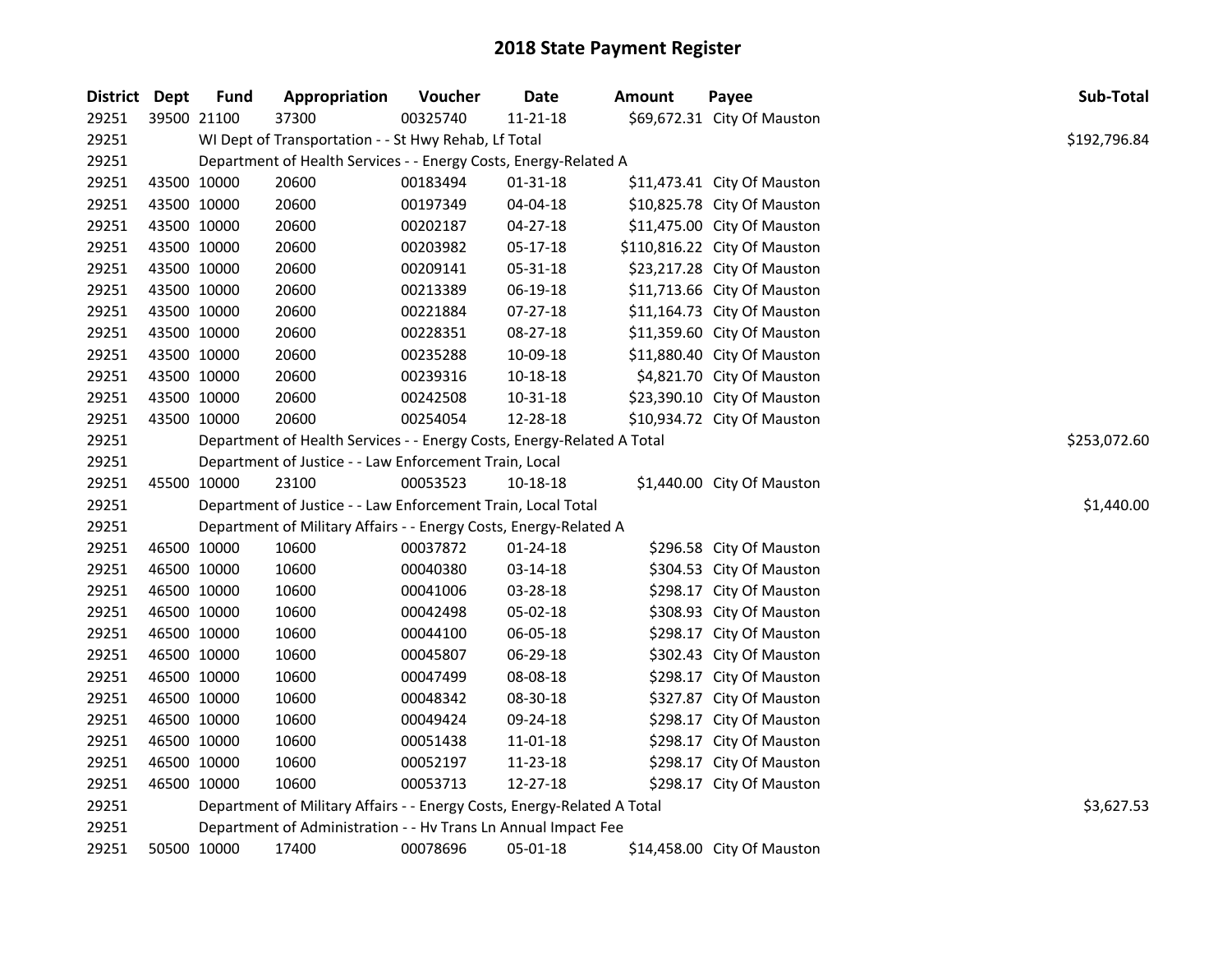# 2018 State Payment Register

| District | Dept | Fund | Appropriation | Voucher | Date | Amount | Payee | Sub-Total |
|---|---|---|---|---|---|---|---|---|
| 29251 | 39500 | 21100 | 37300 | 00325740 | 11-21-18 | $69,672.31 | City Of Mauston | |
| 29251 | | | WI Dept of Transportation - - St Hwy Rehab, Lf Total | | | | | $192,796.84 |
| 29251 | | | Department of Health Services - - Energy Costs, Energy-Related A | | | | | |
| 29251 | 43500 | 10000 | 20600 | 00183494 | 01-31-18 | $11,473.41 | City Of Mauston | |
| 29251 | 43500 | 10000 | 20600 | 00197349 | 04-04-18 | $10,825.78 | City Of Mauston | |
| 29251 | 43500 | 10000 | 20600 | 00202187 | 04-27-18 | $11,475.00 | City Of Mauston | |
| 29251 | 43500 | 10000 | 20600 | 00203982 | 05-17-18 | $110,816.22 | City Of Mauston | |
| 29251 | 43500 | 10000 | 20600 | 00209141 | 05-31-18 | $23,217.28 | City Of Mauston | |
| 29251 | 43500 | 10000 | 20600 | 00213389 | 06-19-18 | $11,713.66 | City Of Mauston | |
| 29251 | 43500 | 10000 | 20600 | 00221884 | 07-27-18 | $11,164.73 | City Of Mauston | |
| 29251 | 43500 | 10000 | 20600 | 00228351 | 08-27-18 | $11,359.60 | City Of Mauston | |
| 29251 | 43500 | 10000 | 20600 | 00235288 | 10-09-18 | $11,880.40 | City Of Mauston | |
| 29251 | 43500 | 10000 | 20600 | 00239316 | 10-18-18 | $4,821.70 | City Of Mauston | |
| 29251 | 43500 | 10000 | 20600 | 00242508 | 10-31-18 | $23,390.10 | City Of Mauston | |
| 29251 | 43500 | 10000 | 20600 | 00254054 | 12-28-18 | $10,934.72 | City Of Mauston | |
| 29251 | | | Department of Health Services - - Energy Costs, Energy-Related A Total | | | | | $253,072.60 |
| 29251 | | | Department of Justice - - Law Enforcement Train, Local | | | | | |
| 29251 | 45500 | 10000 | 23100 | 00053523 | 10-18-18 | $1,440.00 | City Of Mauston | |
| 29251 | | | Department of Justice - - Law Enforcement Train, Local Total | | | | | $1,440.00 |
| 29251 | | | Department of Military Affairs - - Energy Costs, Energy-Related A | | | | | |
| 29251 | 46500 | 10000 | 10600 | 00037872 | 01-24-18 | $296.58 | City Of Mauston | |
| 29251 | 46500 | 10000 | 10600 | 00040380 | 03-14-18 | $304.53 | City Of Mauston | |
| 29251 | 46500 | 10000 | 10600 | 00041006 | 03-28-18 | $298.17 | City Of Mauston | |
| 29251 | 46500 | 10000 | 10600 | 00042498 | 05-02-18 | $308.93 | City Of Mauston | |
| 29251 | 46500 | 10000 | 10600 | 00044100 | 06-05-18 | $298.17 | City Of Mauston | |
| 29251 | 46500 | 10000 | 10600 | 00045807 | 06-29-18 | $302.43 | City Of Mauston | |
| 29251 | 46500 | 10000 | 10600 | 00047499 | 08-08-18 | $298.17 | City Of Mauston | |
| 29251 | 46500 | 10000 | 10600 | 00048342 | 08-30-18 | $327.87 | City Of Mauston | |
| 29251 | 46500 | 10000 | 10600 | 00049424 | 09-24-18 | $298.17 | City Of Mauston | |
| 29251 | 46500 | 10000 | 10600 | 00051438 | 11-01-18 | $298.17 | City Of Mauston | |
| 29251 | 46500 | 10000 | 10600 | 00052197 | 11-23-18 | $298.17 | City Of Mauston | |
| 29251 | 46500 | 10000 | 10600 | 00053713 | 12-27-18 | $298.17 | City Of Mauston | |
| 29251 | | | Department of Military Affairs - - Energy Costs, Energy-Related A Total | | | | | $3,627.53 |
| 29251 | | | Department of Administration - - Hv Trans Ln Annual Impact Fee | | | | | |
| 29251 | 50500 | 10000 | 17400 | 00078696 | 05-01-18 | $14,458.00 | City Of Mauston | |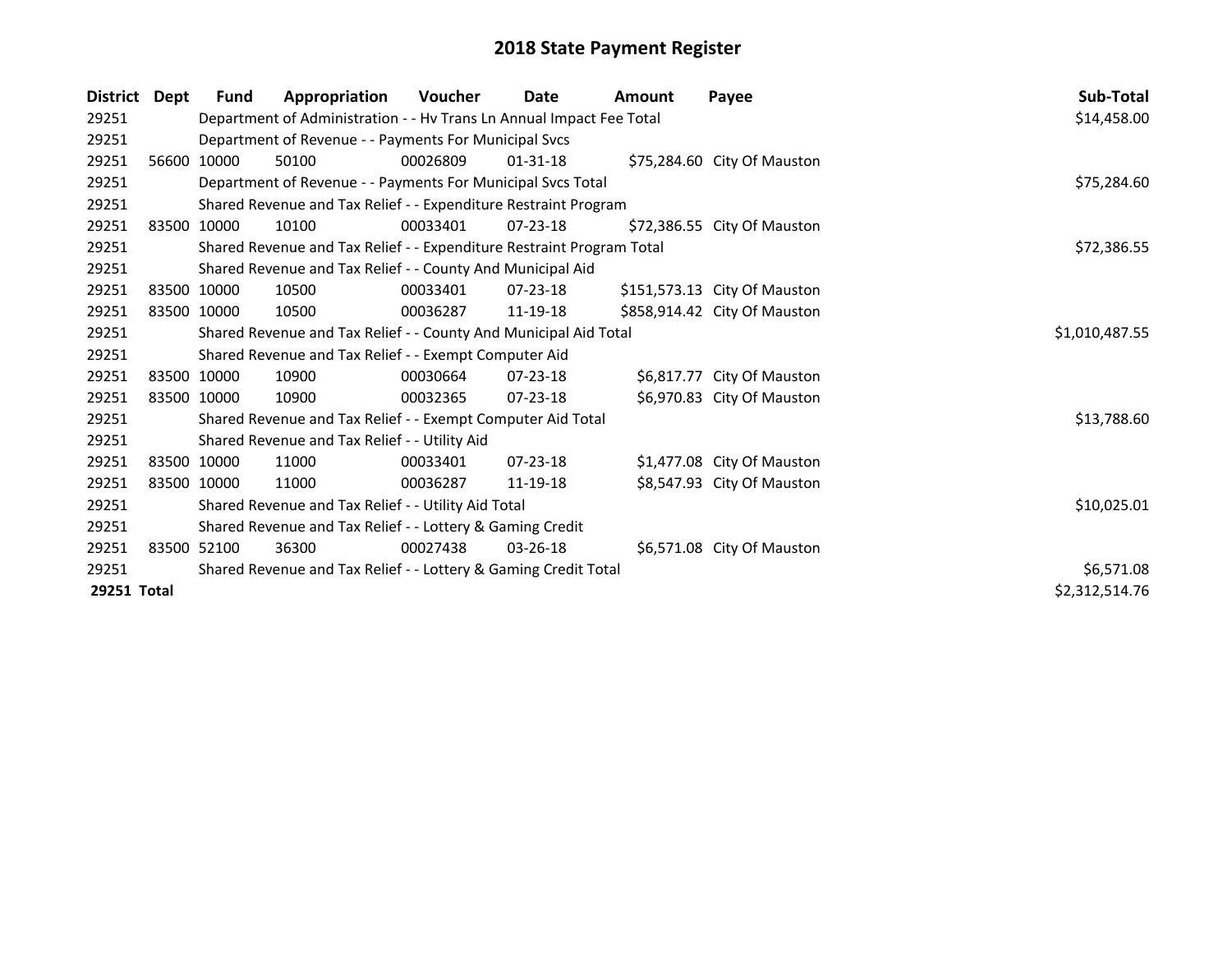# 2018 State Payment Register

| District | Dept | Fund | Appropriation | Voucher | Date | Amount | Payee | Sub-Total |
|---|---|---|---|---|---|---|---|---|
| 29251 | | Department of Administration - - Hv Trans Ln Annual Impact Fee Total | | | | | | $14,458.00 |
| 29251 | | Department of Revenue - - Payments For Municipal Svcs | | | | | | |
| 29251 | 56600 | 10000 | 50100 | 00026809 | 01-31-18 | $75,284.60 | City Of Mauston | |
| 29251 | | Department of Revenue - - Payments For Municipal Svcs Total | | | | | | $75,284.60 |
| 29251 | | Shared Revenue and Tax Relief - - Expenditure Restraint Program | | | | | | |
| 29251 | 83500 | 10000 | 10100 | 00033401 | 07-23-18 | $72,386.55 | City Of Mauston | |
| 29251 | | Shared Revenue and Tax Relief - - Expenditure Restraint Program Total | | | | | | $72,386.55 |
| 29251 | | Shared Revenue and Tax Relief - - County And Municipal Aid | | | | | | |
| 29251 | 83500 | 10000 | 10500 | 00033401 | 07-23-18 | $151,573.13 | City Of Mauston | |
| 29251 | 83500 | 10000 | 10500 | 00036287 | 11-19-18 | $858,914.42 | City Of Mauston | |
| 29251 | | Shared Revenue and Tax Relief - - County And Municipal Aid Total | | | | | | $1,010,487.55 |
| 29251 | | Shared Revenue and Tax Relief - - Exempt Computer Aid | | | | | | |
| 29251 | 83500 | 10000 | 10900 | 00030664 | 07-23-18 | $6,817.77 | City Of Mauston | |
| 29251 | 83500 | 10000 | 10900 | 00032365 | 07-23-18 | $6,970.83 | City Of Mauston | |
| 29251 | | Shared Revenue and Tax Relief - - Exempt Computer Aid Total | | | | | | $13,788.60 |
| 29251 | | Shared Revenue and Tax Relief - - Utility Aid | | | | | | |
| 29251 | 83500 | 10000 | 11000 | 00033401 | 07-23-18 | $1,477.08 | City Of Mauston | |
| 29251 | 83500 | 10000 | 11000 | 00036287 | 11-19-18 | $8,547.93 | City Of Mauston | |
| 29251 | | Shared Revenue and Tax Relief - - Utility Aid Total | | | | | | $10,025.01 |
| 29251 | | Shared Revenue and Tax Relief - - Lottery & Gaming Credit | | | | | | |
| 29251 | 83500 | 52100 | 36300 | 00027438 | 03-26-18 | $6,571.08 | City Of Mauston | |
| 29251 | | Shared Revenue and Tax Relief - - Lottery & Gaming Credit Total | | | | | | $6,571.08 |
| **29251 Total** | | | | | | | | $2,312,514.76 |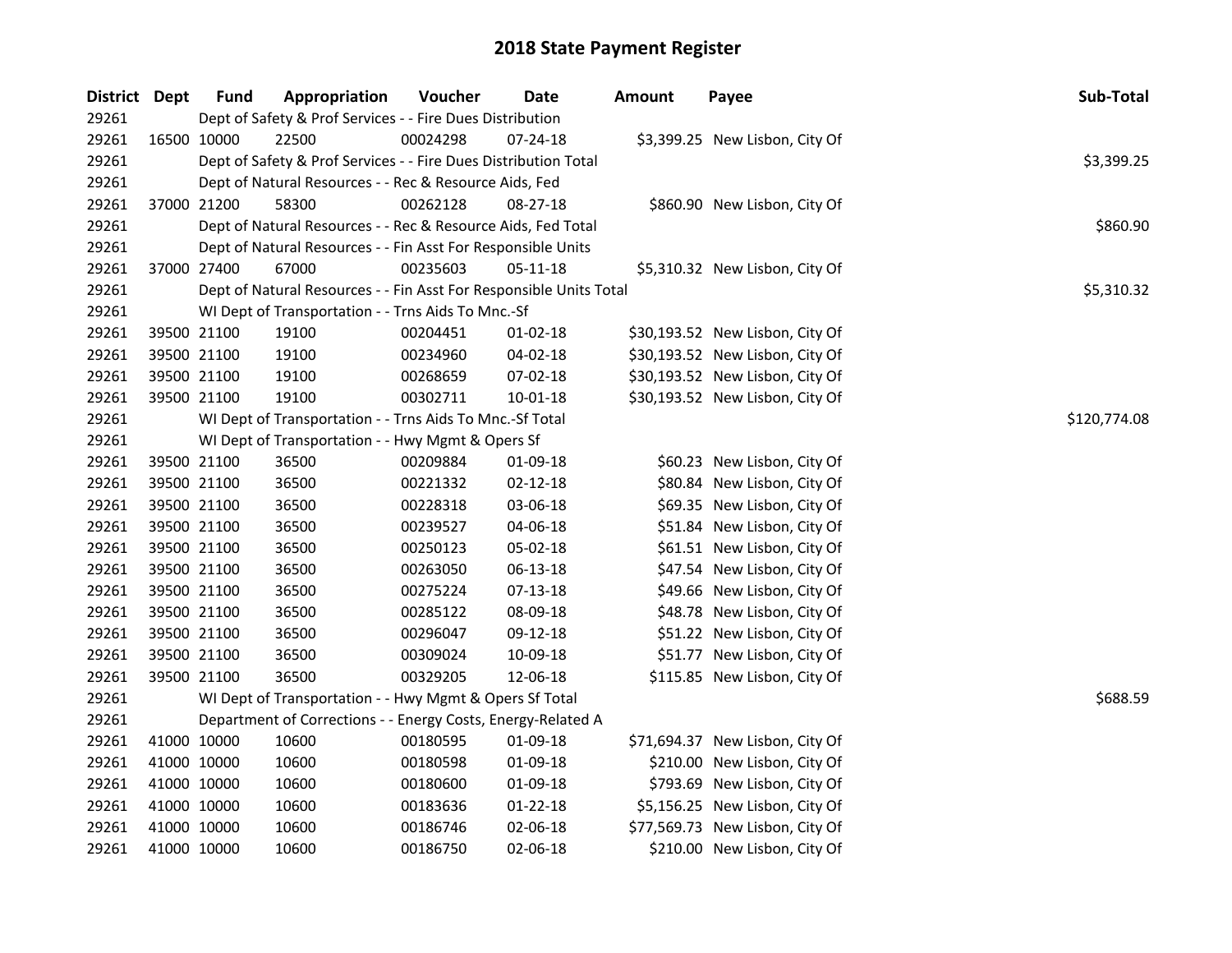# 2018 State Payment Register

| District | Dept | Fund | Appropriation | Voucher | Date | Amount | Payee | Sub-Total |
|---|---|---|---|---|---|---|---|---|
| 29261 | | | Dept of Safety & Prof Services - - Fire Dues Distribution | | | | | |
| 29261 | 16500 | 10000 | 22500 | 00024298 | 07-24-18 | $3,399.25 | New Lisbon, City Of | |
| 29261 | | | Dept of Safety & Prof Services - - Fire Dues Distribution Total | | | | | $3,399.25 |
| 29261 | | | Dept of Natural Resources - - Rec & Resource Aids, Fed | | | | | |
| 29261 | 37000 | 21200 | 58300 | 00262128 | 08-27-18 | $860.90 | New Lisbon, City Of | |
| 29261 | | | Dept of Natural Resources - - Rec & Resource Aids, Fed Total | | | | | $860.90 |
| 29261 | | | Dept of Natural Resources - - Fin Asst For Responsible Units | | | | | |
| 29261 | 37000 | 27400 | 67000 | 00235603 | 05-11-18 | $5,310.32 | New Lisbon, City Of | |
| 29261 | | | Dept of Natural Resources - - Fin Asst For Responsible Units Total | | | | | $5,310.32 |
| 29261 | | | WI Dept of Transportation - - Trns Aids To Mnc.-Sf | | | | | |
| 29261 | 39500 | 21100 | 19100 | 00204451 | 01-02-18 | $30,193.52 | New Lisbon, City Of | |
| 29261 | 39500 | 21100 | 19100 | 00234960 | 04-02-18 | $30,193.52 | New Lisbon, City Of | |
| 29261 | 39500 | 21100 | 19100 | 00268659 | 07-02-18 | $30,193.52 | New Lisbon, City Of | |
| 29261 | 39500 | 21100 | 19100 | 00302711 | 10-01-18 | $30,193.52 | New Lisbon, City Of | |
| 29261 | | | WI Dept of Transportation - - Trns Aids To Mnc.-Sf Total | | | | | $120,774.08 |
| 29261 | | | WI Dept of Transportation - - Hwy Mgmt & Opers Sf | | | | | |
| 29261 | 39500 | 21100 | 36500 | 00209884 | 01-09-18 | $60.23 | New Lisbon, City Of | |
| 29261 | 39500 | 21100 | 36500 | 00221332 | 02-12-18 | $80.84 | New Lisbon, City Of | |
| 29261 | 39500 | 21100 | 36500 | 00228318 | 03-06-18 | $69.35 | New Lisbon, City Of | |
| 29261 | 39500 | 21100 | 36500 | 00239527 | 04-06-18 | $51.84 | New Lisbon, City Of | |
| 29261 | 39500 | 21100 | 36500 | 00250123 | 05-02-18 | $61.51 | New Lisbon, City Of | |
| 29261 | 39500 | 21100 | 36500 | 00263050 | 06-13-18 | $47.54 | New Lisbon, City Of | |
| 29261 | 39500 | 21100 | 36500 | 00275224 | 07-13-18 | $49.66 | New Lisbon, City Of | |
| 29261 | 39500 | 21100 | 36500 | 00285122 | 08-09-18 | $48.78 | New Lisbon, City Of | |
| 29261 | 39500 | 21100 | 36500 | 00296047 | 09-12-18 | $51.22 | New Lisbon, City Of | |
| 29261 | 39500 | 21100 | 36500 | 00309024 | 10-09-18 | $51.77 | New Lisbon, City Of | |
| 29261 | 39500 | 21100 | 36500 | 00329205 | 12-06-18 | $115.85 | New Lisbon, City Of | |
| 29261 | | | WI Dept of Transportation - - Hwy Mgmt & Opers Sf Total | | | | | $688.59 |
| 29261 | | | Department of Corrections - - Energy Costs, Energy-Related A | | | | | |
| 29261 | 41000 | 10000 | 10600 | 00180595 | 01-09-18 | $71,694.37 | New Lisbon, City Of | |
| 29261 | 41000 | 10000 | 10600 | 00180598 | 01-09-18 | $210.00 | New Lisbon, City Of | |
| 29261 | 41000 | 10000 | 10600 | 00180600 | 01-09-18 | $793.69 | New Lisbon, City Of | |
| 29261 | 41000 | 10000 | 10600 | 00183636 | 01-22-18 | $5,156.25 | New Lisbon, City Of | |
| 29261 | 41000 | 10000 | 10600 | 00186746 | 02-06-18 | $77,569.73 | New Lisbon, City Of | |
| 29261 | 41000 | 10000 | 10600 | 00186750 | 02-06-18 | $210.00 | New Lisbon, City Of | |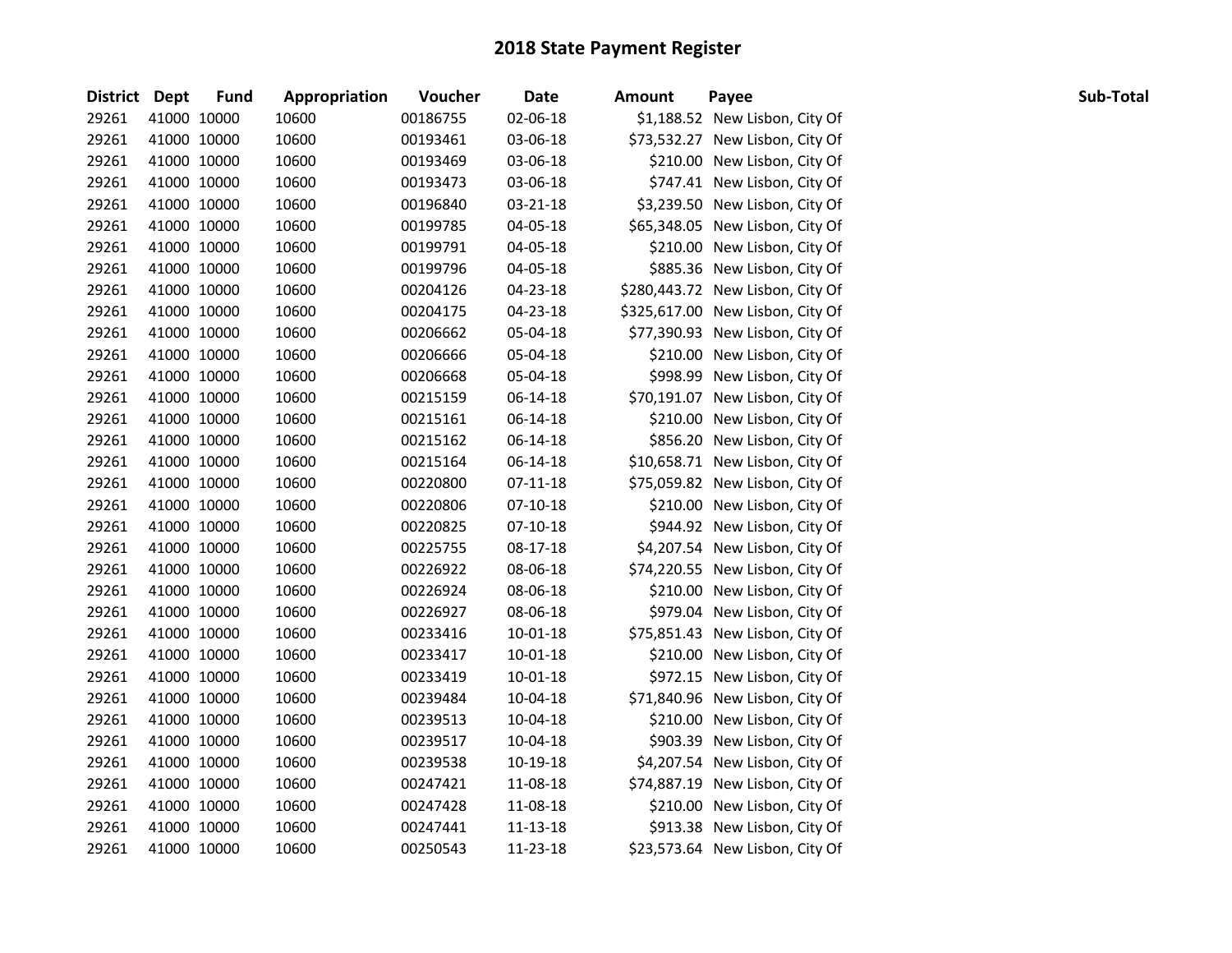# 2018 State Payment Register

| District | Dept | Fund | Appropriation | Voucher | Date | Amount | Payee | Sub-Total |
|---|---|---|---|---|---|---|---|---|
| 29261 | 41000 | 10000 | 10600 | 00186755 | 02-06-18 | $1,188.52 | New Lisbon, City Of | |
| 29261 | 41000 | 10000 | 10600 | 00193461 | 03-06-18 | $73,532.27 | New Lisbon, City Of | |
| 29261 | 41000 | 10000 | 10600 | 00193469 | 03-06-18 | $210.00 | New Lisbon, City Of | |
| 29261 | 41000 | 10000 | 10600 | 00193473 | 03-06-18 | $747.41 | New Lisbon, City Of | |
| 29261 | 41000 | 10000 | 10600 | 00196840 | 03-21-18 | $3,239.50 | New Lisbon, City Of | |
| 29261 | 41000 | 10000 | 10600 | 00199785 | 04-05-18 | $65,348.05 | New Lisbon, City Of | |
| 29261 | 41000 | 10000 | 10600 | 00199791 | 04-05-18 | $210.00 | New Lisbon, City Of | |
| 29261 | 41000 | 10000 | 10600 | 00199796 | 04-05-18 | $885.36 | New Lisbon, City Of | |
| 29261 | 41000 | 10000 | 10600 | 00204126 | 04-23-18 | $280,443.72 | New Lisbon, City Of | |
| 29261 | 41000 | 10000 | 10600 | 00204175 | 04-23-18 | $325,617.00 | New Lisbon, City Of | |
| 29261 | 41000 | 10000 | 10600 | 00206662 | 05-04-18 | $77,390.93 | New Lisbon, City Of | |
| 29261 | 41000 | 10000 | 10600 | 00206666 | 05-04-18 | $210.00 | New Lisbon, City Of | |
| 29261 | 41000 | 10000 | 10600 | 00206668 | 05-04-18 | $998.99 | New Lisbon, City Of | |
| 29261 | 41000 | 10000 | 10600 | 00215159 | 06-14-18 | $70,191.07 | New Lisbon, City Of | |
| 29261 | 41000 | 10000 | 10600 | 00215161 | 06-14-18 | $210.00 | New Lisbon, City Of | |
| 29261 | 41000 | 10000 | 10600 | 00215162 | 06-14-18 | $856.20 | New Lisbon, City Of | |
| 29261 | 41000 | 10000 | 10600 | 00215164 | 06-14-18 | $10,658.71 | New Lisbon, City Of | |
| 29261 | 41000 | 10000 | 10600 | 00220800 | 07-11-18 | $75,059.82 | New Lisbon, City Of | |
| 29261 | 41000 | 10000 | 10600 | 00220806 | 07-10-18 | $210.00 | New Lisbon, City Of | |
| 29261 | 41000 | 10000 | 10600 | 00220825 | 07-10-18 | $944.92 | New Lisbon, City Of | |
| 29261 | 41000 | 10000 | 10600 | 00225755 | 08-17-18 | $4,207.54 | New Lisbon, City Of | |
| 29261 | 41000 | 10000 | 10600 | 00226922 | 08-06-18 | $74,220.55 | New Lisbon, City Of | |
| 29261 | 41000 | 10000 | 10600 | 00226924 | 08-06-18 | $210.00 | New Lisbon, City Of | |
| 29261 | 41000 | 10000 | 10600 | 00226927 | 08-06-18 | $979.04 | New Lisbon, City Of | |
| 29261 | 41000 | 10000 | 10600 | 00233416 | 10-01-18 | $75,851.43 | New Lisbon, City Of | |
| 29261 | 41000 | 10000 | 10600 | 00233417 | 10-01-18 | $210.00 | New Lisbon, City Of | |
| 29261 | 41000 | 10000 | 10600 | 00233419 | 10-01-18 | $972.15 | New Lisbon, City Of | |
| 29261 | 41000 | 10000 | 10600 | 00239484 | 10-04-18 | $71,840.96 | New Lisbon, City Of | |
| 29261 | 41000 | 10000 | 10600 | 00239513 | 10-04-18 | $210.00 | New Lisbon, City Of | |
| 29261 | 41000 | 10000 | 10600 | 00239517 | 10-04-18 | $903.39 | New Lisbon, City Of | |
| 29261 | 41000 | 10000 | 10600 | 00239538 | 10-19-18 | $4,207.54 | New Lisbon, City Of | |
| 29261 | 41000 | 10000 | 10600 | 00247421 | 11-08-18 | $74,887.19 | New Lisbon, City Of | |
| 29261 | 41000 | 10000 | 10600 | 00247428 | 11-08-18 | $210.00 | New Lisbon, City Of | |
| 29261 | 41000 | 10000 | 10600 | 00247441 | 11-13-18 | $913.38 | New Lisbon, City Of | |
| 29261 | 41000 | 10000 | 10600 | 00250543 | 11-23-18 | $23,573.64 | New Lisbon, City Of | |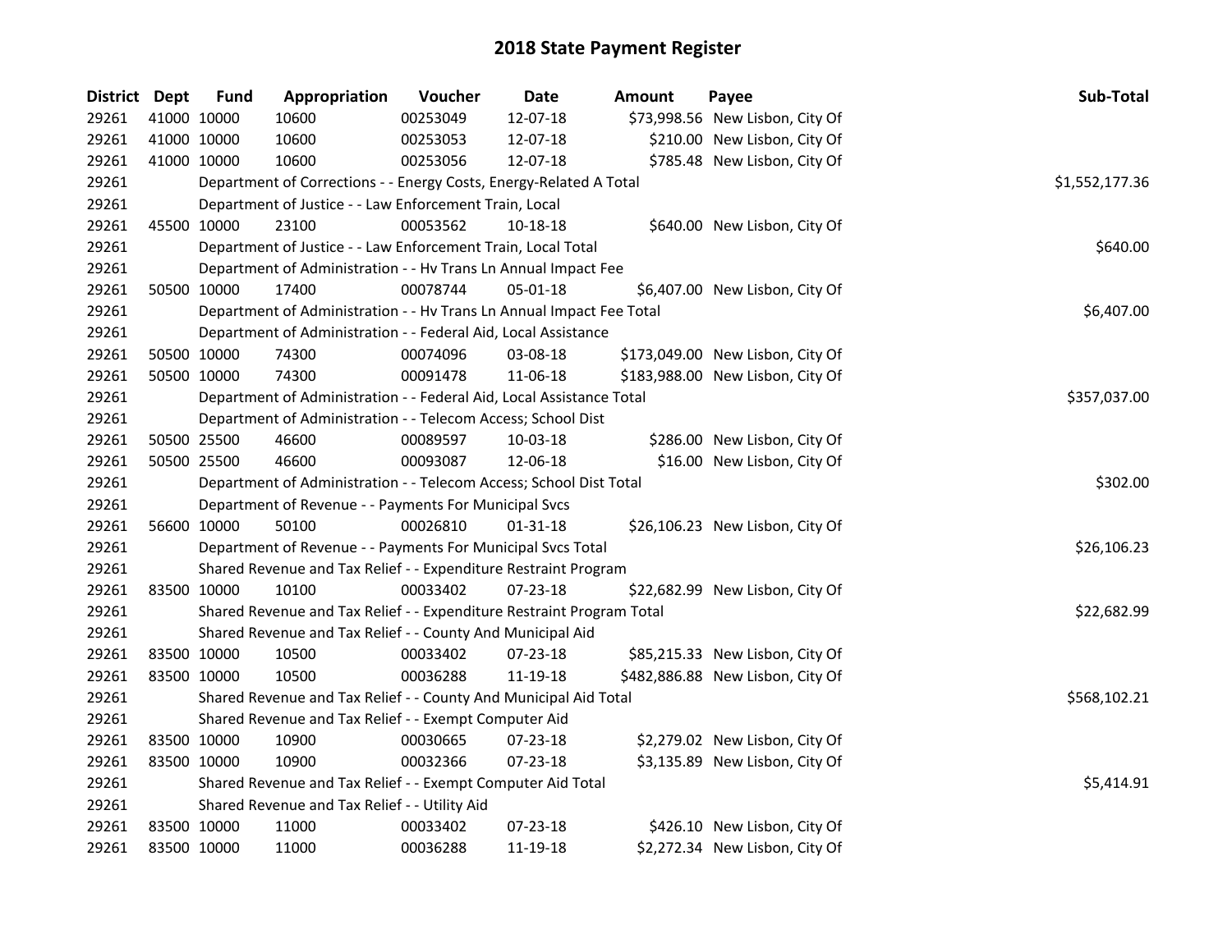# 2018 State Payment Register

| District | Dept | Fund | Appropriation | Voucher | Date | Amount | Payee | Sub-Total |
|---|---|---|---|---|---|---|---|---|
| 29261 | 41000 | 10000 | 10600 | 00253049 | 12-07-18 | $73,998.56 | New Lisbon, City Of | |
| 29261 | 41000 | 10000 | 10600 | 00253053 | 12-07-18 | $210.00 | New Lisbon, City Of | |
| 29261 | 41000 | 10000 | 10600 | 00253056 | 12-07-18 | $785.48 | New Lisbon, City Of | |
| 29261 | | Department of Corrections - - Energy Costs, Energy-Related A Total | | | | | | $1,552,177.36 |
| 29261 | | Department of Justice - - Law Enforcement Train, Local | | | | | | |
| 29261 | 45500 | 10000 | 23100 | 00053562 | 10-18-18 | $640.00 | New Lisbon, City Of | |
| 29261 | | Department of Justice - - Law Enforcement Train, Local Total | | | | | | $640.00 |
| 29261 | | Department of Administration - - Hv Trans Ln Annual Impact Fee | | | | | | |
| 29261 | 50500 | 10000 | 17400 | 00078744 | 05-01-18 | $6,407.00 | New Lisbon, City Of | |
| 29261 | | Department of Administration - - Hv Trans Ln Annual Impact Fee Total | | | | | | $6,407.00 |
| 29261 | | Department of Administration - - Federal Aid, Local Assistance | | | | | | |
| 29261 | 50500 | 10000 | 74300 | 00074096 | 03-08-18 | $173,049.00 | New Lisbon, City Of | |
| 29261 | 50500 | 10000 | 74300 | 00091478 | 11-06-18 | $183,988.00 | New Lisbon, City Of | |
| 29261 | | Department of Administration - - Federal Aid, Local Assistance Total | | | | | | $357,037.00 |
| 29261 | | Department of Administration - - Telecom Access; School Dist | | | | | | |
| 29261 | 50500 | 25500 | 46600 | 00089597 | 10-03-18 | $286.00 | New Lisbon, City Of | |
| 29261 | 50500 | 25500 | 46600 | 00093087 | 12-06-18 | $16.00 | New Lisbon, City Of | |
| 29261 | | Department of Administration - - Telecom Access; School Dist Total | | | | | | $302.00 |
| 29261 | | Department of Revenue - - Payments For Municipal Svcs | | | | | | |
| 29261 | 56600 | 10000 | 50100 | 00026810 | 01-31-18 | $26,106.23 | New Lisbon, City Of | |
| 29261 | | Department of Revenue - - Payments For Municipal Svcs Total | | | | | | $26,106.23 |
| 29261 | | Shared Revenue and Tax Relief - - Expenditure Restraint Program | | | | | | |
| 29261 | 83500 | 10000 | 10100 | 00033402 | 07-23-18 | $22,682.99 | New Lisbon, City Of | |
| 29261 | | Shared Revenue and Tax Relief - - Expenditure Restraint Program Total | | | | | | $22,682.99 |
| 29261 | | Shared Revenue and Tax Relief - - County And Municipal Aid | | | | | | |
| 29261 | 83500 | 10000 | 10500 | 00033402 | 07-23-18 | $85,215.33 | New Lisbon, City Of | |
| 29261 | 83500 | 10000 | 10500 | 00036288 | 11-19-18 | $482,886.88 | New Lisbon, City Of | |
| 29261 | | Shared Revenue and Tax Relief - - County And Municipal Aid Total | | | | | | $568,102.21 |
| 29261 | | Shared Revenue and Tax Relief - - Exempt Computer Aid | | | | | | |
| 29261 | 83500 | 10000 | 10900 | 00030665 | 07-23-18 | $2,279.02 | New Lisbon, City Of | |
| 29261 | 83500 | 10000 | 10900 | 00032366 | 07-23-18 | $3,135.89 | New Lisbon, City Of | |
| 29261 | | Shared Revenue and Tax Relief - - Exempt Computer Aid Total | | | | | | $5,414.91 |
| 29261 | | Shared Revenue and Tax Relief - - Utility Aid | | | | | | |
| 29261 | 83500 | 10000 | 11000 | 00033402 | 07-23-18 | $426.10 | New Lisbon, City Of | |
| 29261 | 83500 | 10000 | 11000 | 00036288 | 11-19-18 | $2,272.34 | New Lisbon, City Of | |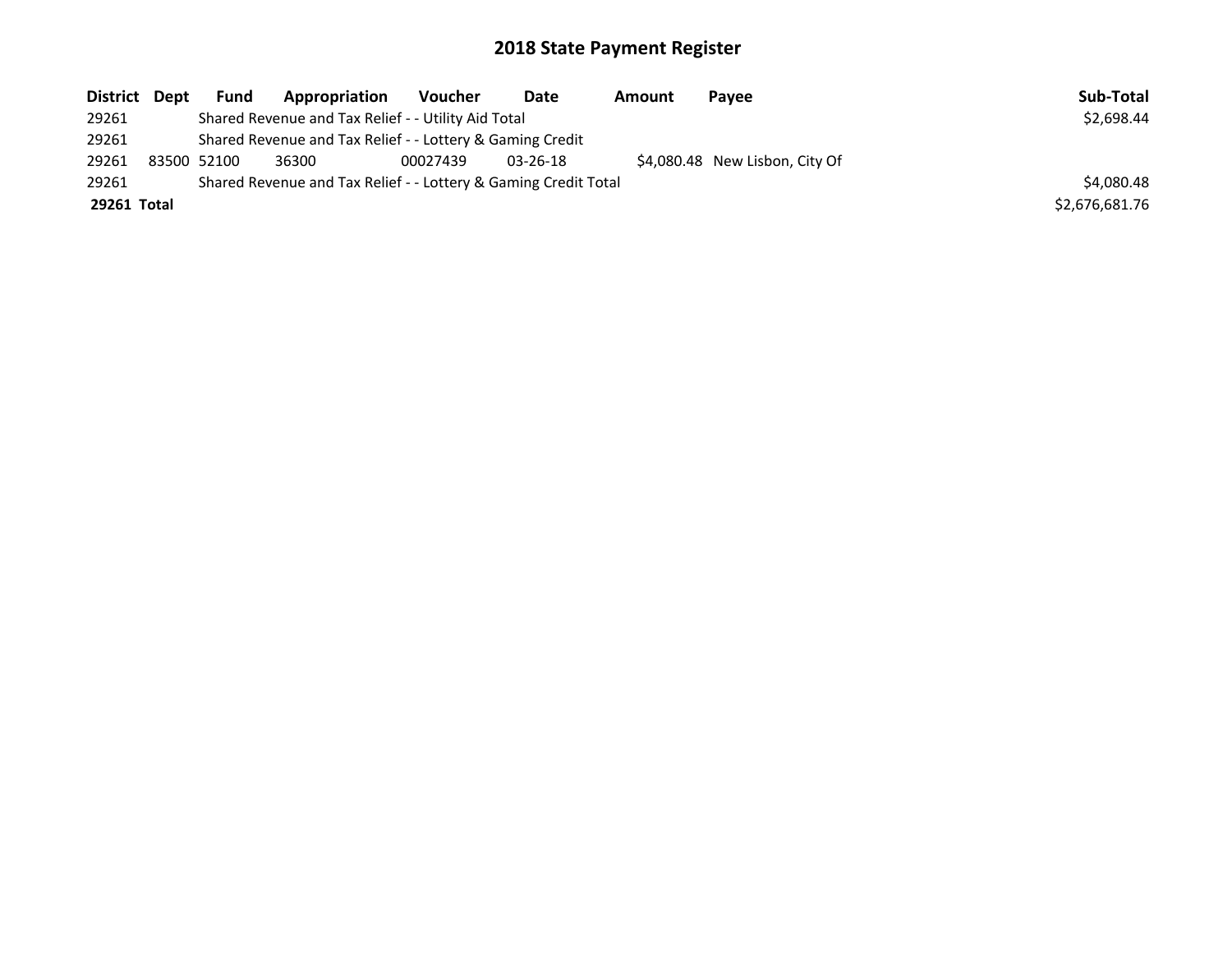# 2018 State Payment Register

| District | Dept | Fund | Appropriation | Voucher | Date | Amount | Payee | Sub-Total |
|---|---|---|---|---|---|---|---|---|
| 29261 | | Shared Revenue and Tax Relief - - Utility Aid Total | | | | | | $2,698.44 |
| 29261 | | Shared Revenue and Tax Relief - - Lottery & Gaming Credit | | | | | | |
| 29261 | 83500 | 52100 | 36300 | 00027439 | 03-26-18 | $4,080.48 | New Lisbon, City Of | |
| 29261 | | Shared Revenue and Tax Relief - - Lottery & Gaming Credit Total | | | | | | $4,080.48 |
| **29261** | **Total** | | | | | | | $2,676,681.76 |